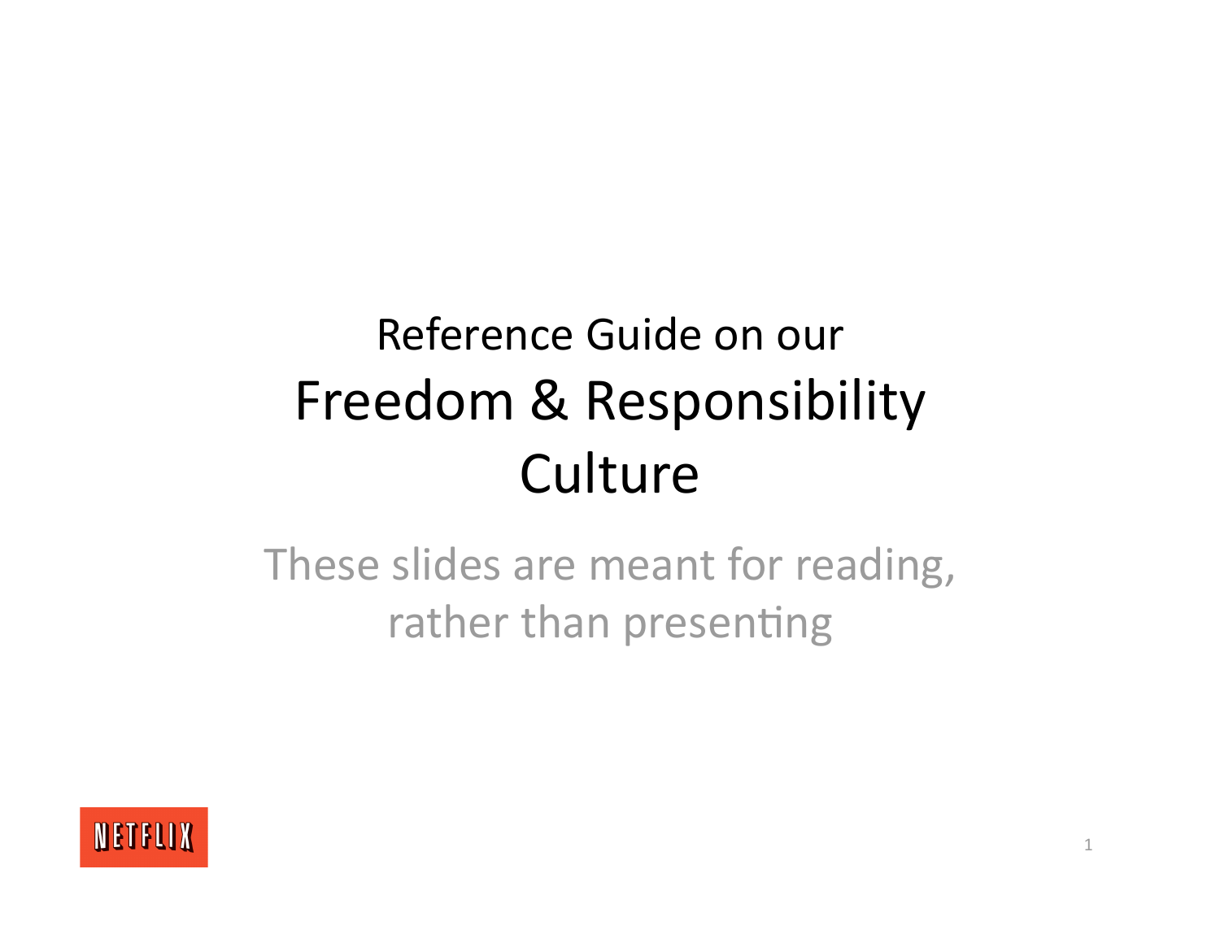# Reference Guide on our Freedom & Responsibility Culture

These slides are meant for reading, rather than presenting

NETFLIX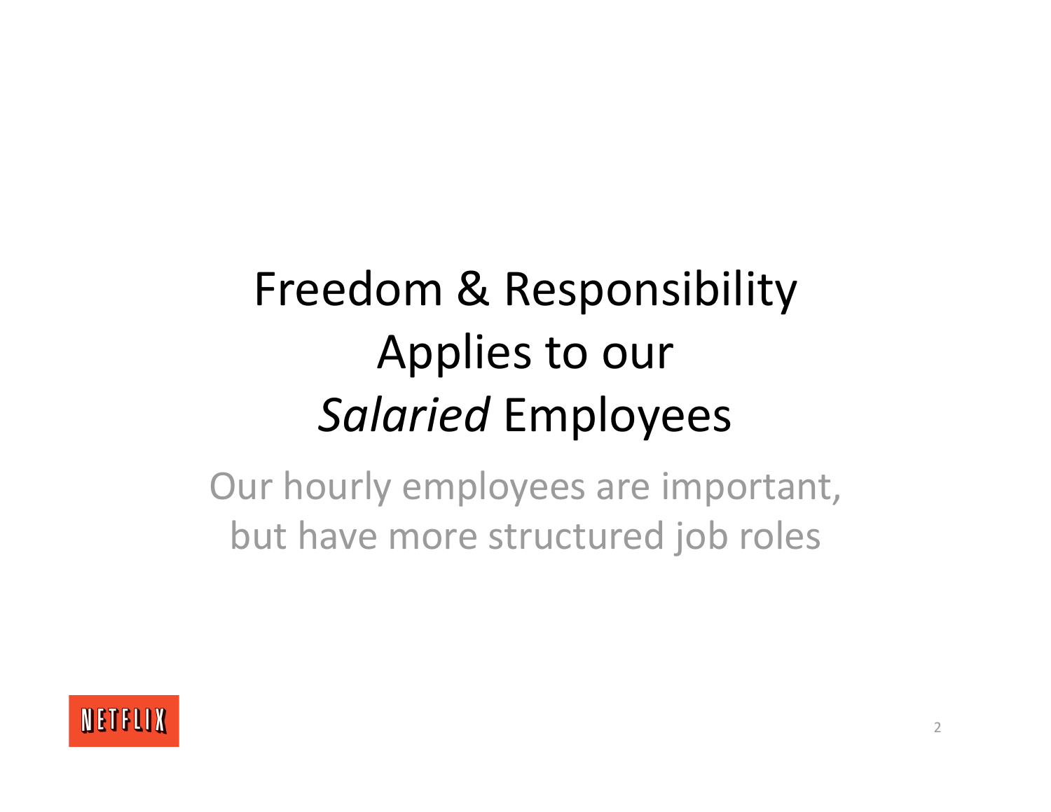# Freedom & Responsibility Applies to our *Salaried* Employees

Our hourly employees are important, but have more structured job roles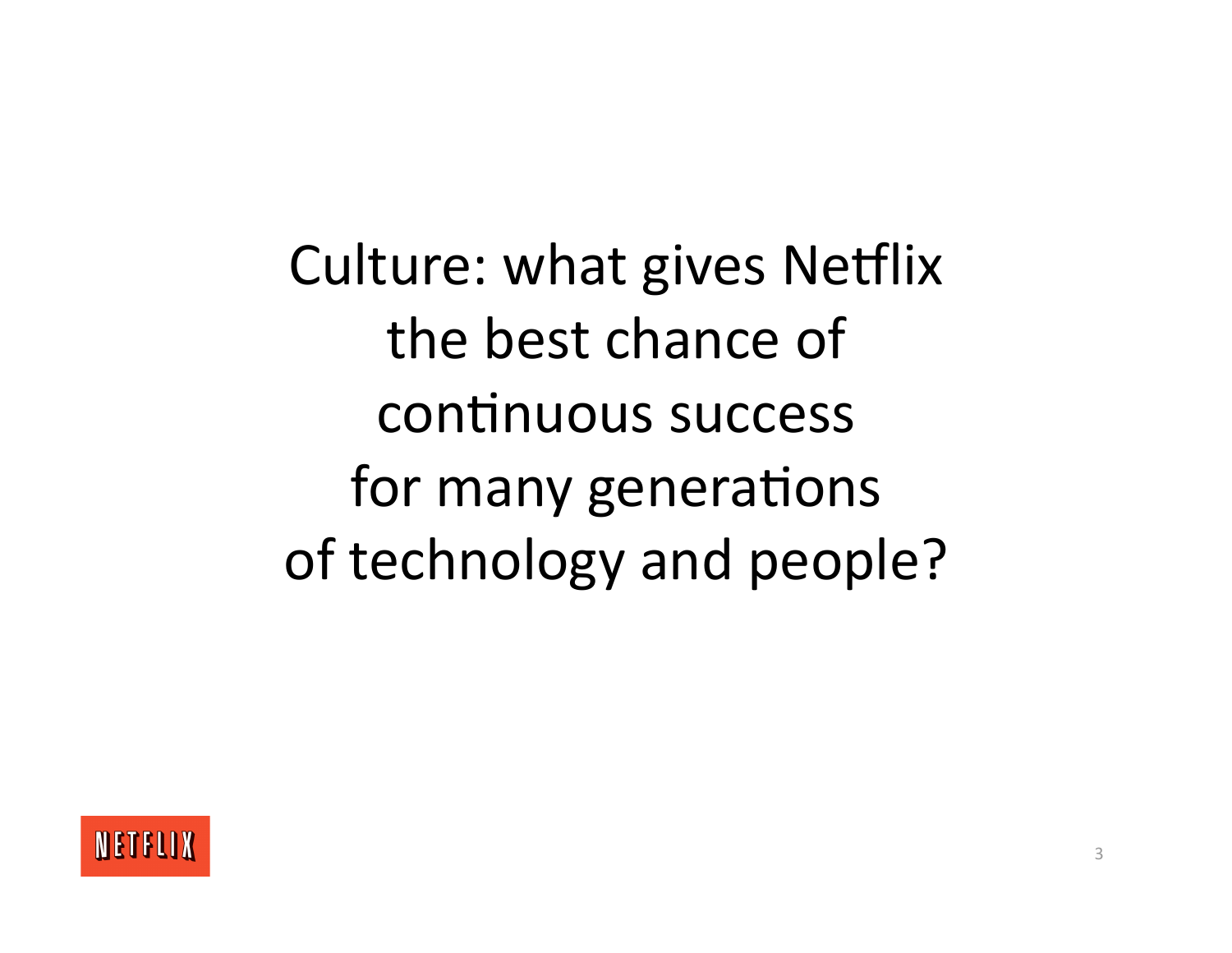Culture: what gives Netflix the best chance of continuous success for many generations of technology and people?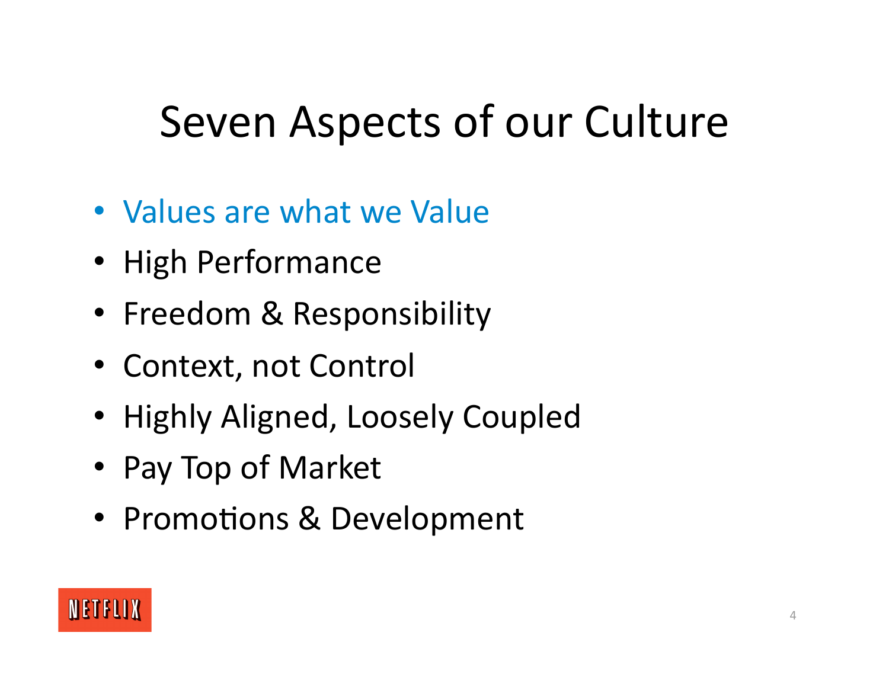# Seven Aspects of our Culture

- Values are what we Value
- High Performance
- Freedom & Responsibility
- Context, not Control
- Highly Aligned, Loosely Coupled
- Pay Top of Market
- Promotions & Development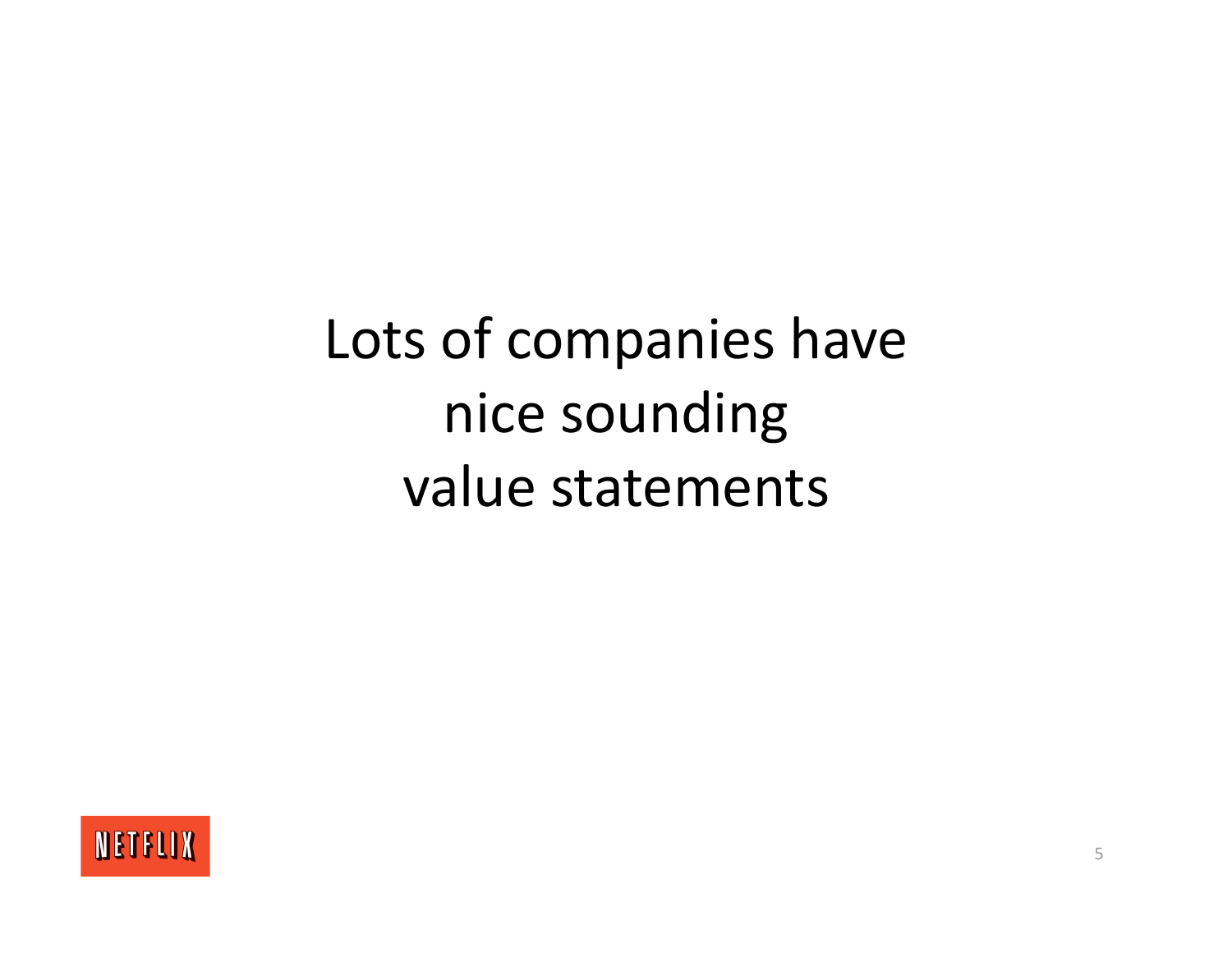Lots of companies have
nice sounding
value statements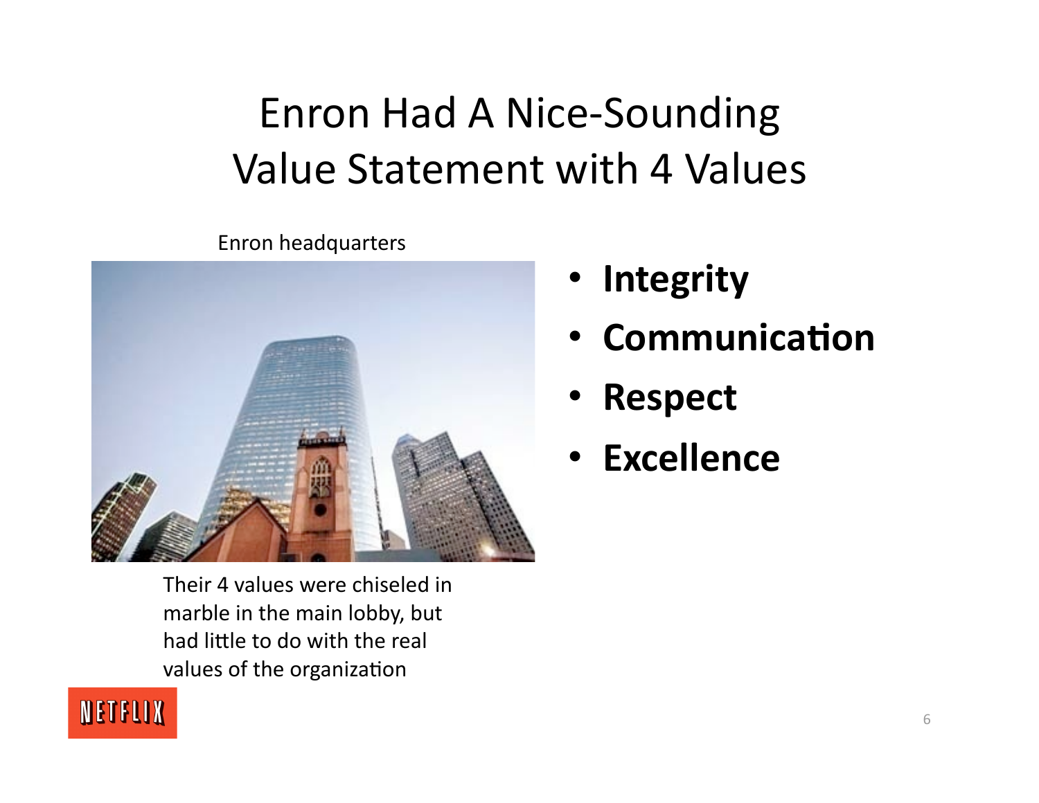# Enron Had A Nice-Sounding Value Statement with 4 Values

Enron headquarters

Their 4 values were chiseled in marble in the main lobby, but had little to do with the real values of the organization

- **Integrity**
- **Communication**
- **Respect**
- **Excellence**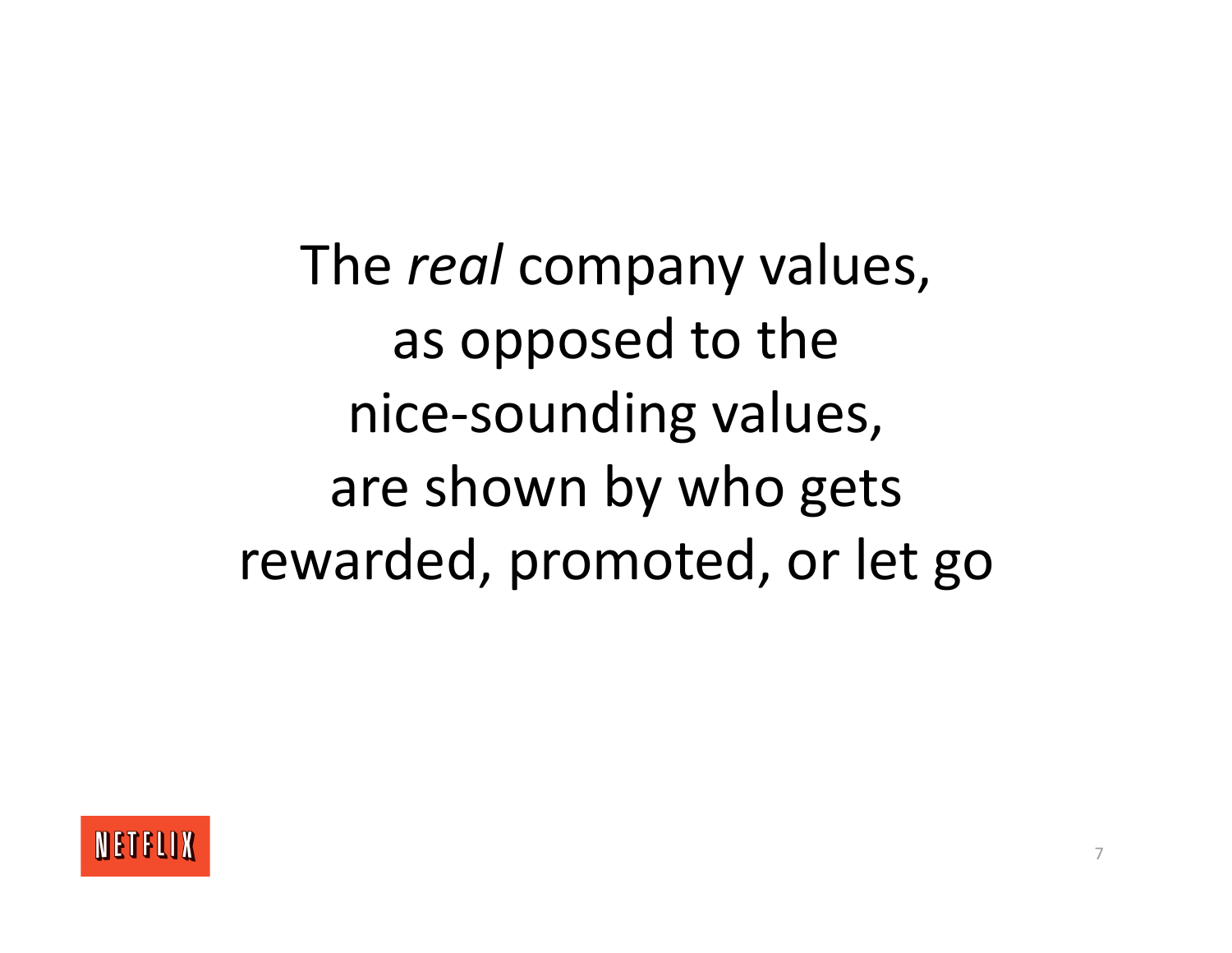The *real* company values,
as opposed to the
nice-sounding values,
are shown by who gets
rewarded, promoted, or let go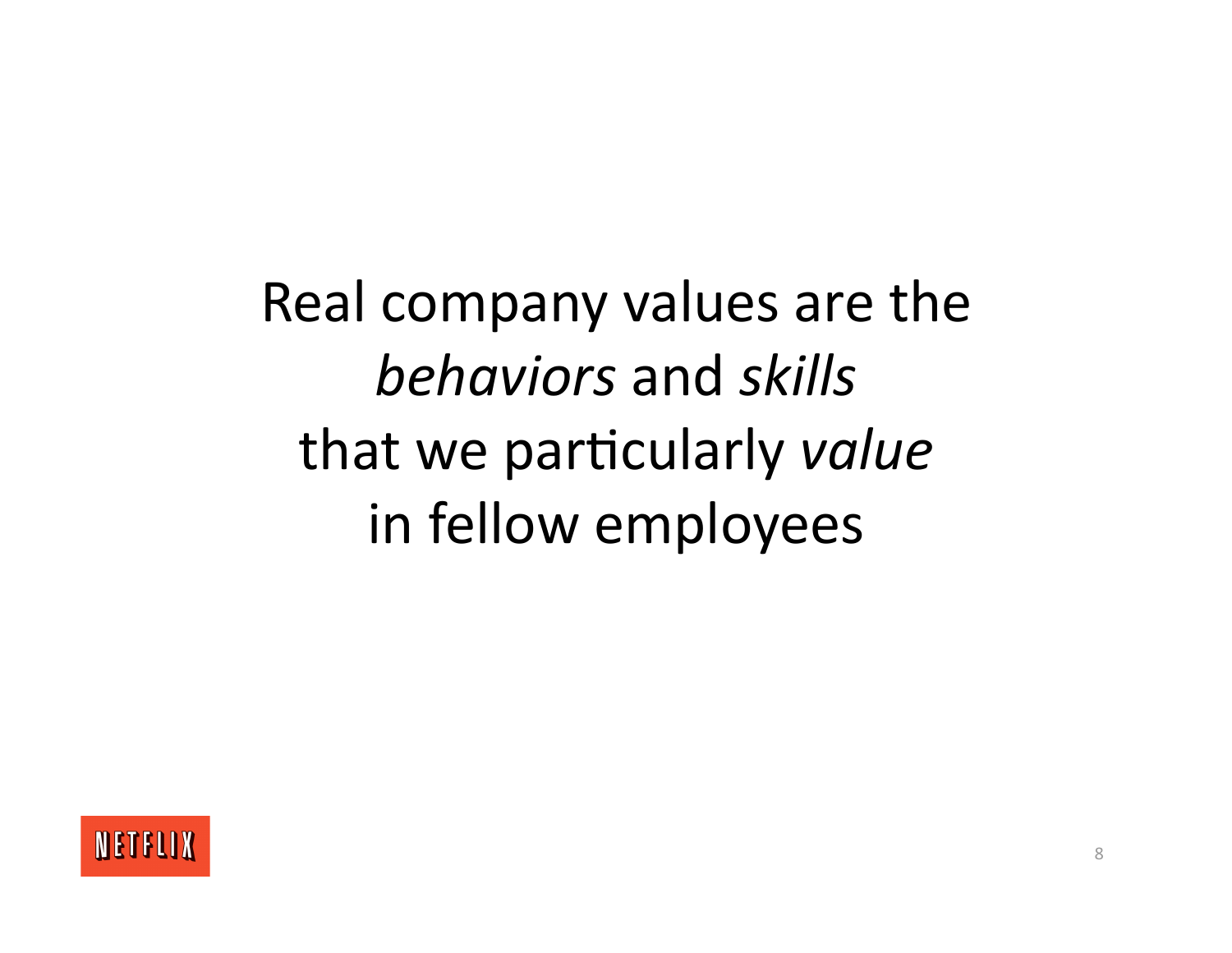Real company values are the *behaviors* and *skills* that we particularly *value* in fellow employees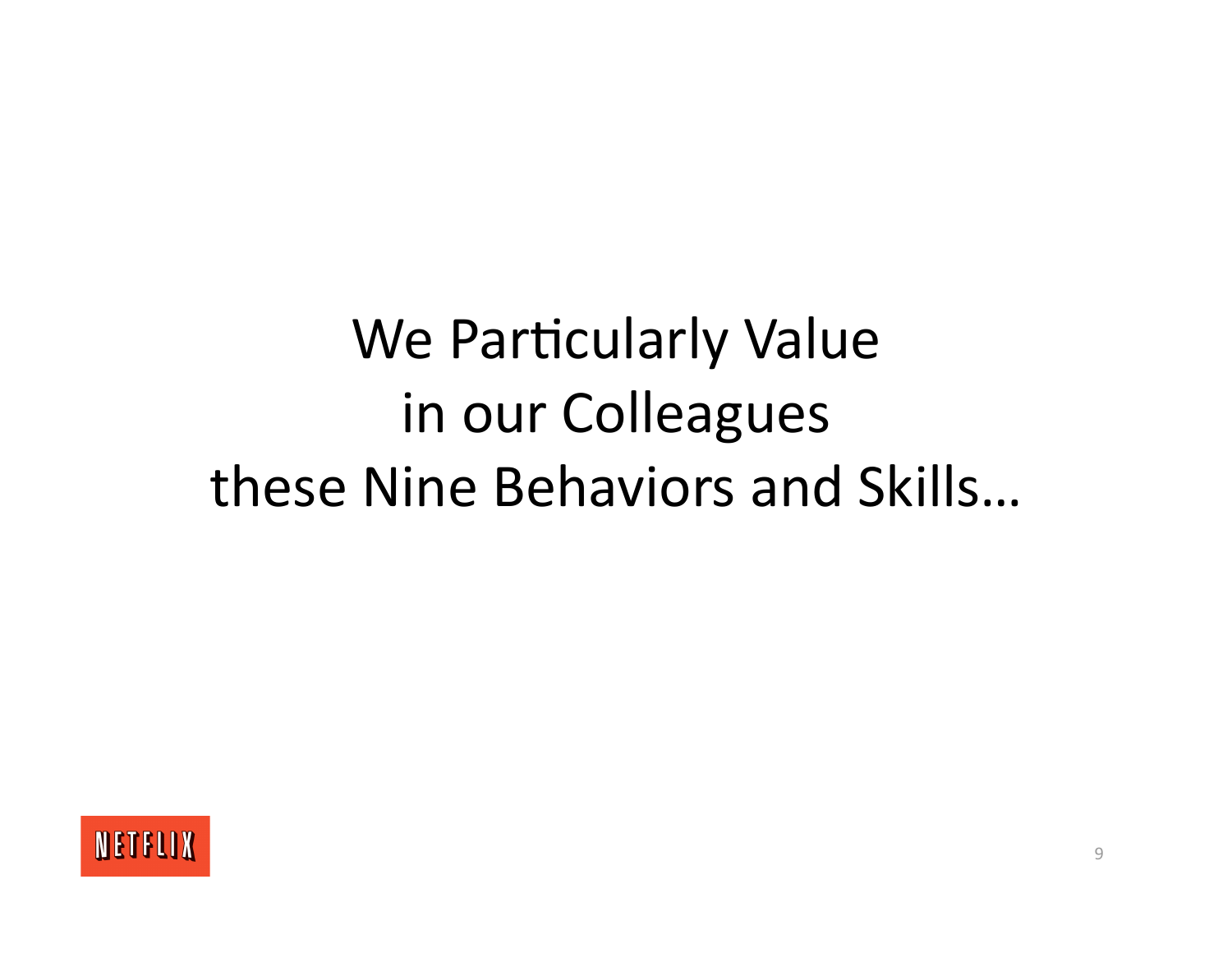# We Particularly Value in our Colleagues these Nine Behaviors and Skills…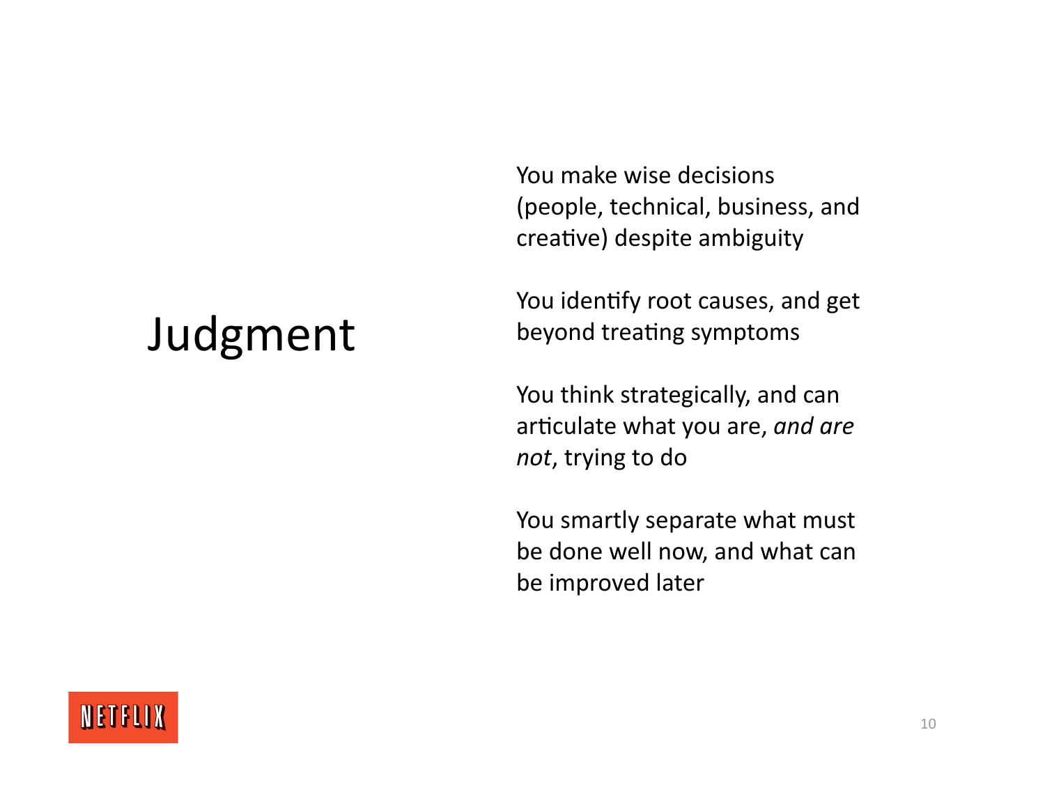# Judgment

You make wise decisions (people, technical, business, and creative) despite ambiguity

You identify root causes, and get beyond treating symptoms

You think strategically, and can articulate what you are, *and are not*, trying to do

You smartly separate what must be done well now, and what can be improved later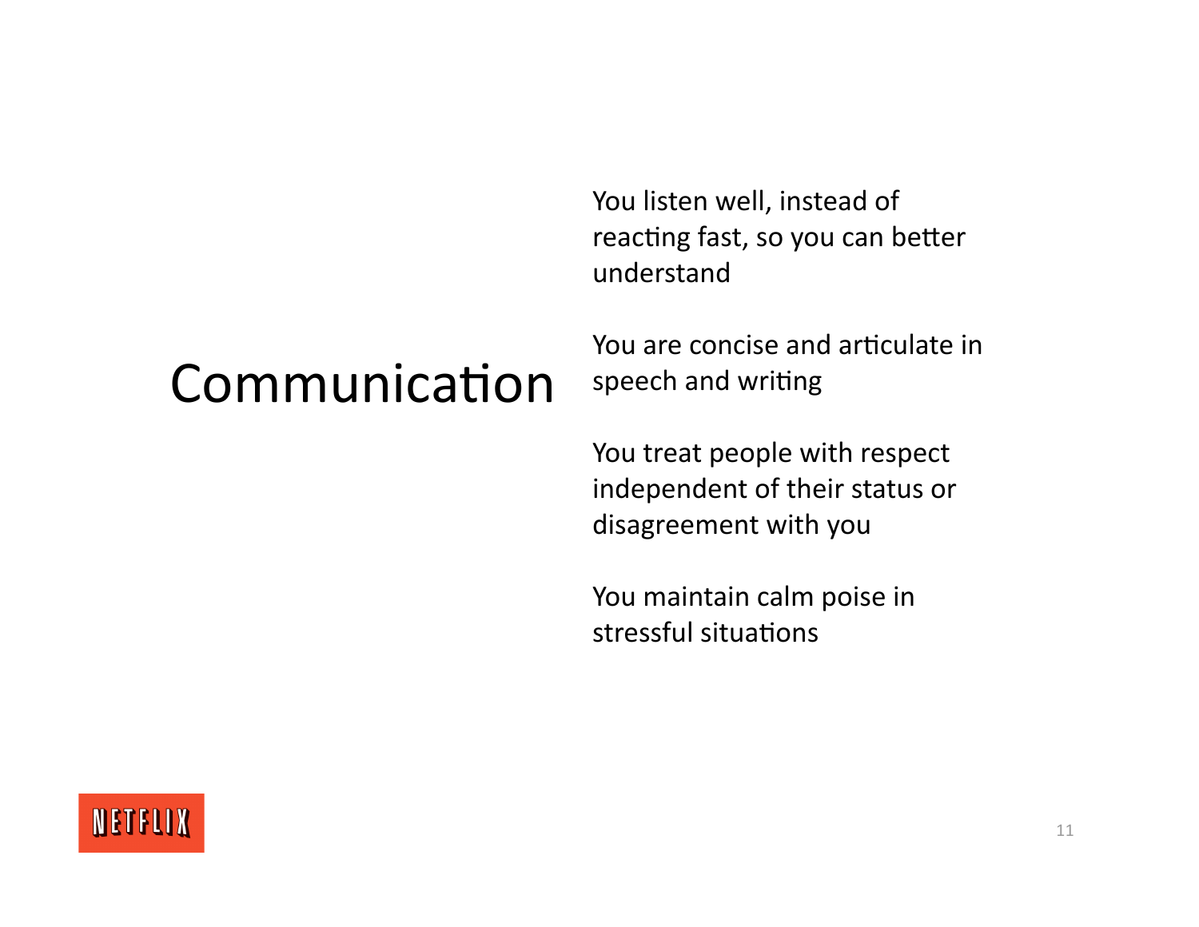# Communication

You listen well, instead of reacting fast, so you can better understand

You are concise and articulate in speech and writing

You treat people with respect independent of their status or disagreement with you

You maintain calm poise in stressful situations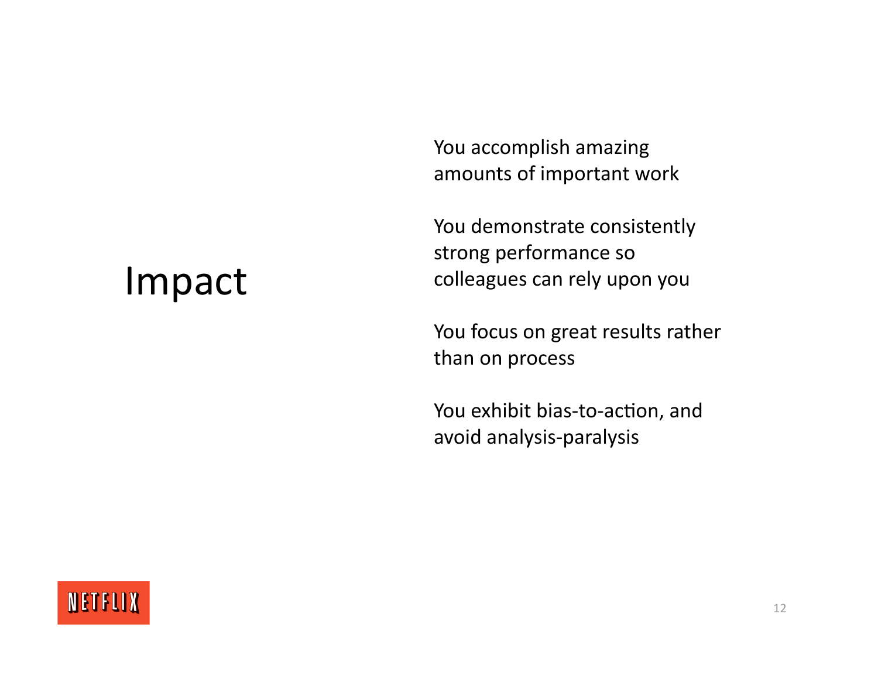# Impact

You accomplish amazing amounts of important work

You demonstrate consistently strong performance so colleagues can rely upon you

You focus on great results rather than on process

You exhibit bias-to-action, and avoid analysis-paralysis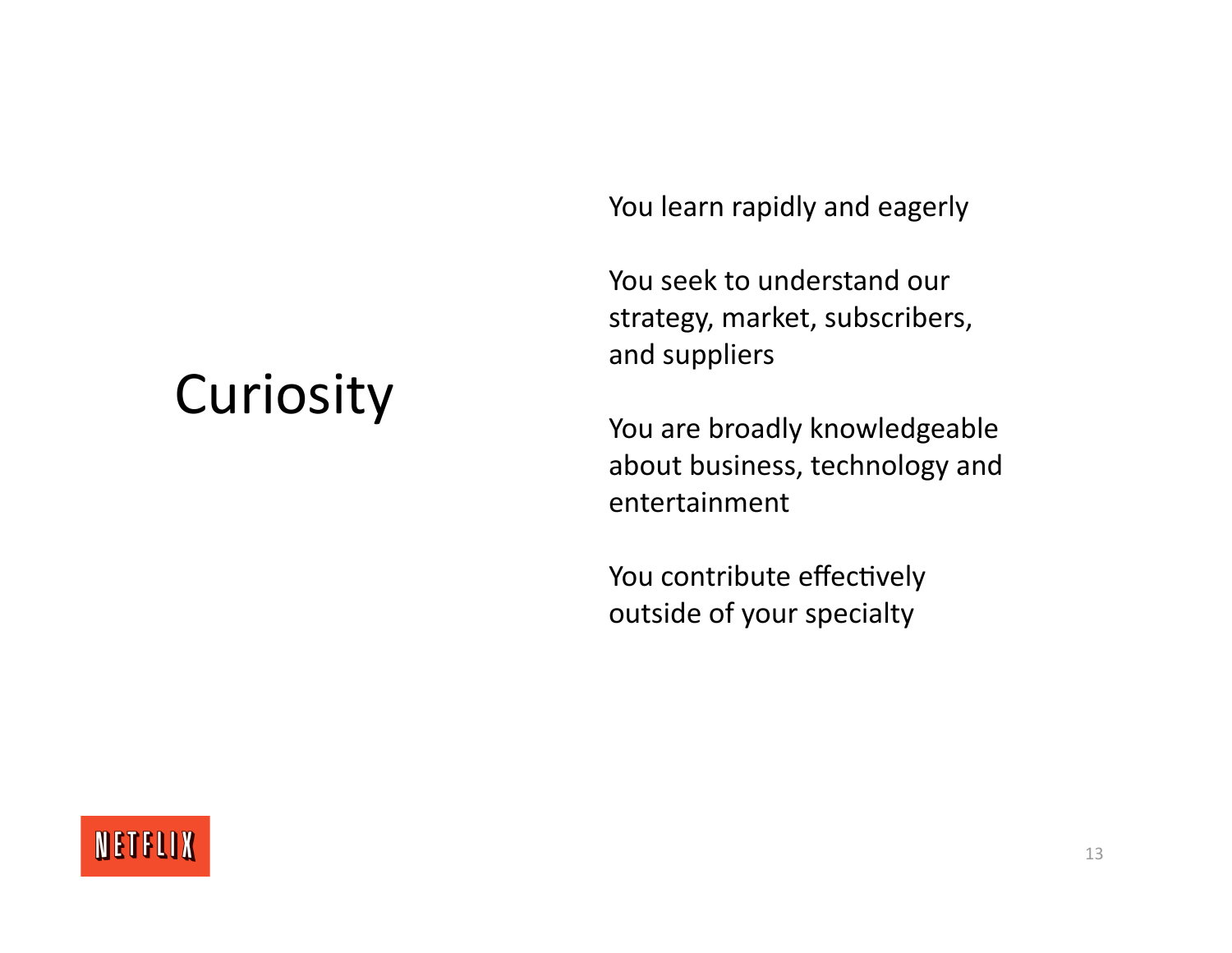# Curiosity

You learn rapidly and eagerly

You seek to understand our strategy, market, subscribers, and suppliers

You are broadly knowledgeable about business, technology and entertainment

You contribute effectively outside of your specialty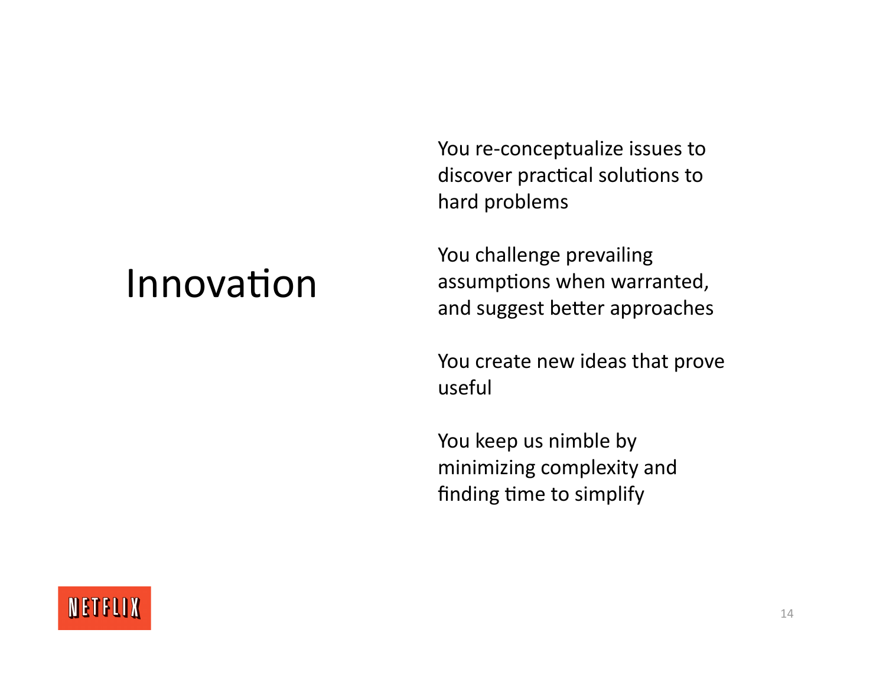# Innovation

You re-conceptualize issues to discover practical solutions to hard problems

You challenge prevailing assumptions when warranted, and suggest better approaches

You create new ideas that prove useful

You keep us nimble by minimizing complexity and finding time to simplify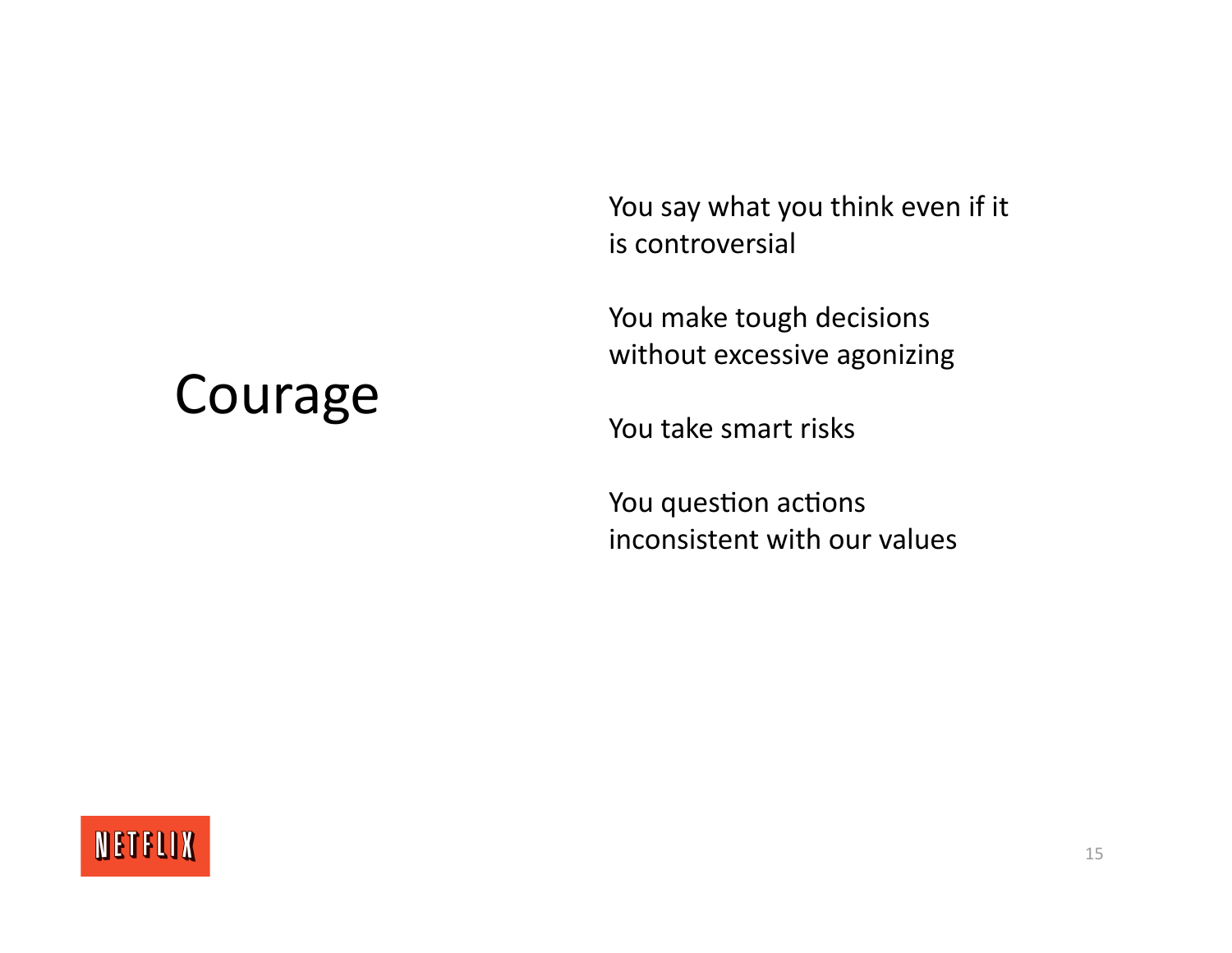# Courage

You say what you think even if it is controversial

You make tough decisions without excessive agonizing

You take smart risks

You question actions inconsistent with our values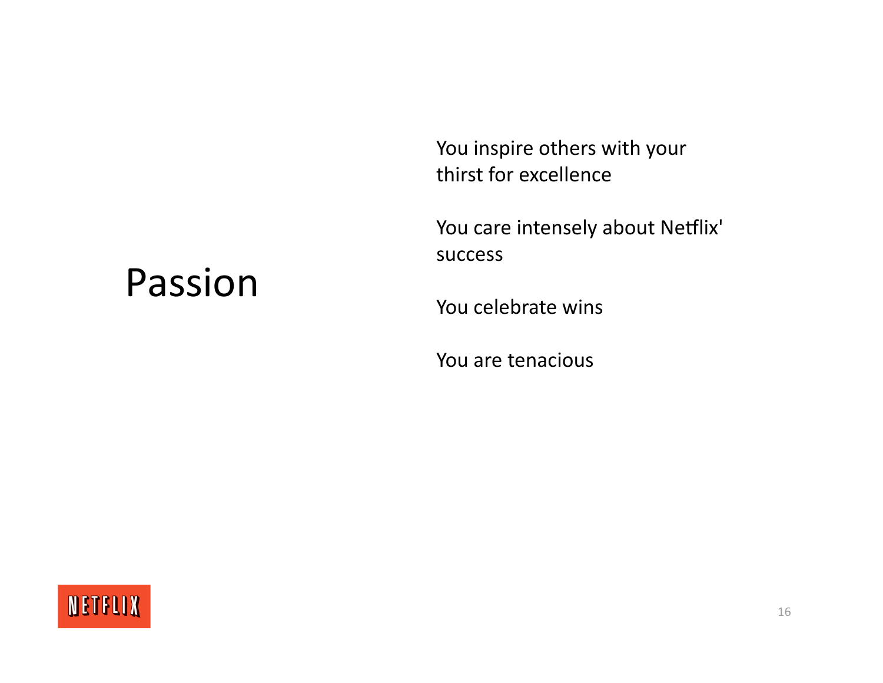## Passion

You inspire others with your thirst for excellence

You care intensely about Netflix' success

You celebrate wins

You are tenacious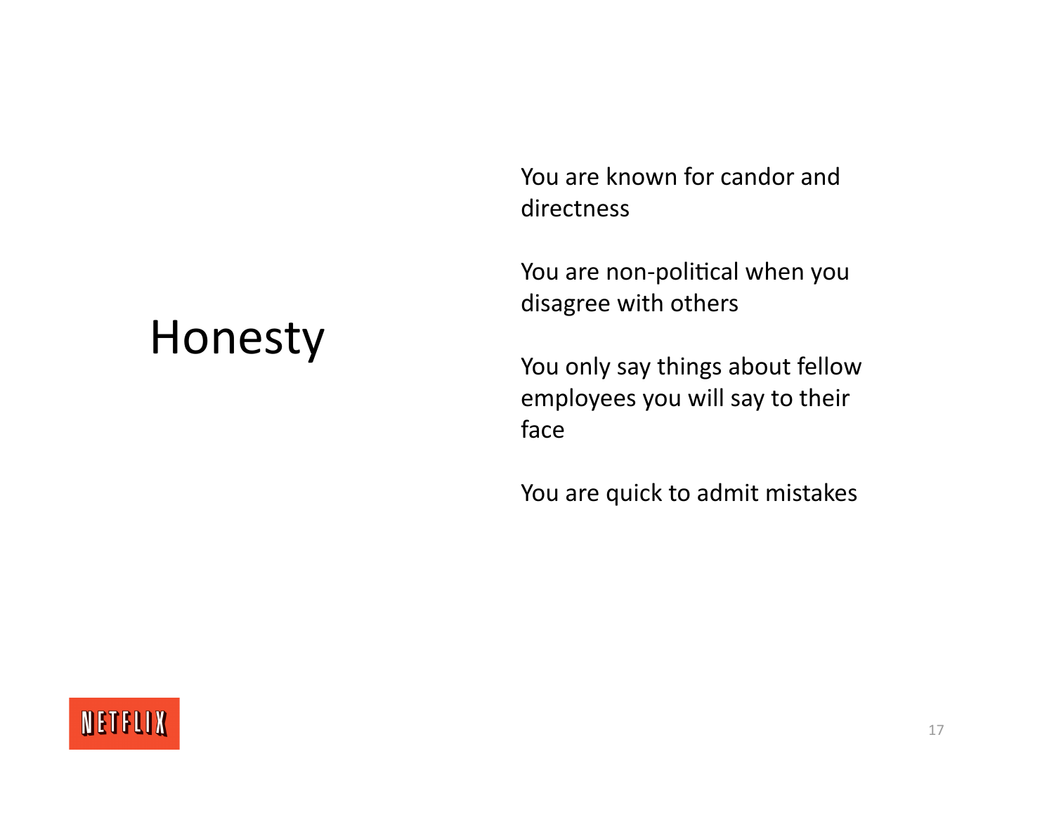# Honesty

You are known for candor and directness

You are non-political when you disagree with others

You only say things about fellow employees you will say to their face

You are quick to admit mistakes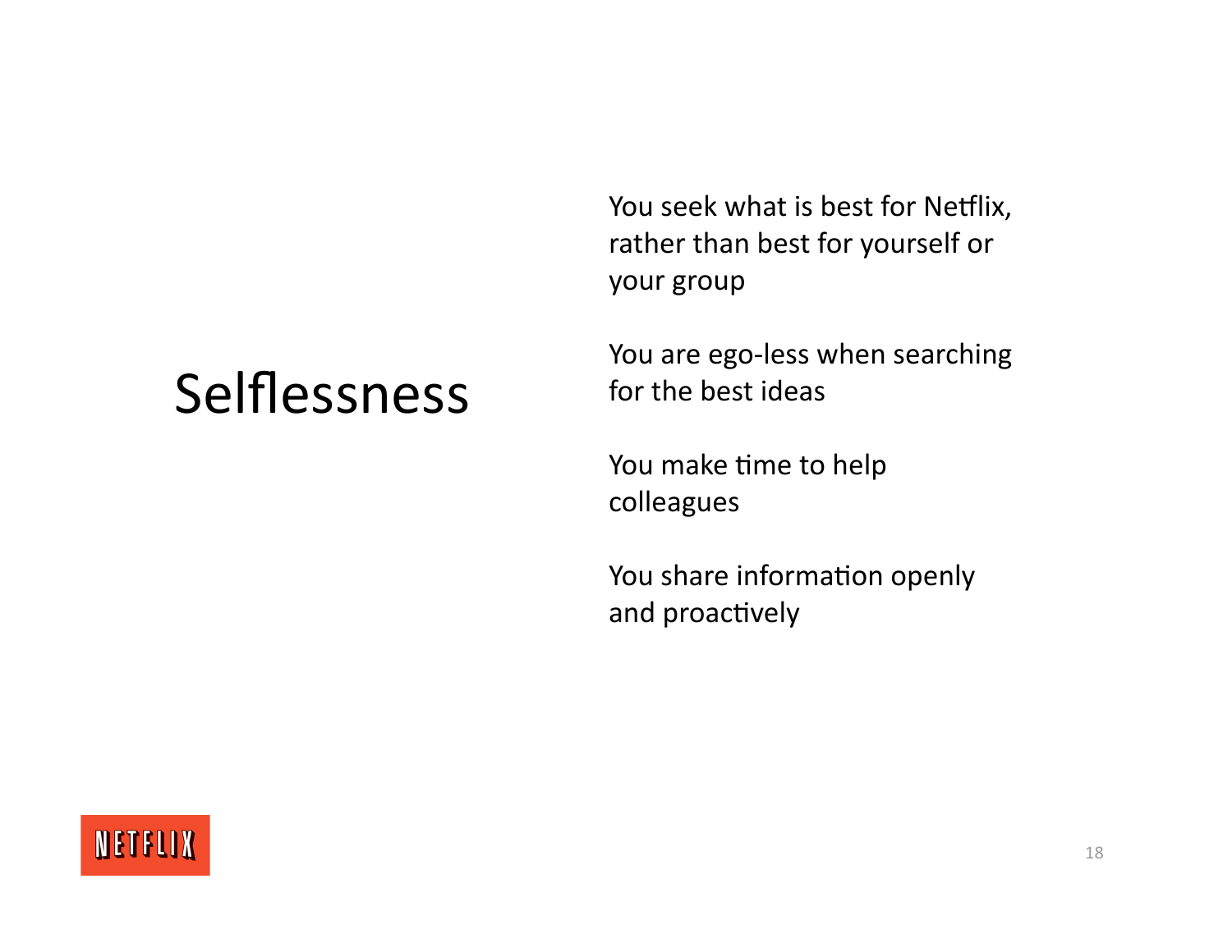# Selflessness

You seek what is best for Netflix, rather than best for yourself or your group

You are ego-less when searching for the best ideas

You make time to help colleagues

You share information openly and proactively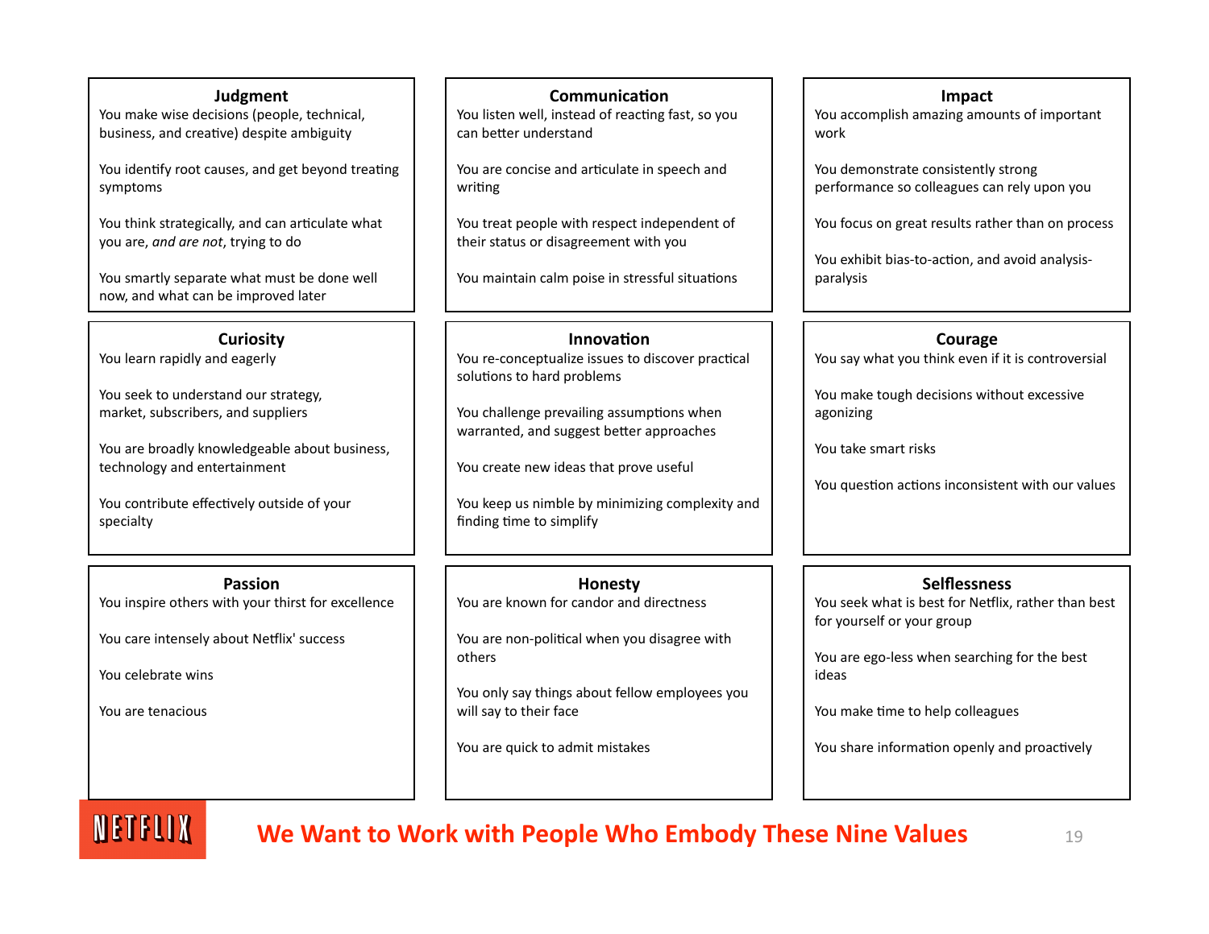### Judgment

You make wise decisions (people, technical, business, and creative) despite ambiguity

You identify root causes, and get beyond treating symptoms

You think strategically, and can articulate what you are, *and are not*, trying to do

You smartly separate what must be done well now, and what can be improved later

### Communication

You listen well, instead of reacting fast, so you can better understand

You are concise and articulate in speech and writing

You treat people with respect independent of their status or disagreement with you

You maintain calm poise in stressful situations

### Impact

You accomplish amazing amounts of important work

You demonstrate consistently strong performance so colleagues can rely upon you

You focus on great results rather than on process

You exhibit bias-to-action, and avoid analysis-paralysis

### Curiosity

You learn rapidly and eagerly

You seek to understand our strategy, market, subscribers, and suppliers

You are broadly knowledgeable about business, technology and entertainment

You contribute effectively outside of your specialty

### Innovation

You re-conceptualize issues to discover practical solutions to hard problems

You challenge prevailing assumptions when warranted, and suggest better approaches

You create new ideas that prove useful

You keep us nimble by minimizing complexity and finding time to simplify

### Courage

You say what you think even if it is controversial

You make tough decisions without excessive agonizing

You take smart risks

You question actions inconsistent with our values

### Passion

You inspire others with your thirst for excellence

You care intensely about Netflix' success

You celebrate wins

You are tenacious

### Honesty

You are known for candor and directness

You are non-political when you disagree with others

You only say things about fellow employees you will say to their face

You are quick to admit mistakes

### Selflessness

You seek what is best for Netflix, rather than best for yourself or your group

You are ego-less when searching for the best ideas

You make time to help colleagues

You share information openly and proactively

NETFLIX

## We Want to Work with People Who Embody These Nine Values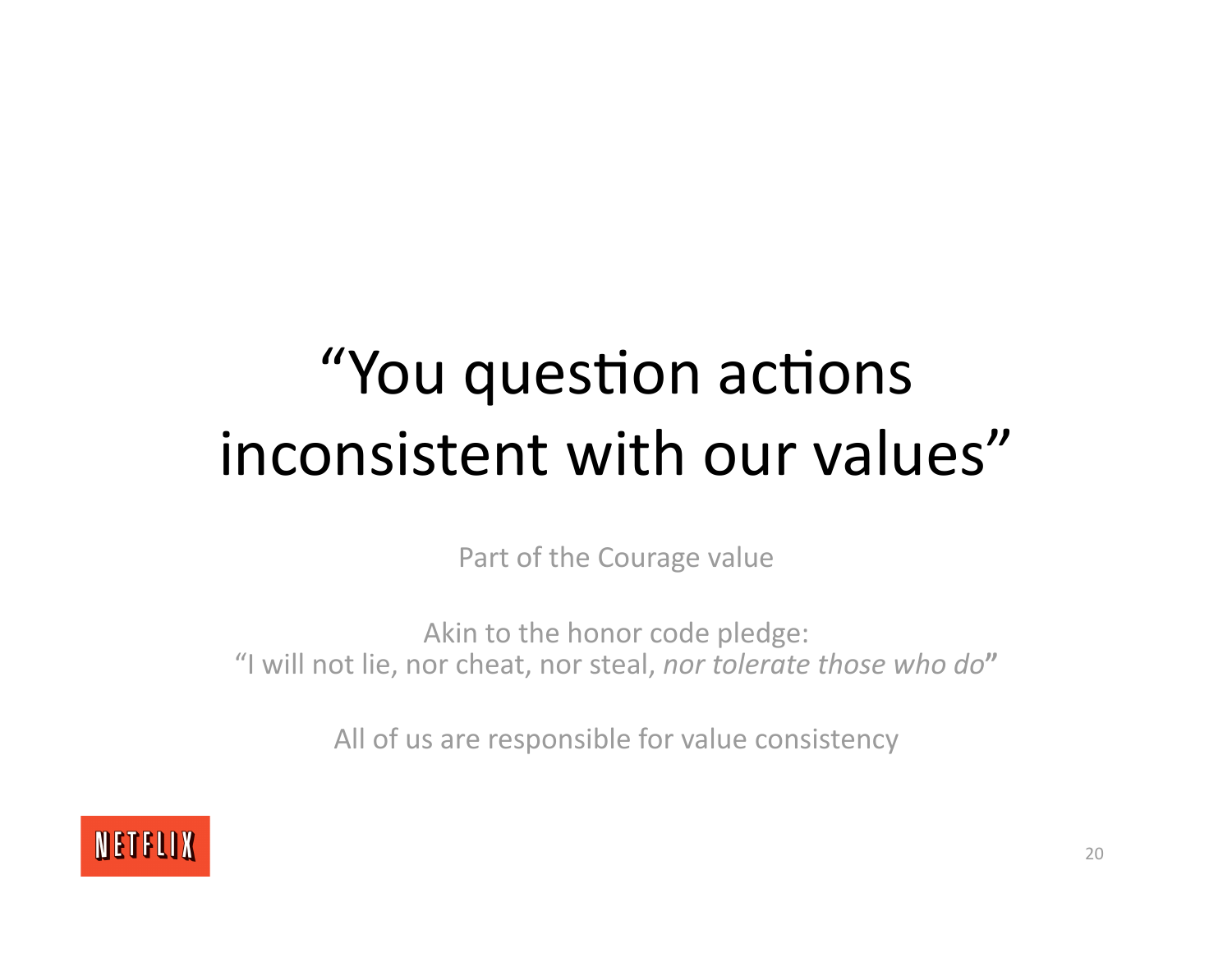# "You question actions inconsistent with our values"

Part of the Courage value

Akin to the honor code pledge:
"I will not lie, nor cheat, nor steal, *nor tolerate those who do*"

All of us are responsible for value consistency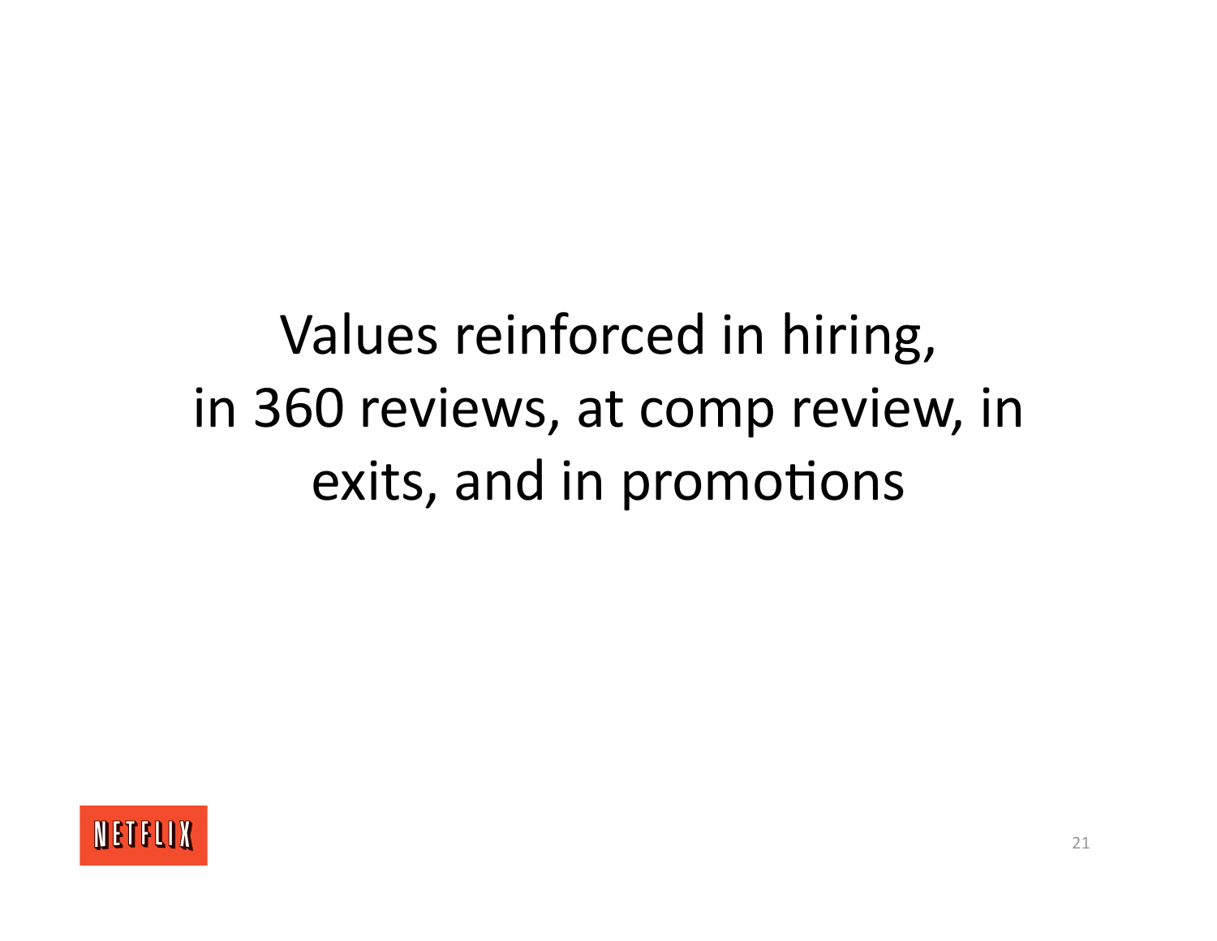Values reinforced in hiring, in 360 reviews, at comp review, in exits, and in promotions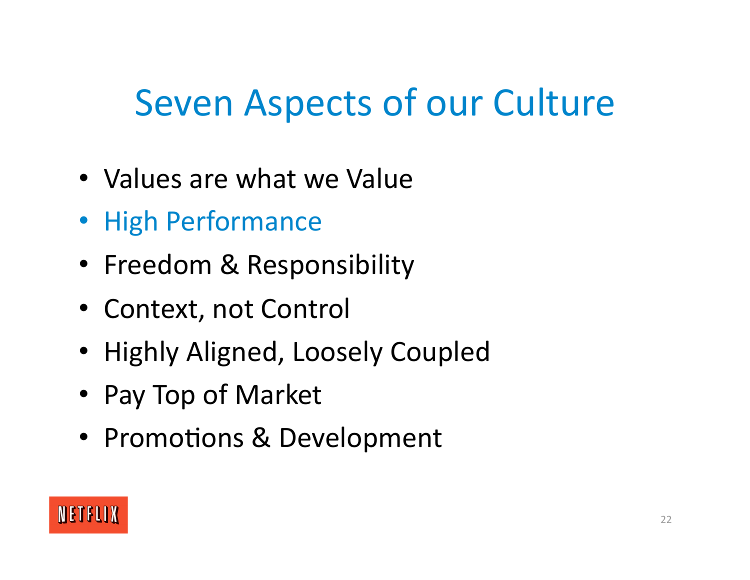# Seven Aspects of our Culture

- Values are what we Value
- High Performance
- Freedom & Responsibility
- Context, not Control
- Highly Aligned, Loosely Coupled
- Pay Top of Market
- Promotions & Development

NETFLIX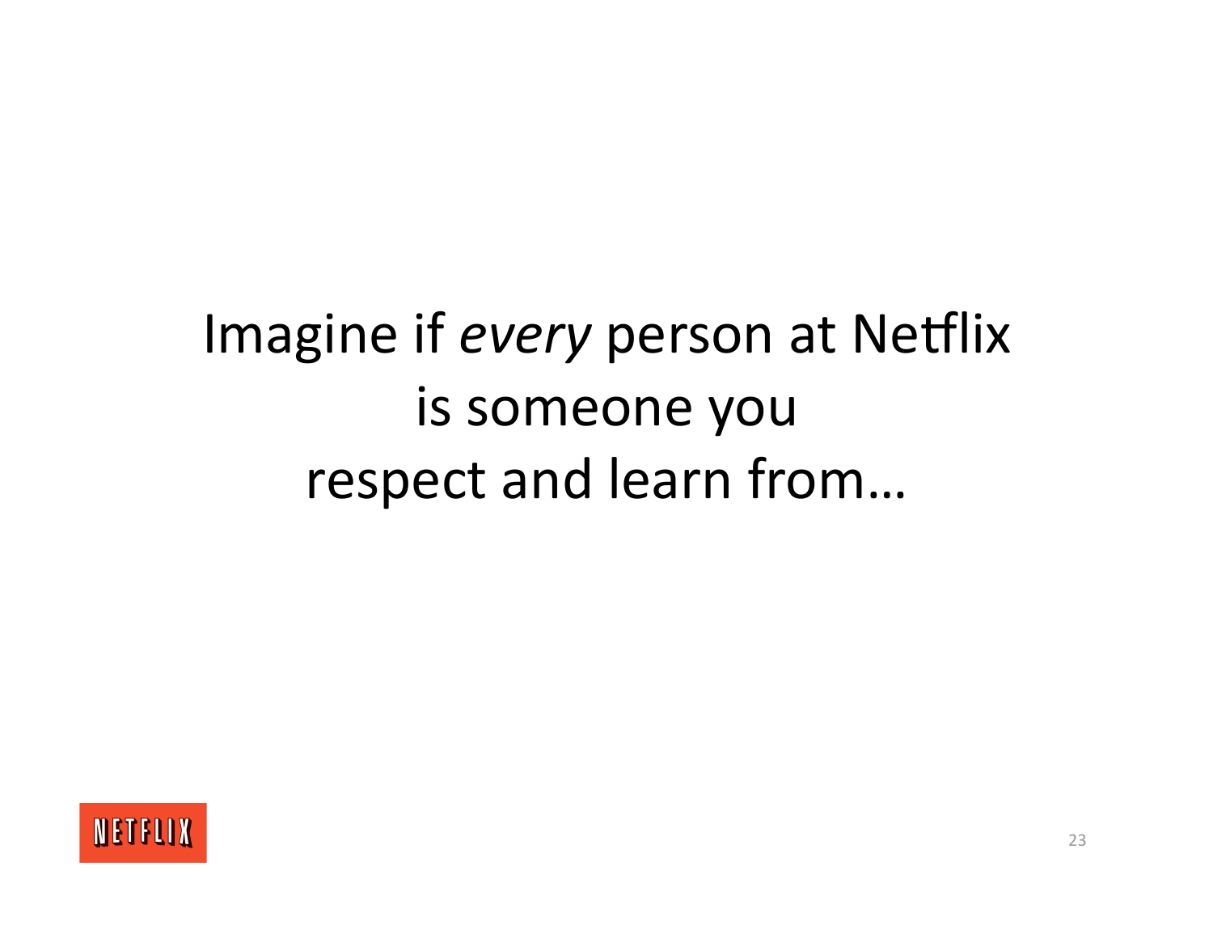Imagine if *every* person at Netflix is someone you respect and learn from…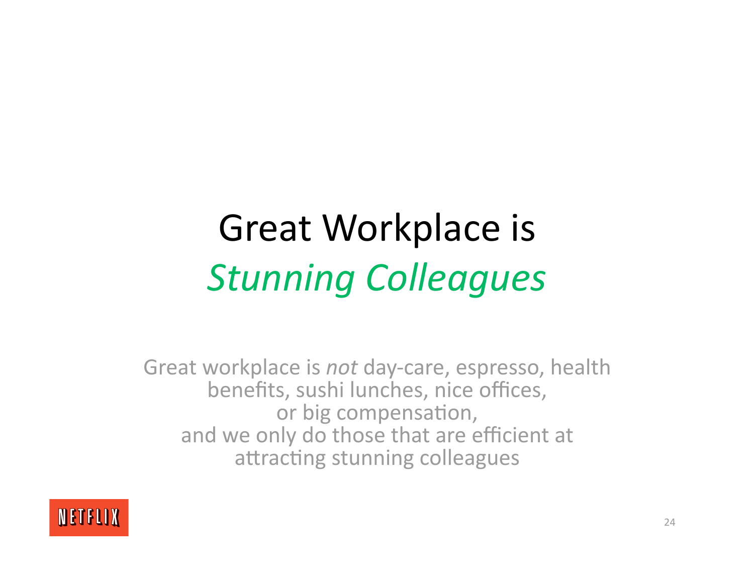# Great Workplace is *Stunning Colleagues*

Great workplace is *not* day-care, espresso, health benefits, sushi lunches, nice offices, or big compensation, and we only do those that are efficient at attracting stunning colleagues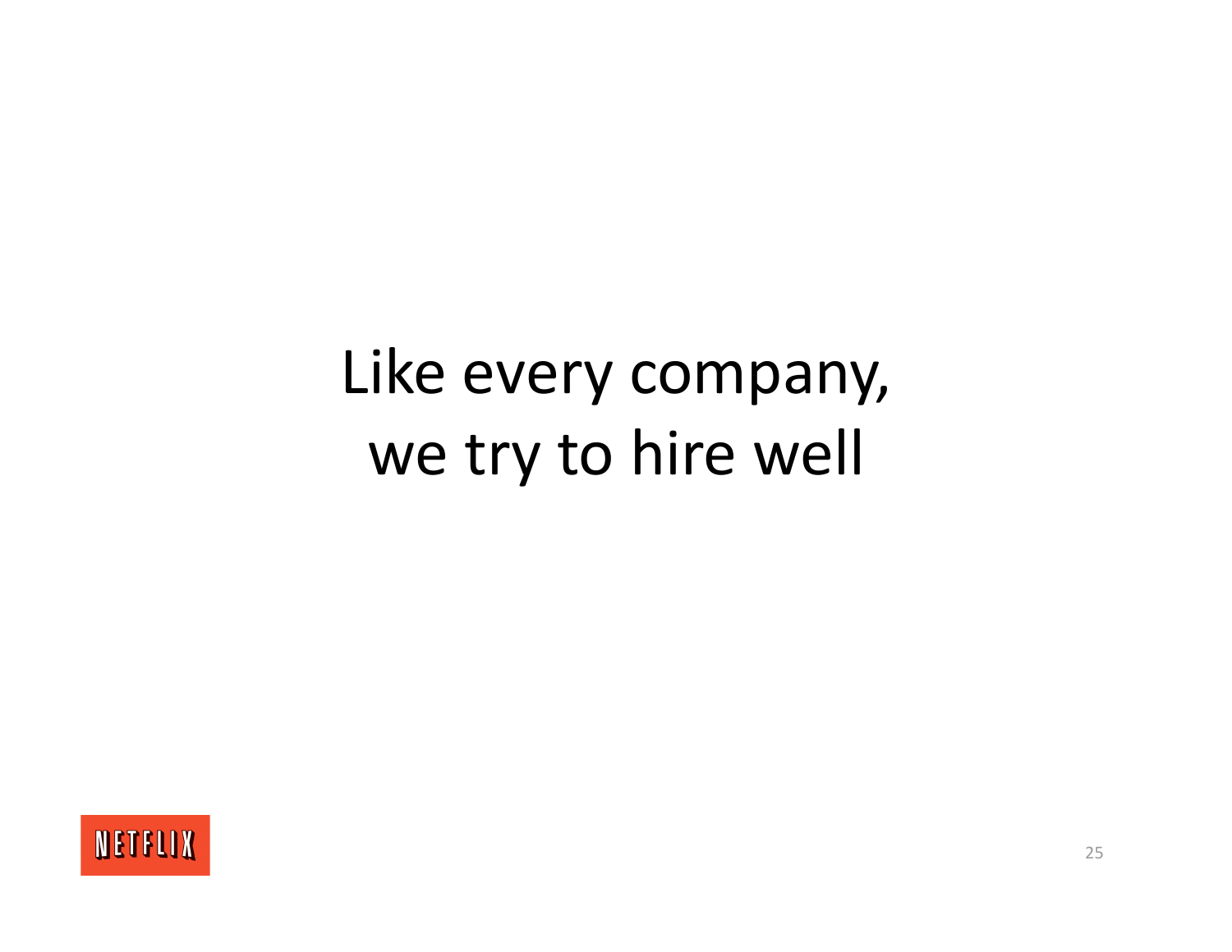Like every company,
we try to hire well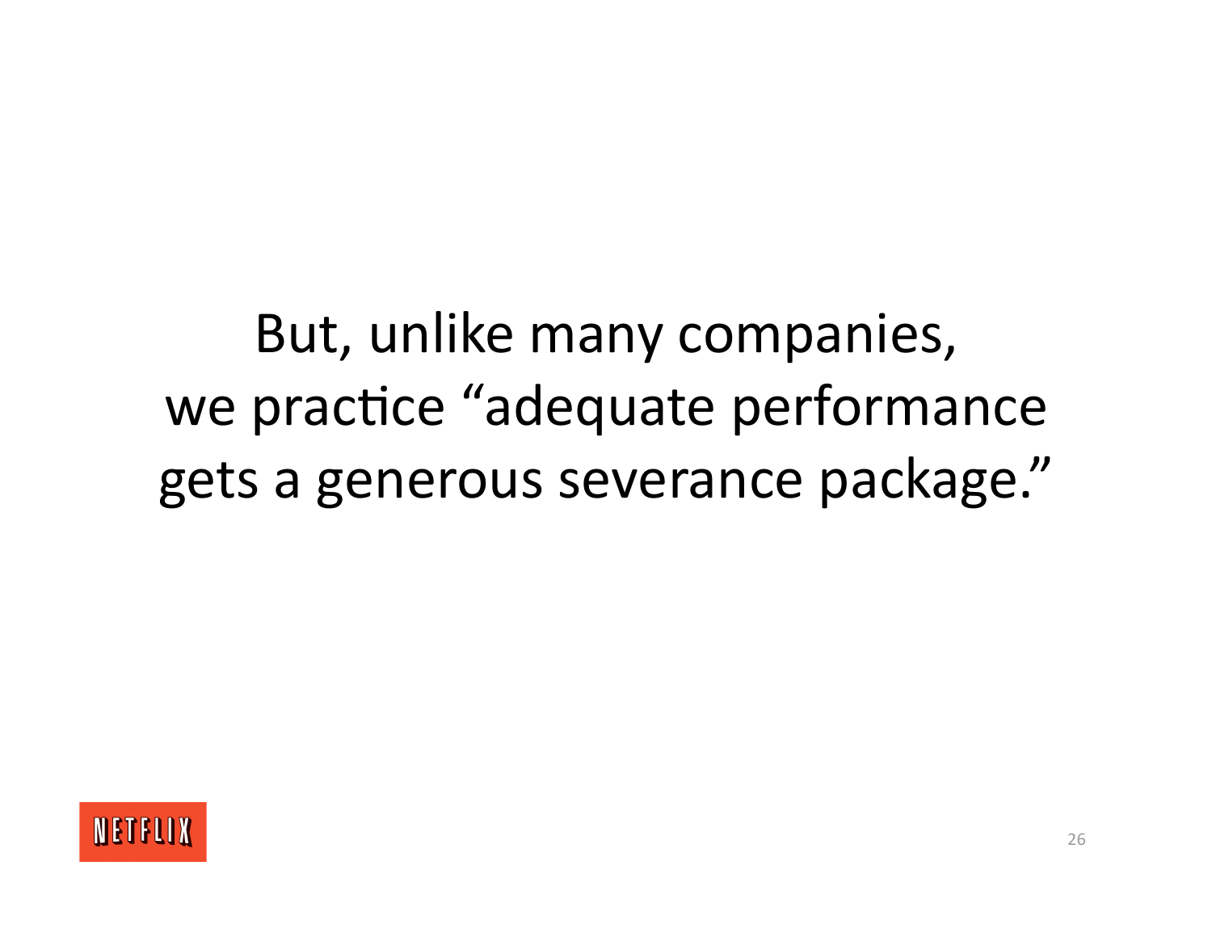But, unlike many companies, we practice "adequate performance gets a generous severance package."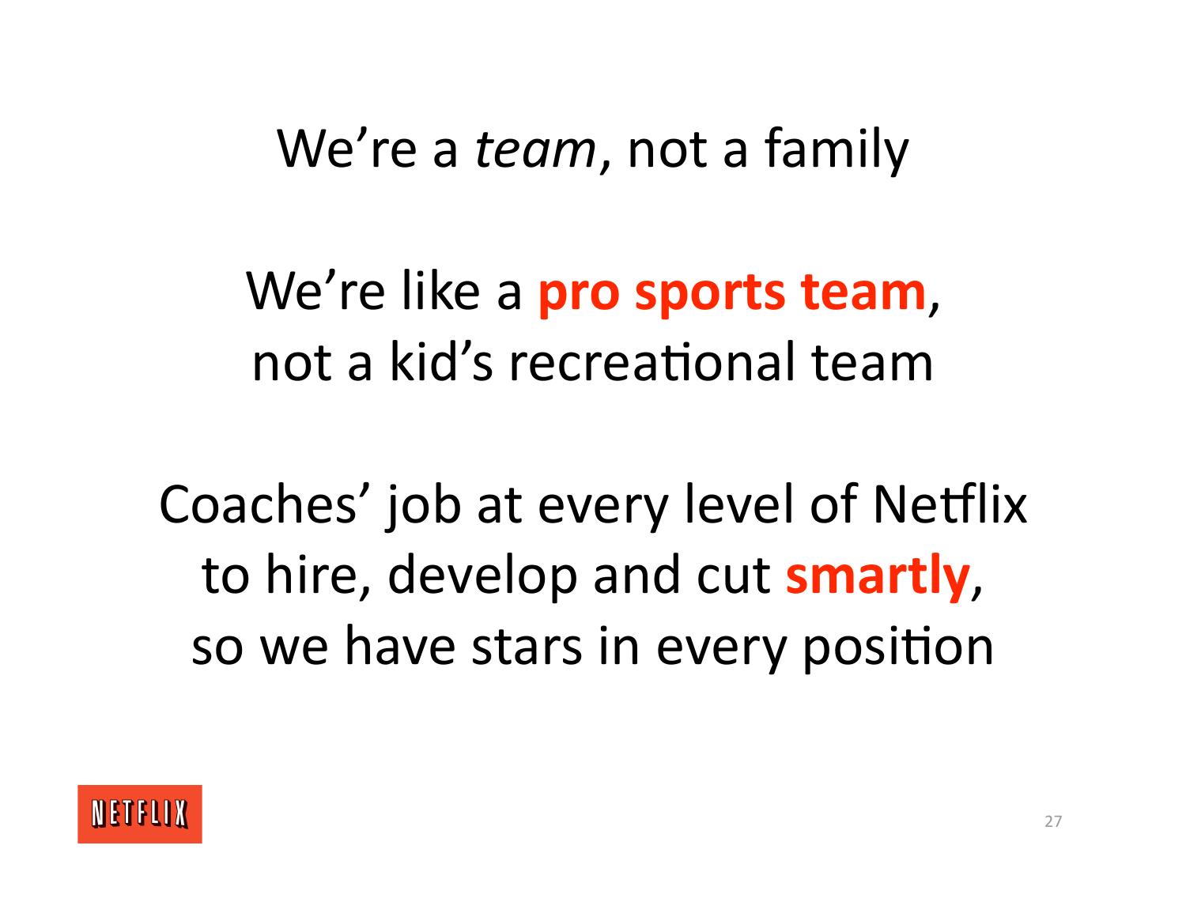We’re a *team*, not a family

We’re like a **pro sports team**,
not a kid’s recreational team

Coaches’ job at every level of Netflix
to hire, develop and cut **smartly**,
so we have stars in every position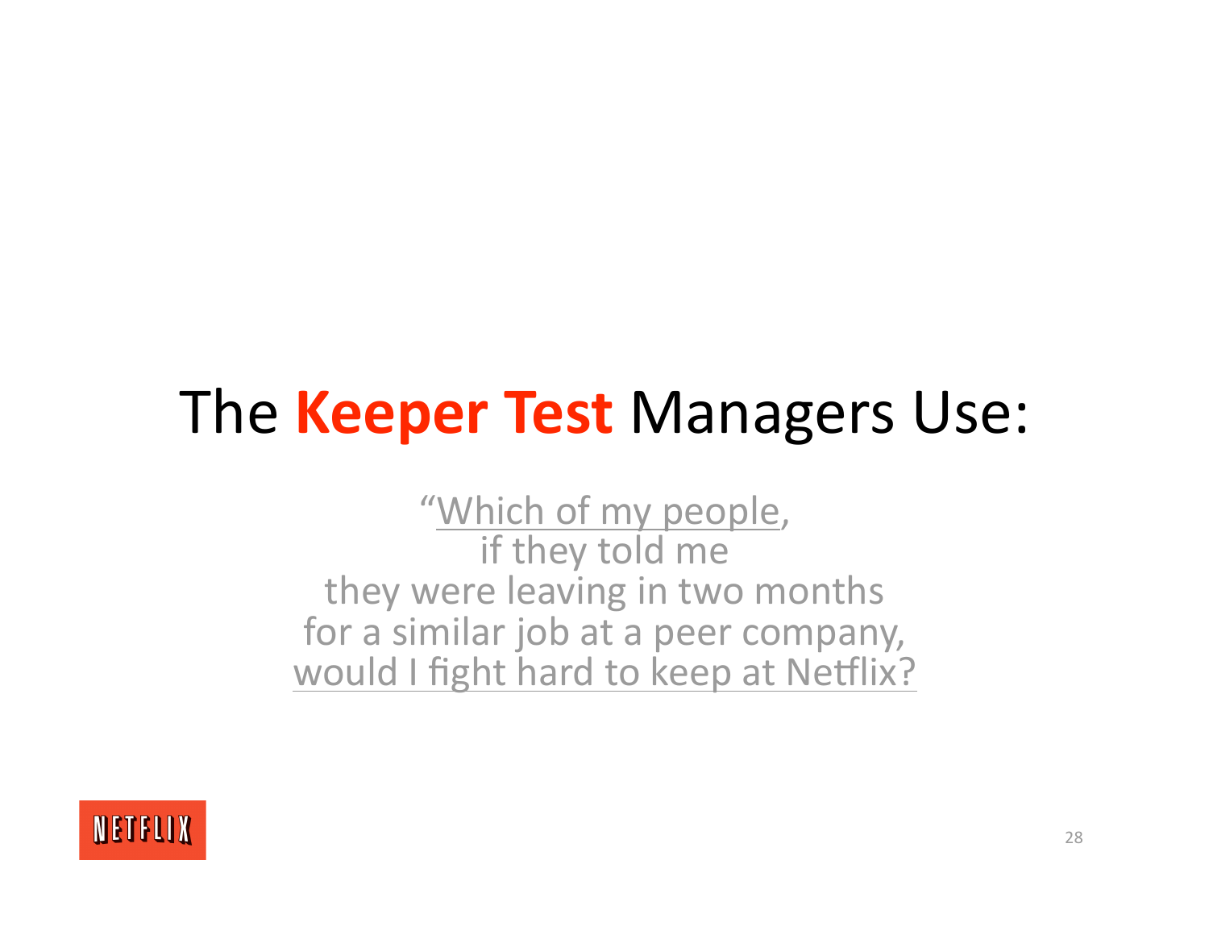# The **Keeper Test** Managers Use:

"Which of my people,
if they told me
they were leaving in two months
for a similar job at a peer company,
would I fight hard to keep at Netflix?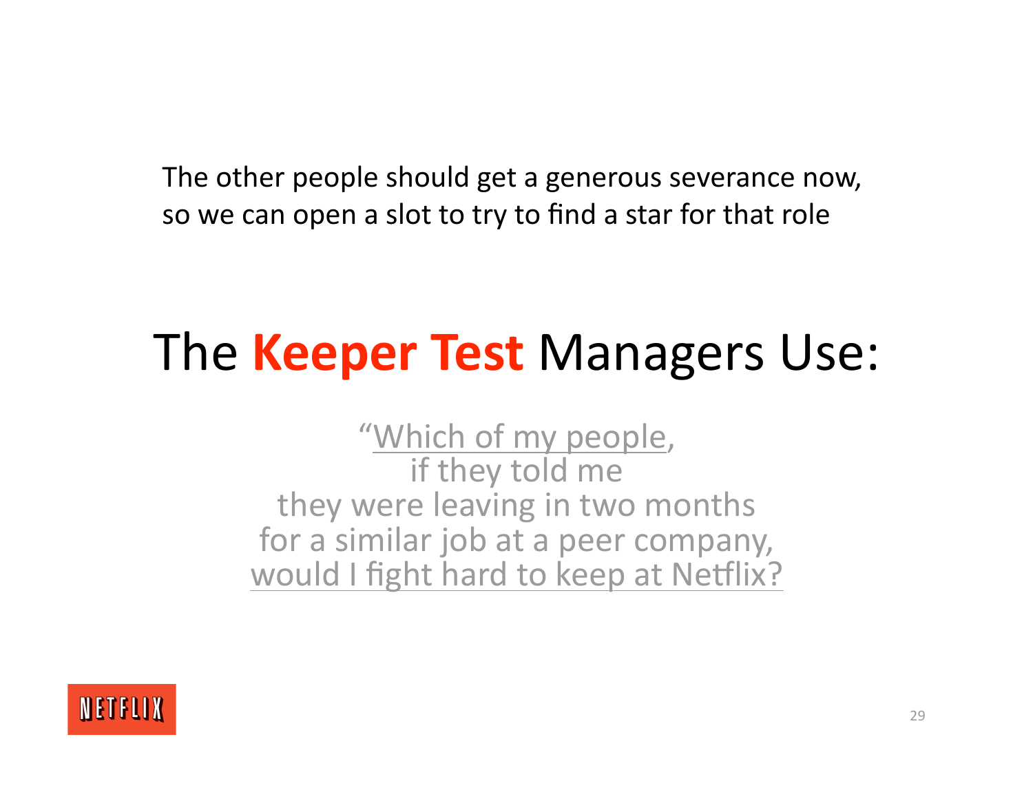The other people should get a generous severance now, so we can open a slot to try to find a star for that role

# The **Keeper Test** Managers Use:

"Which of my people,
if they told me
they were leaving in two months
for a similar job at a peer company,
would I fight hard to keep at Netflix?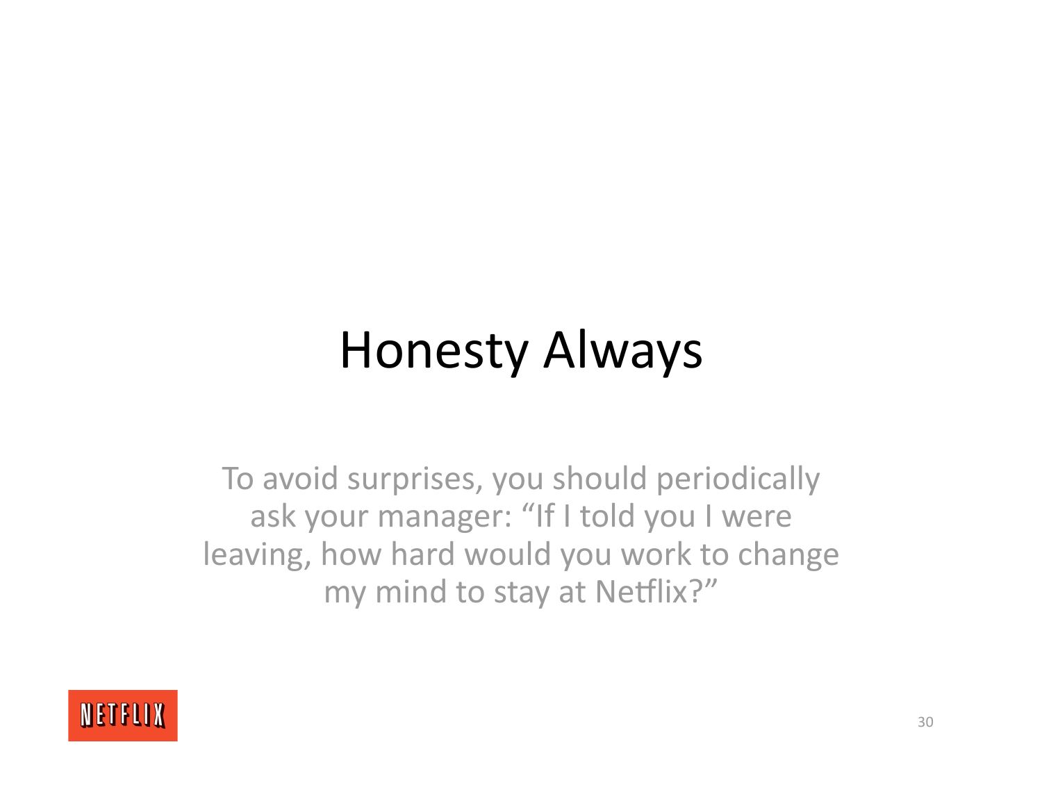# Honesty Always

To avoid surprises, you should periodically ask your manager: "If I told you I were leaving, how hard would you work to change my mind to stay at Netflix?"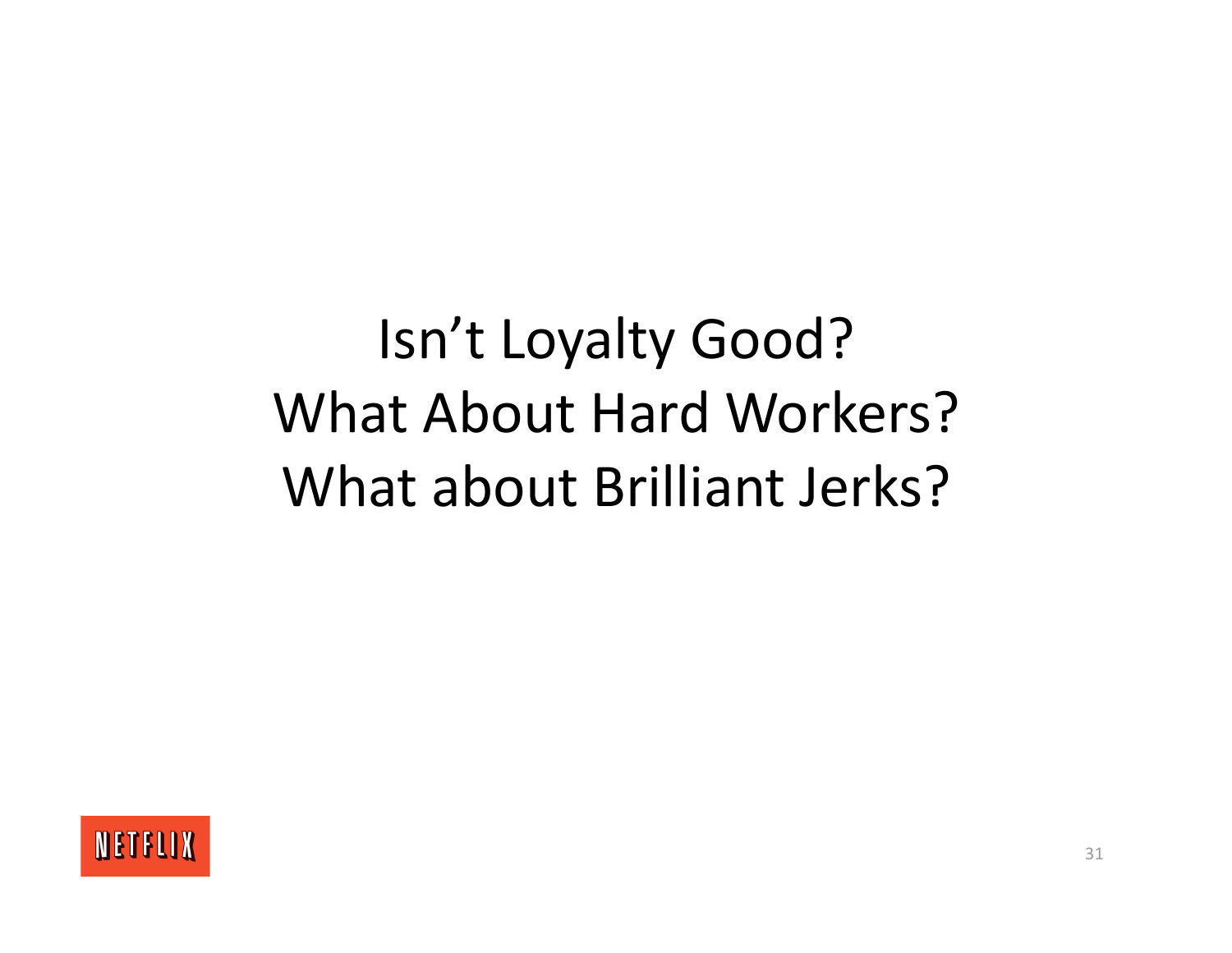# Isn't Loyalty Good?
# What About Hard Workers?
# What about Brilliant Jerks?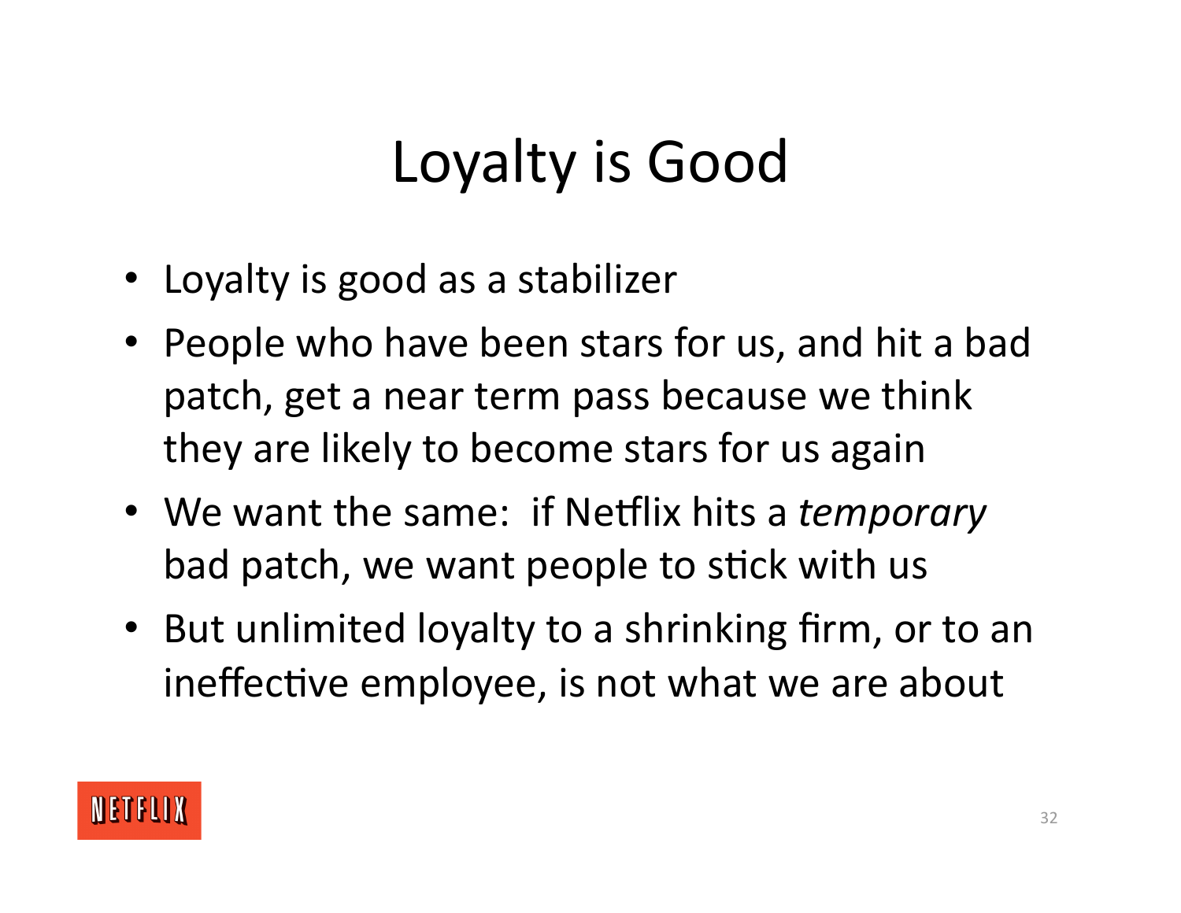# Loyalty is Good

- Loyalty is good as a stabilizer
- People who have been stars for us, and hit a bad patch, get a near term pass because we think they are likely to become stars for us again
- We want the same: if Netflix hits a *temporary* bad patch, we want people to stick with us
- But unlimited loyalty to a shrinking firm, or to an ineffective employee, is not what we are about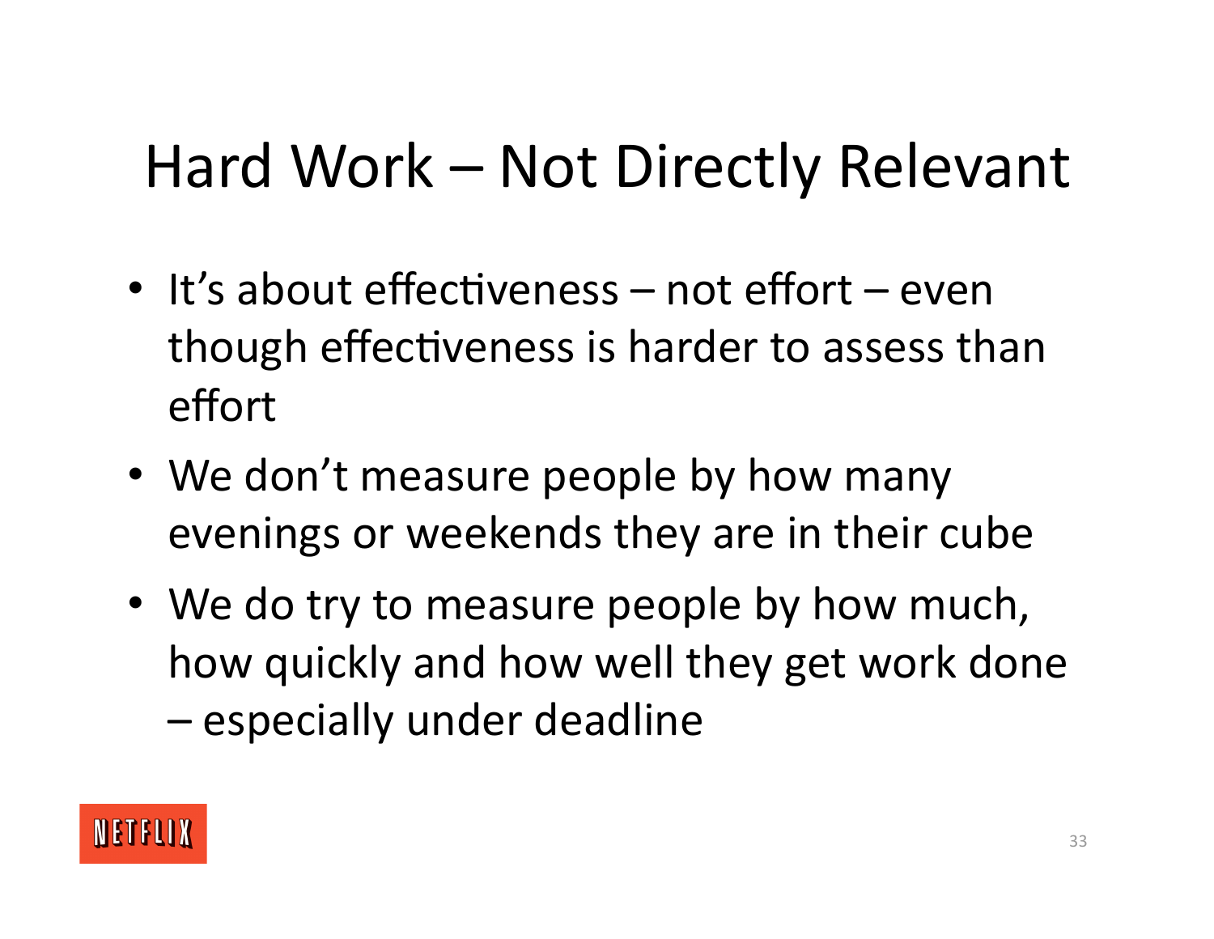# Hard Work – Not Directly Relevant

- It's about effectiveness – not effort – even though effectiveness is harder to assess than effort
- We don't measure people by how many evenings or weekends they are in their cube
- We do try to measure people by how much, how quickly and how well they get work done – especially under deadline

NETFLIX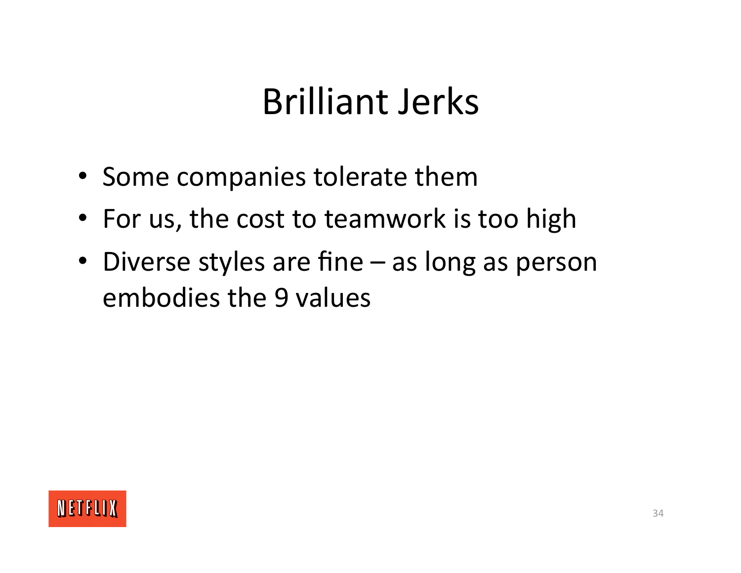# Brilliant Jerks

- Some companies tolerate them
- For us, the cost to teamwork is too high
- Diverse styles are fine – as long as person embodies the 9 values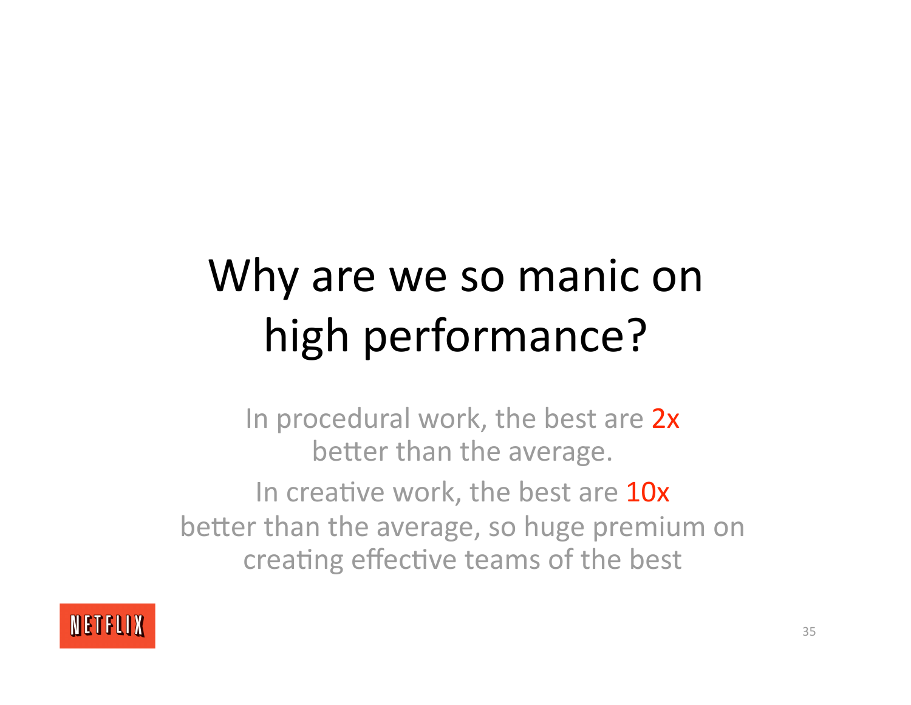# Why are we so manic on high performance?

In procedural work, the best are 2x better than the average.

In creative work, the best are 10x better than the average, so huge premium on creating effective teams of the best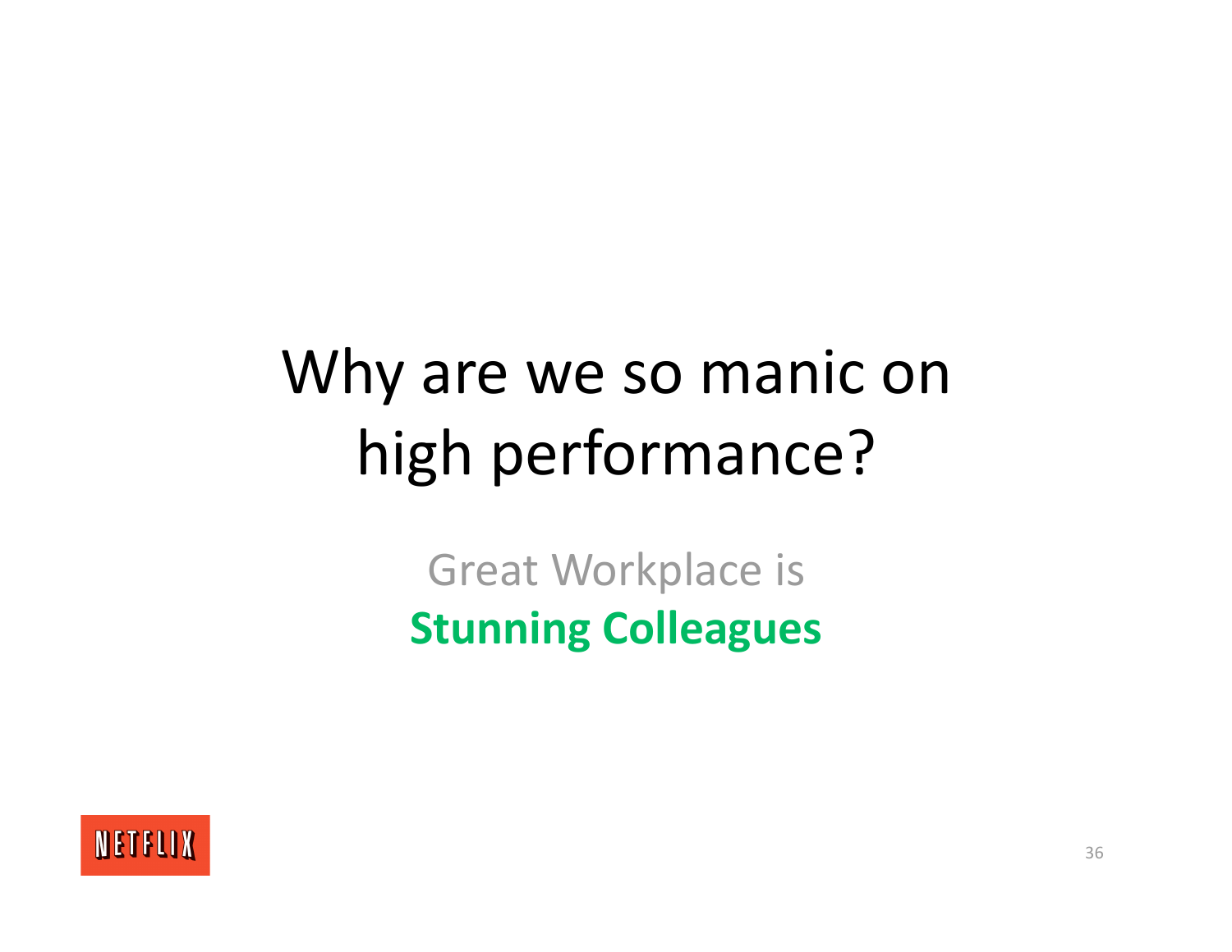# Why are we so manic on high performance?

Great Workplace is

**Stunning Colleagues**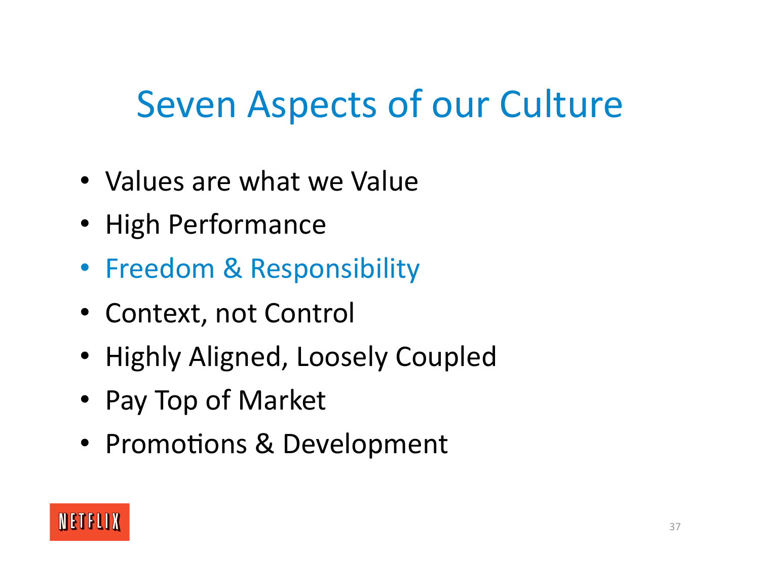# Seven Aspects of our Culture

- Values are what we Value
- High Performance
- Freedom & Responsibility
- Context, not Control
- Highly Aligned, Loosely Coupled
- Pay Top of Market
- Promotions & Development

NETFLIX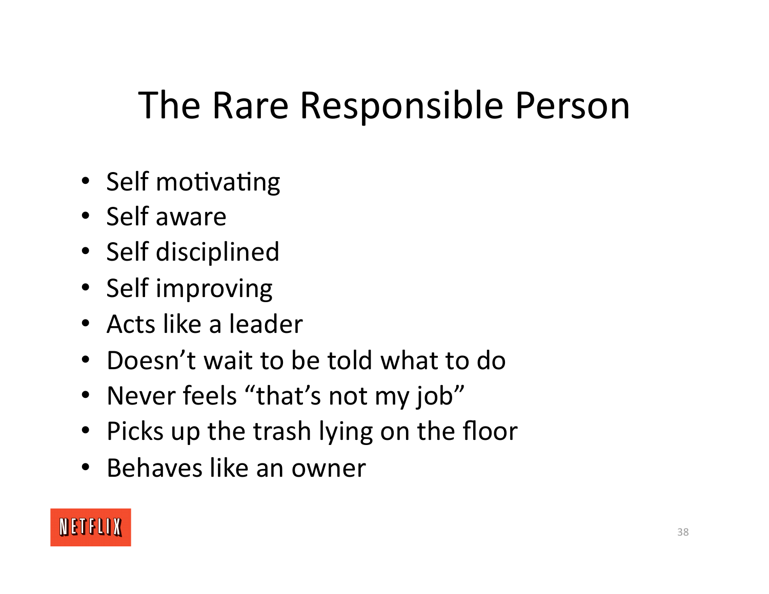# The Rare Responsible Person

- Self motivating
- Self aware
- Self disciplined
- Self improving
- Acts like a leader
- Doesn't wait to be told what to do
- Never feels "that's not my job"
- Picks up the trash lying on the floor
- Behaves like an owner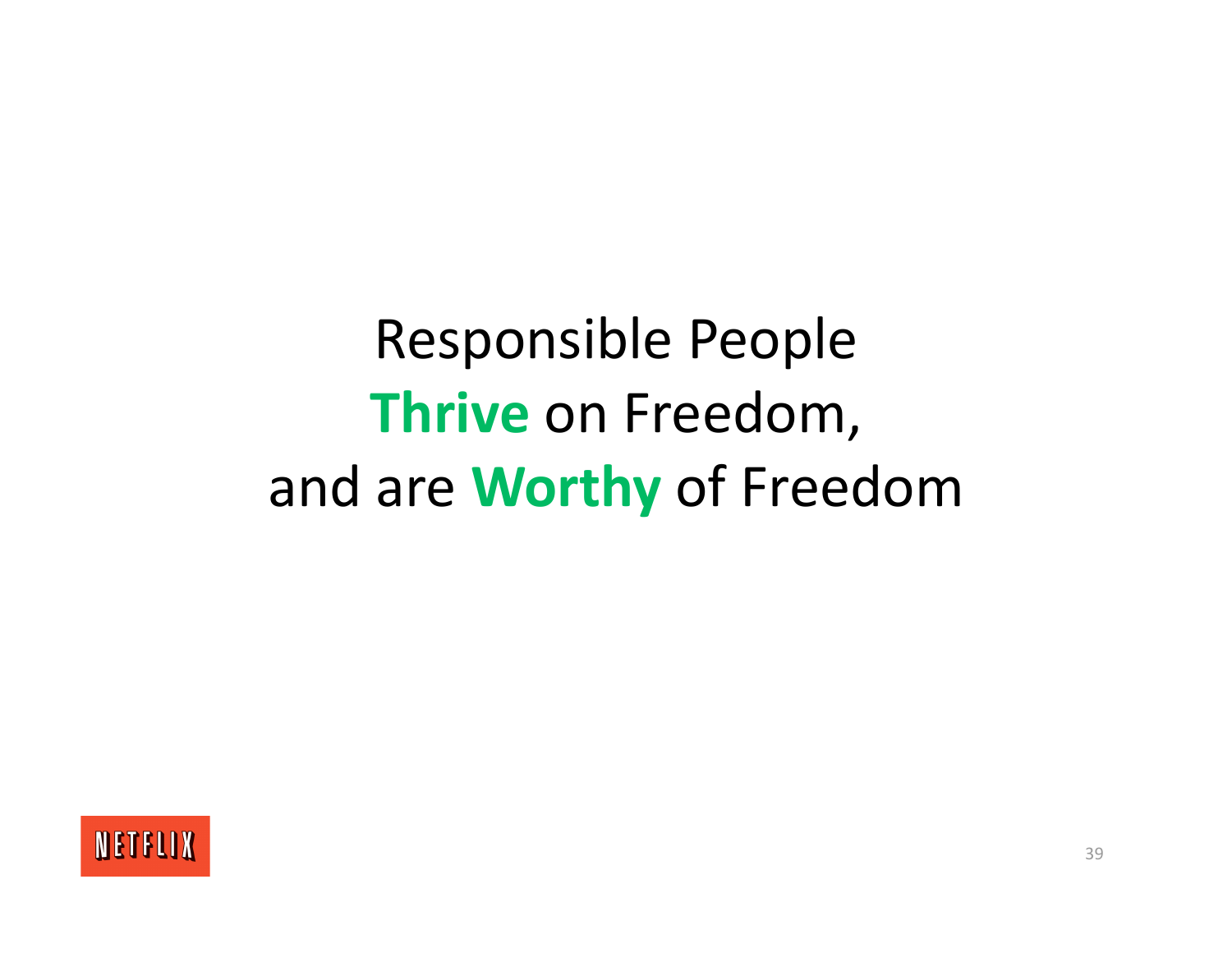Responsible People **Thrive** on Freedom, and are **Worthy** of Freedom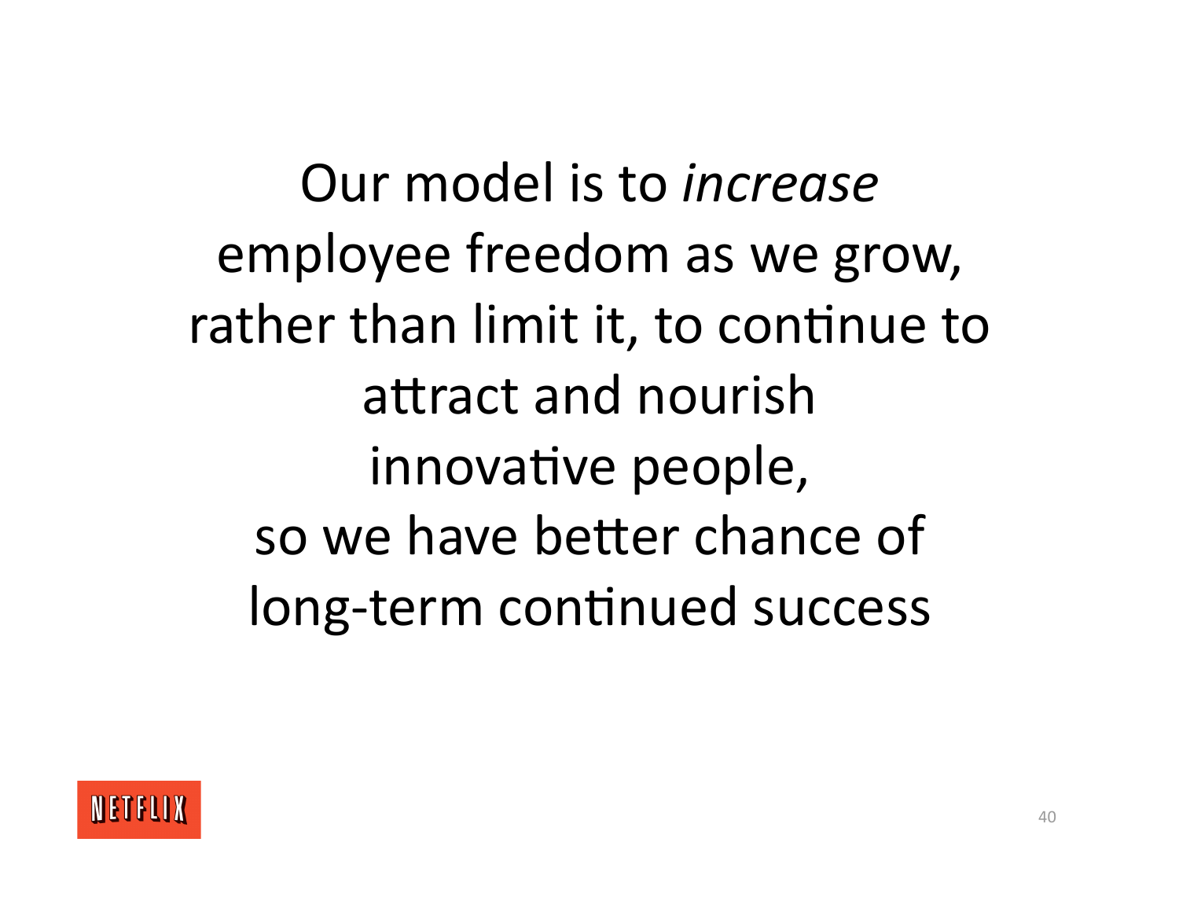Our model is to *increase* employee freedom as we grow, rather than limit it, to continue to attract and nourish innovative people, so we have better chance of long-term continued success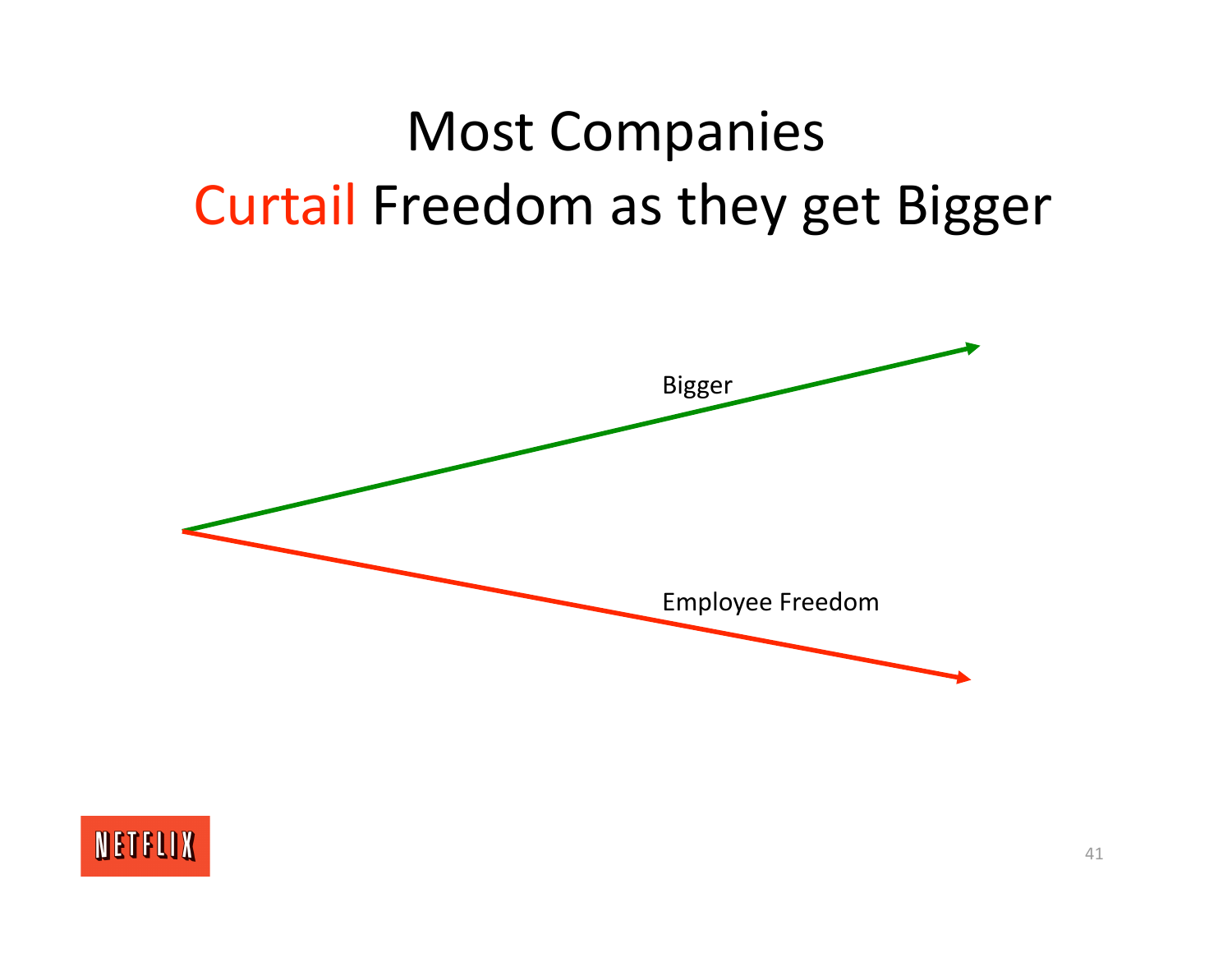# Most Companies Curtail Freedom as they get Bigger

Bigger

Employee Freedom

NETFLIX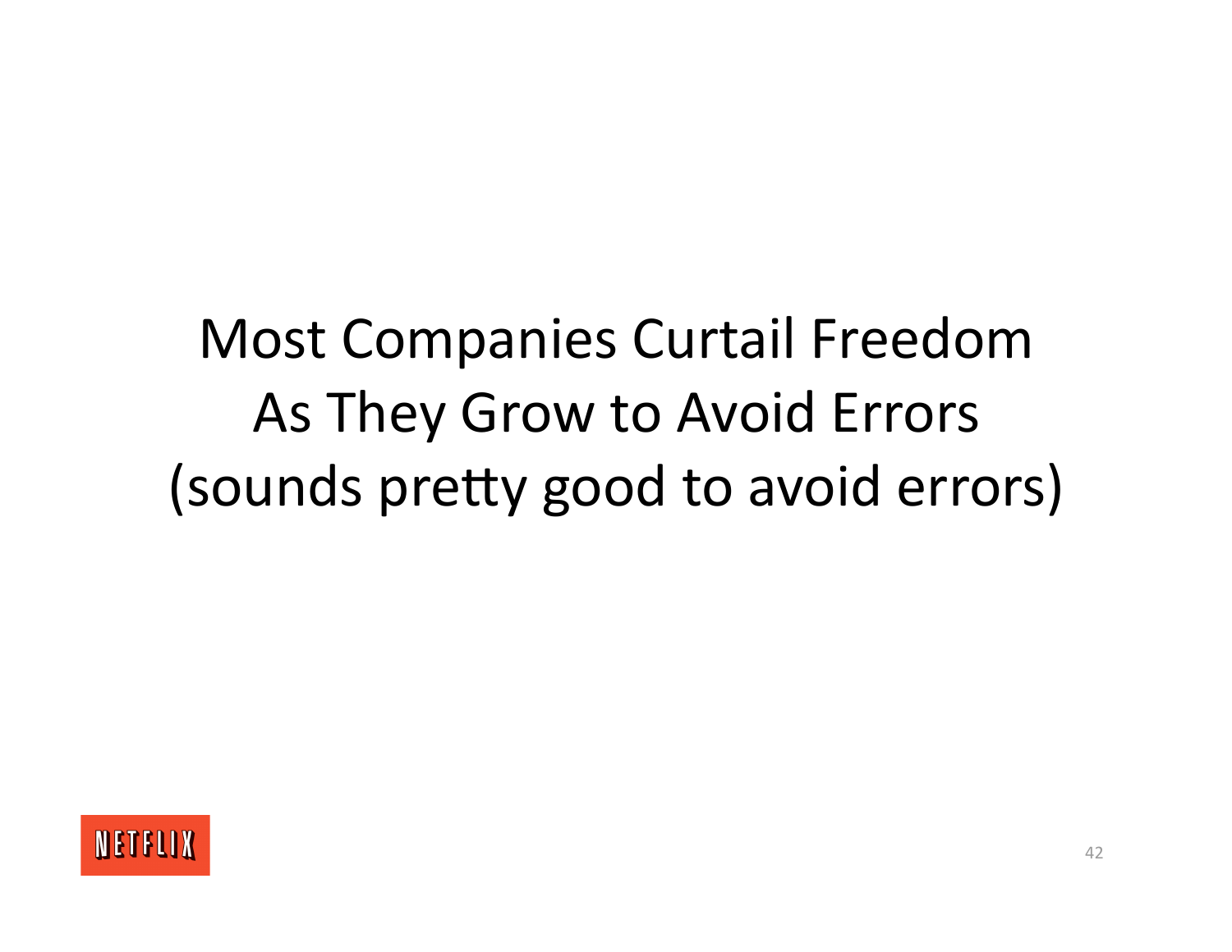Most Companies Curtail Freedom
As They Grow to Avoid Errors
(sounds pretty good to avoid errors)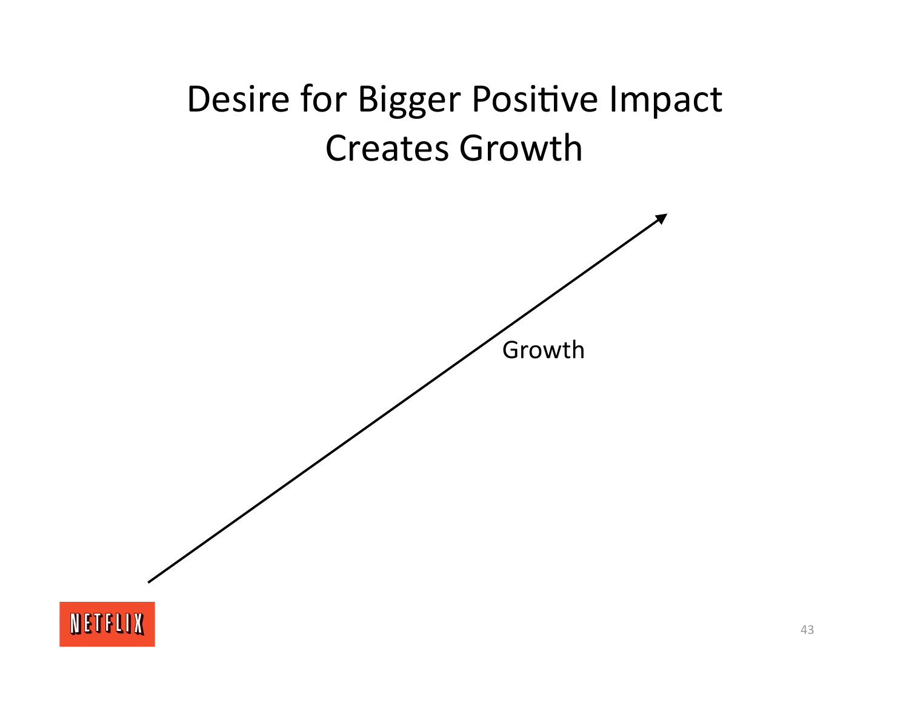# Desire for Bigger Positive Impact Creates Growth

Growth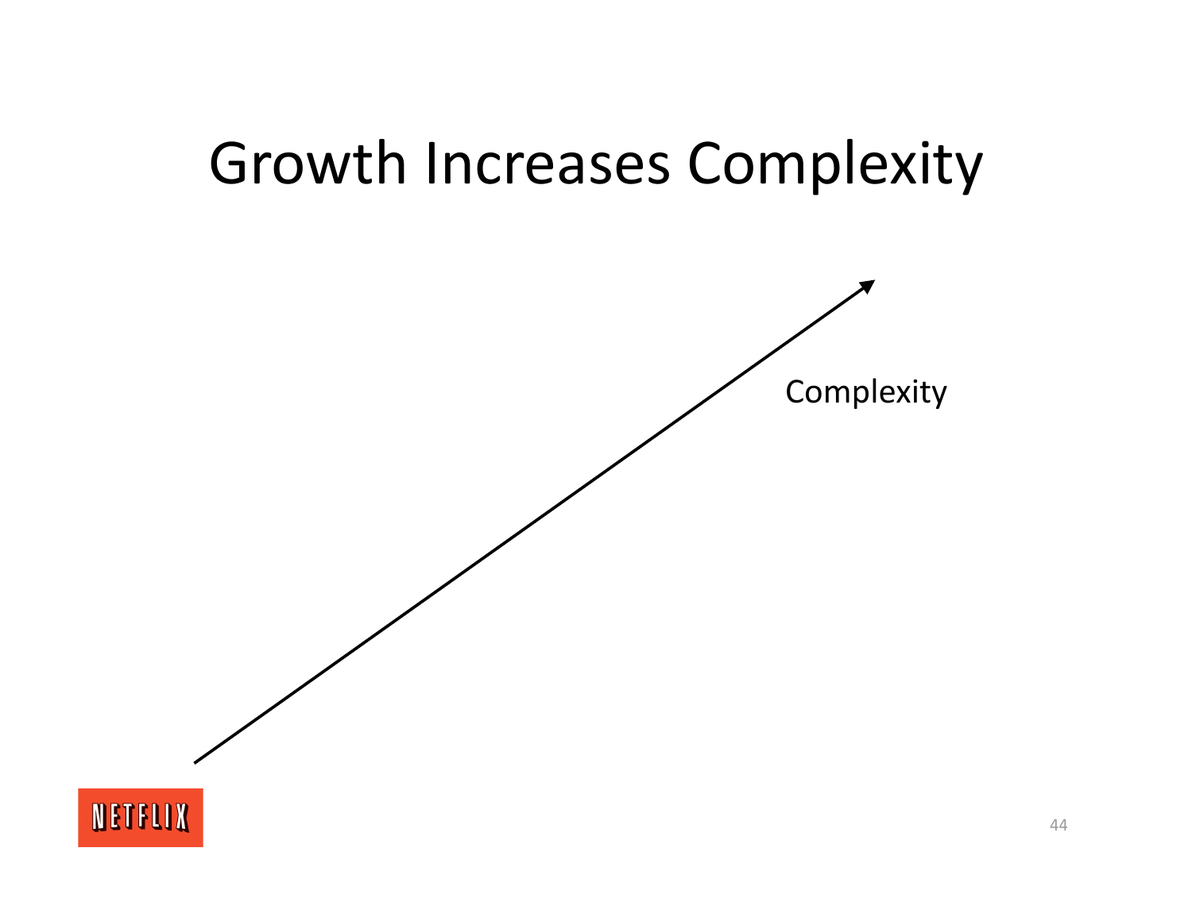# Growth Increases Complexity

Complexity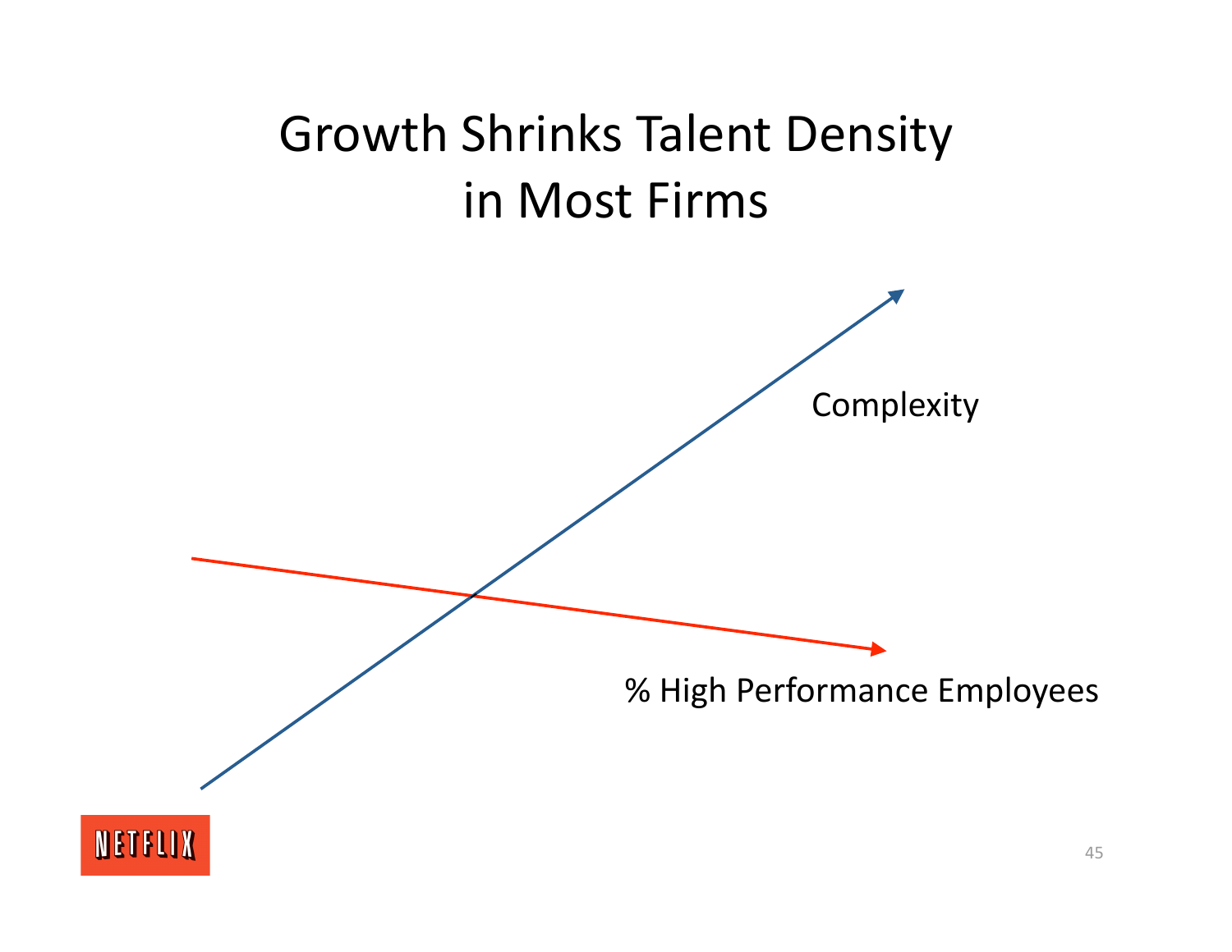# Growth Shrinks Talent Density in Most Firms

Complexity

% High Performance Employees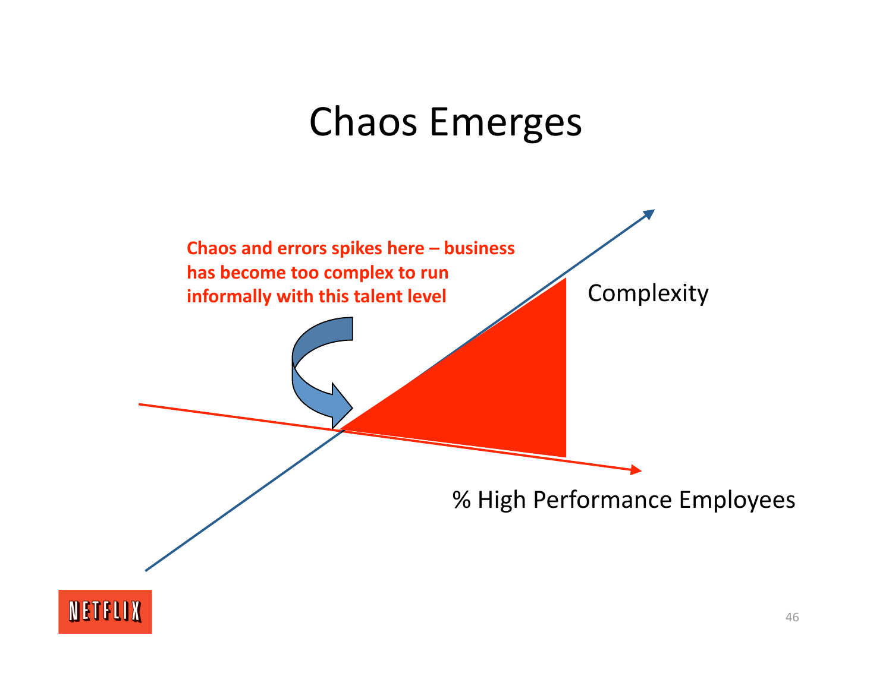# Chaos Emerges

Chaos and errors spikes here – business has become too complex to run informally with this talent level

Complexity

% High Performance Employees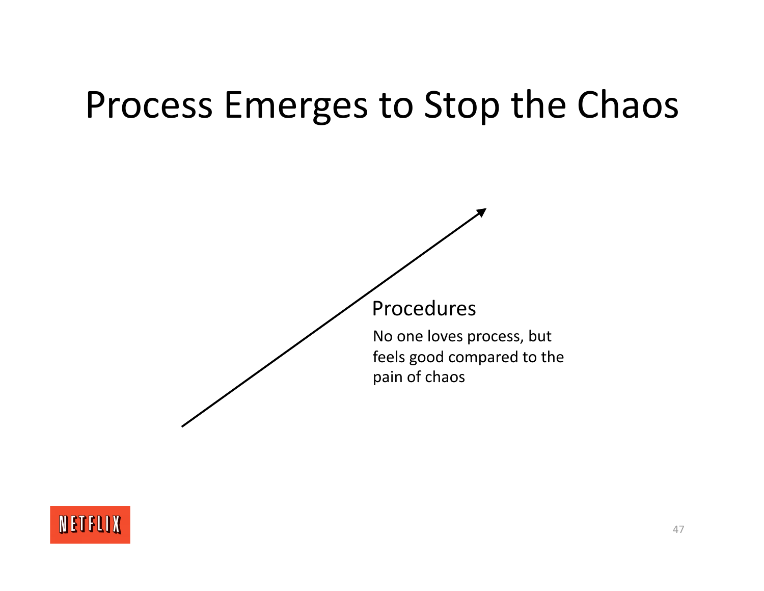# Process Emerges to Stop the Chaos

Procedures

No one loves process, but feels good compared to the pain of chaos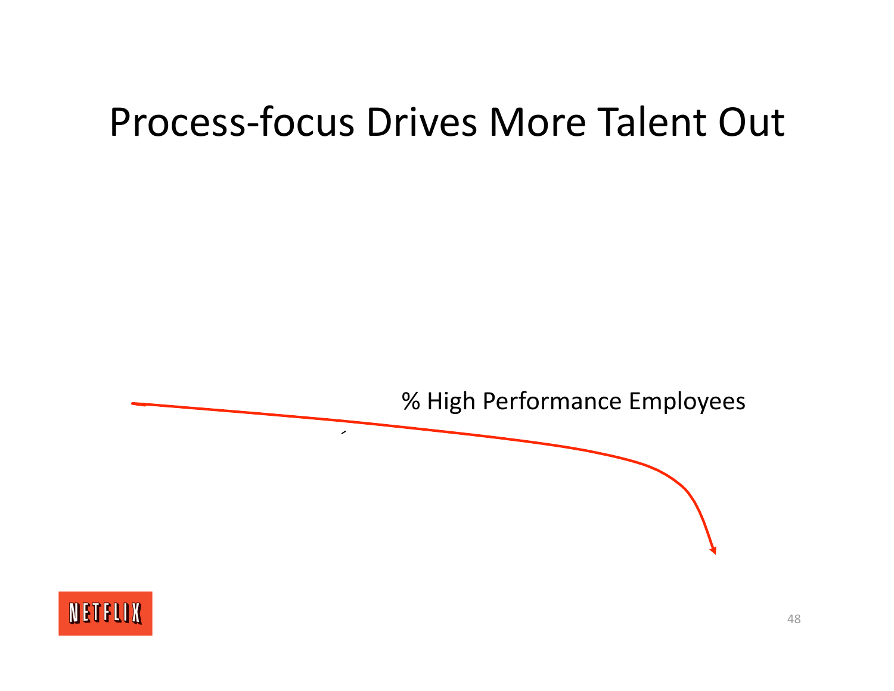# Process-focus Drives More Talent Out

% High Performance Employees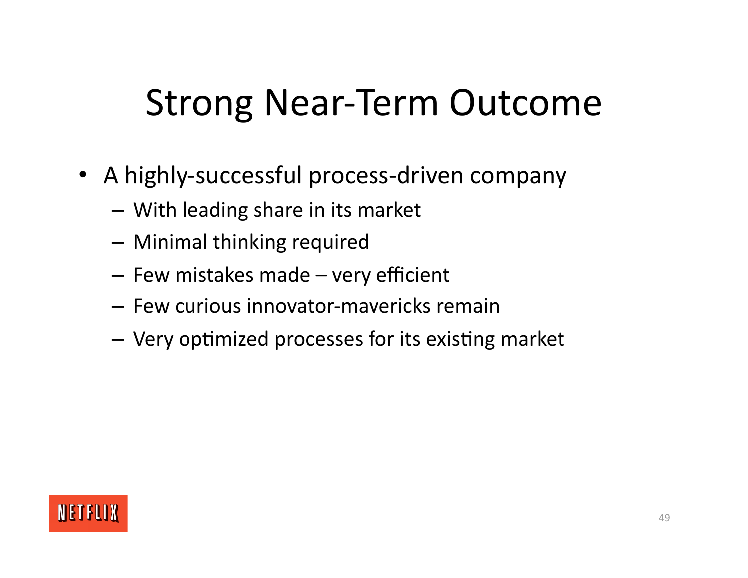# Strong Near-Term Outcome

- A highly-successful process-driven company
  - With leading share in its market
  - Minimal thinking required
  - Few mistakes made – very efficient
  - Few curious innovator-mavericks remain
  - Very optimized processes for its existing market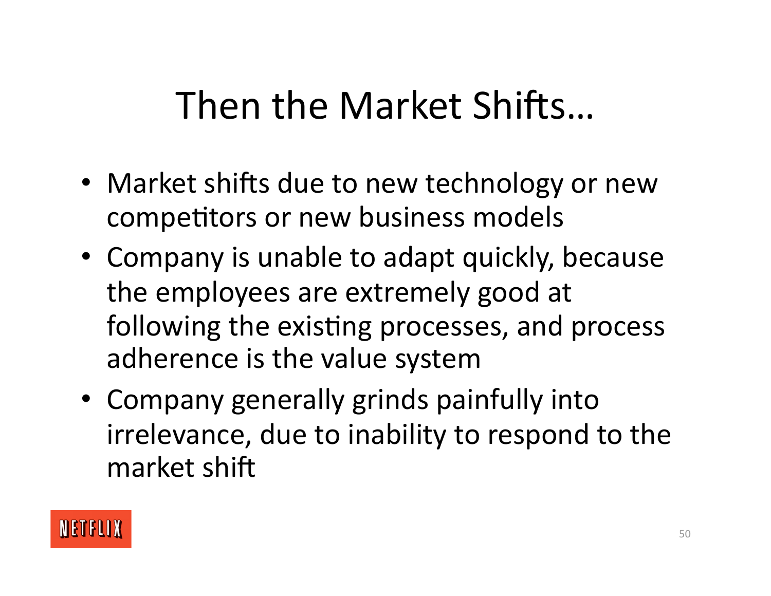# Then the Market Shifts…

- Market shifts due to new technology or new competitors or new business models
- Company is unable to adapt quickly, because the employees are extremely good at following the existing processes, and process adherence is the value system
- Company generally grinds painfully into irrelevance, due to inability to respond to the market shift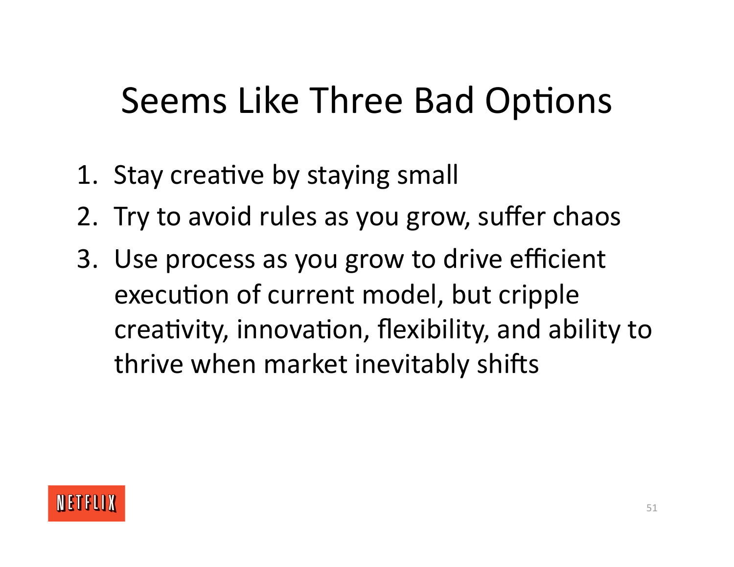# Seems Like Three Bad Options

1. Stay creative by staying small
2. Try to avoid rules as you grow, suffer chaos
3. Use process as you grow to drive efficient execution of current model, but cripple creativity, innovation, flexibility, and ability to thrive when market inevitably shifts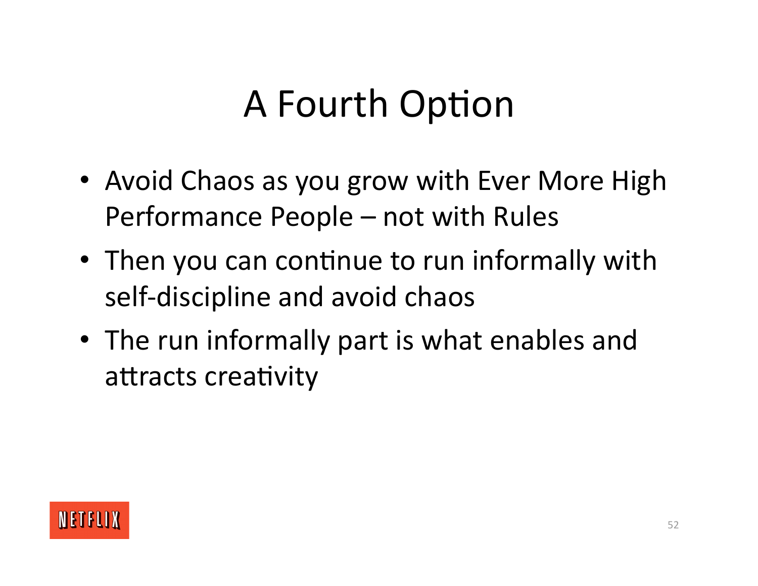# A Fourth Option

- Avoid Chaos as you grow with Ever More High Performance People – not with Rules
- Then you can continue to run informally with self-discipline and avoid chaos
- The run informally part is what enables and attracts creativity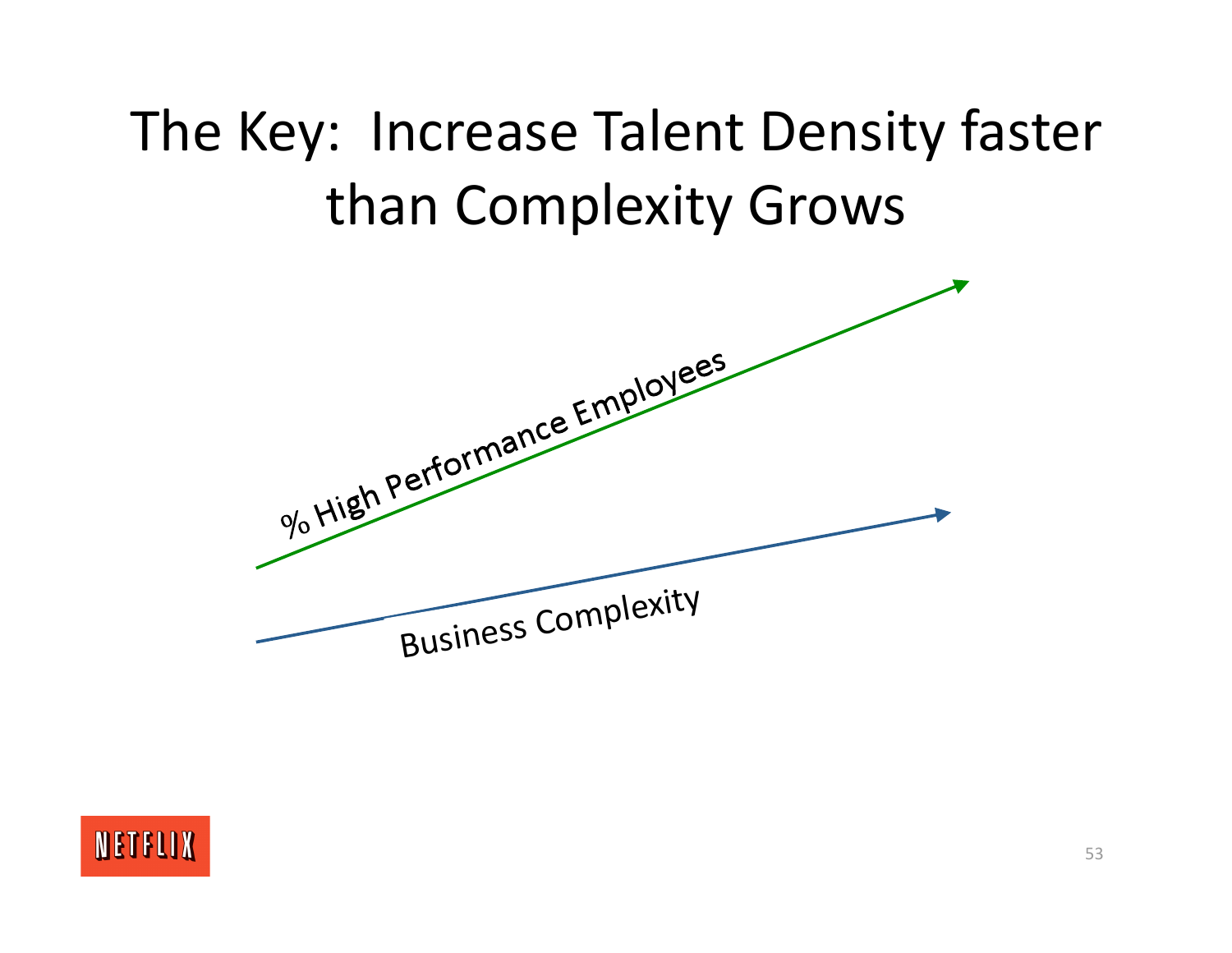# The Key: Increase Talent Density faster than Complexity Grows

% High Performance Employees

Business Complexity

NETFLIX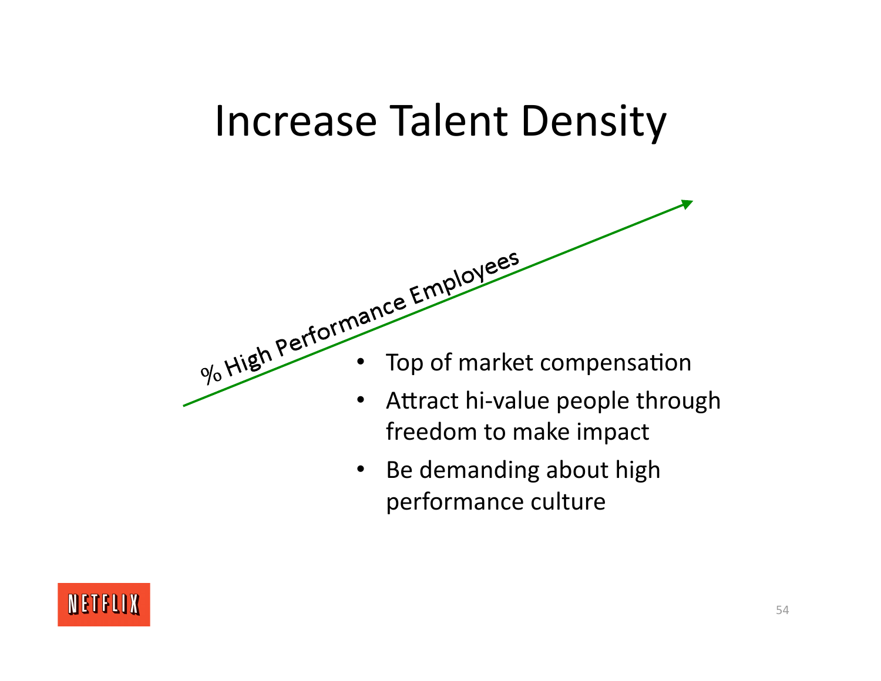# Increase Talent Density

% High Performance Employees

- Top of market compensation
- Attract hi-value people through freedom to make impact
- Be demanding about high performance culture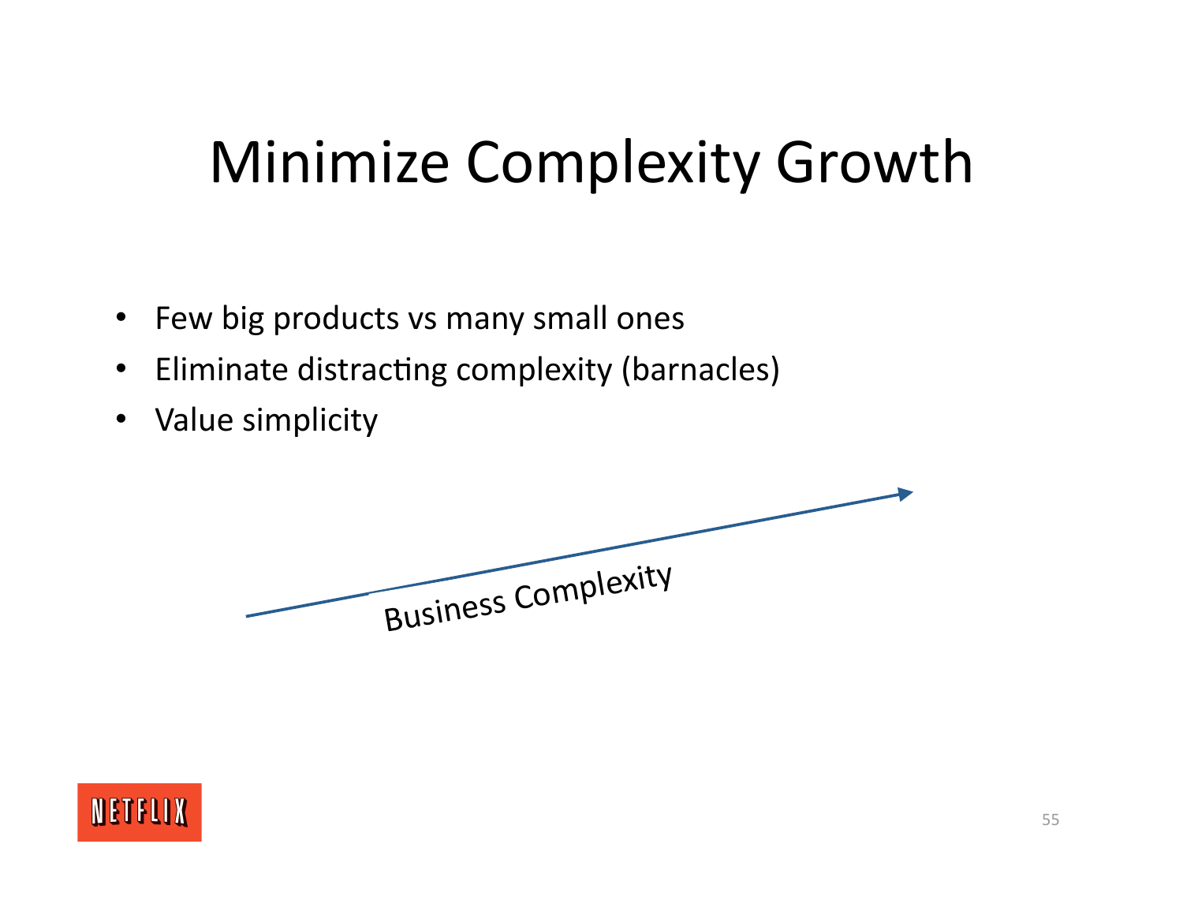# Minimize Complexity Growth

- Few big products vs many small ones
- Eliminate distracting complexity (barnacles)
- Value simplicity

Business Complexity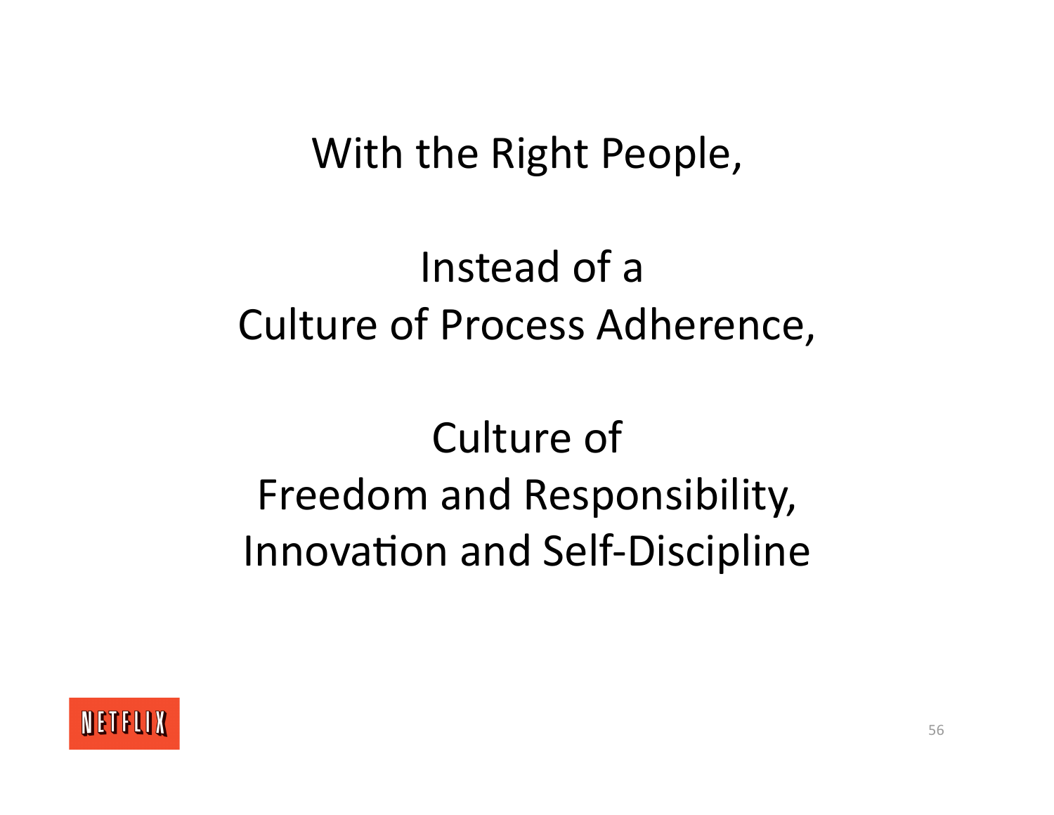With the Right People,

Instead of a
Culture of Process Adherence,

Culture of
Freedom and Responsibility,
Innovation and Self-Discipline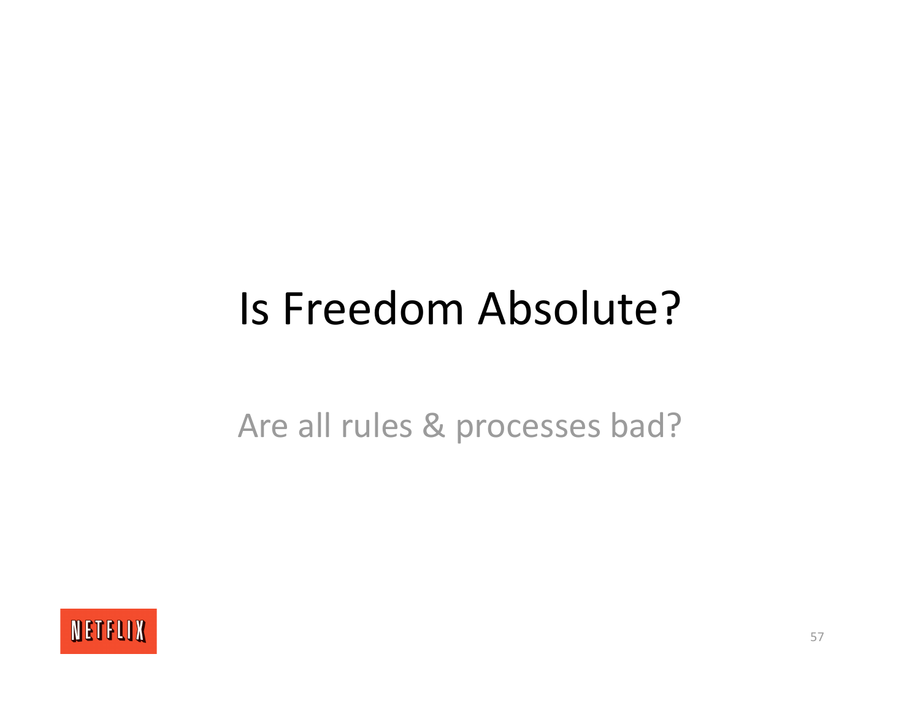# Is Freedom Absolute?

Are all rules & processes bad?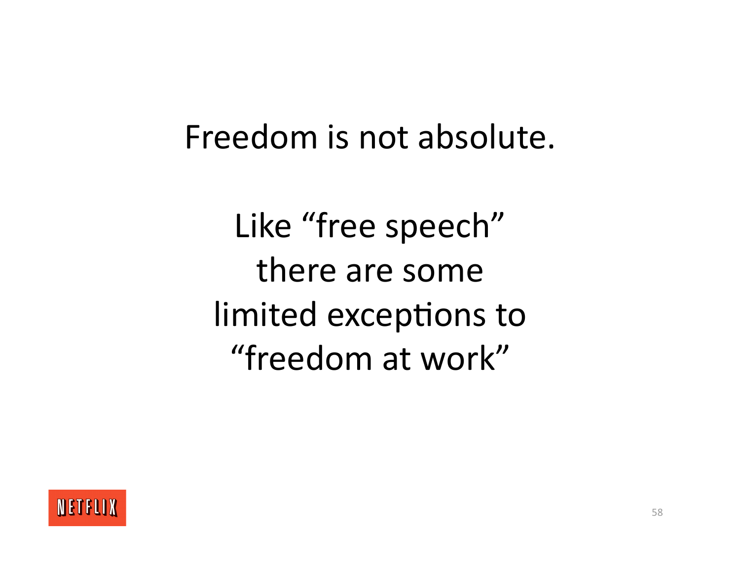Freedom is not absolute.

Like “free speech” there are some limited exceptions to “freedom at work”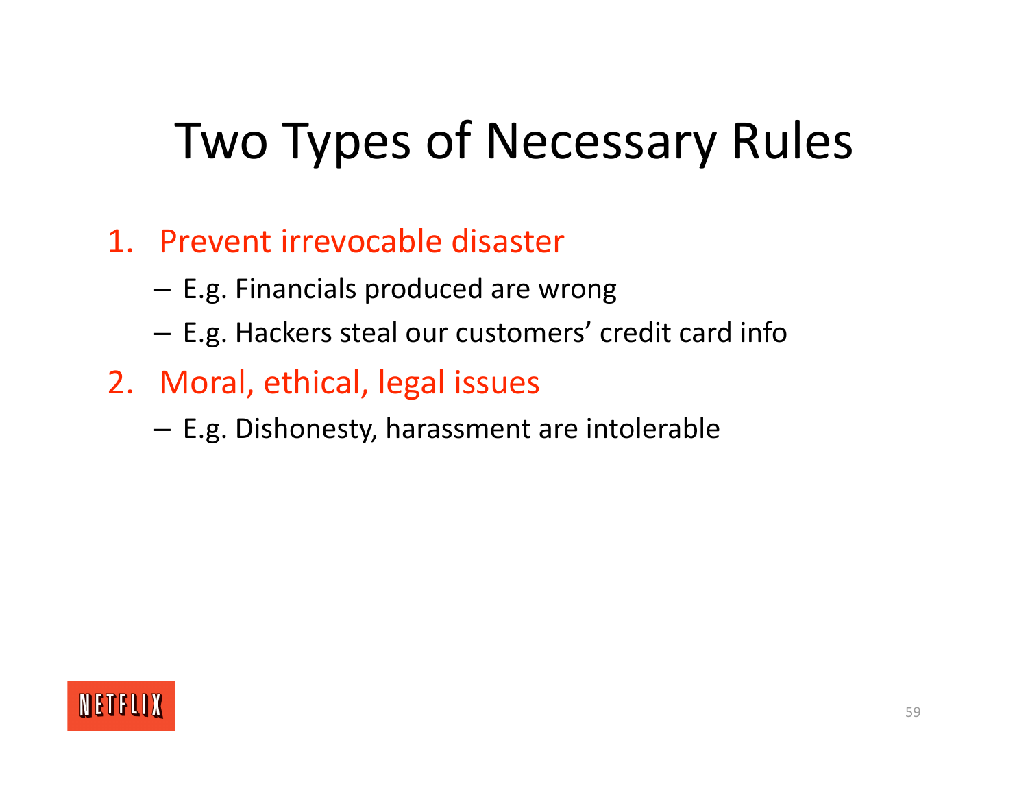# Two Types of Necessary Rules

1. Prevent irrevocable disaster
   - E.g. Financials produced are wrong
   - E.g. Hackers steal our customers' credit card info
2. Moral, ethical, legal issues
   - E.g. Dishonesty, harassment are intolerable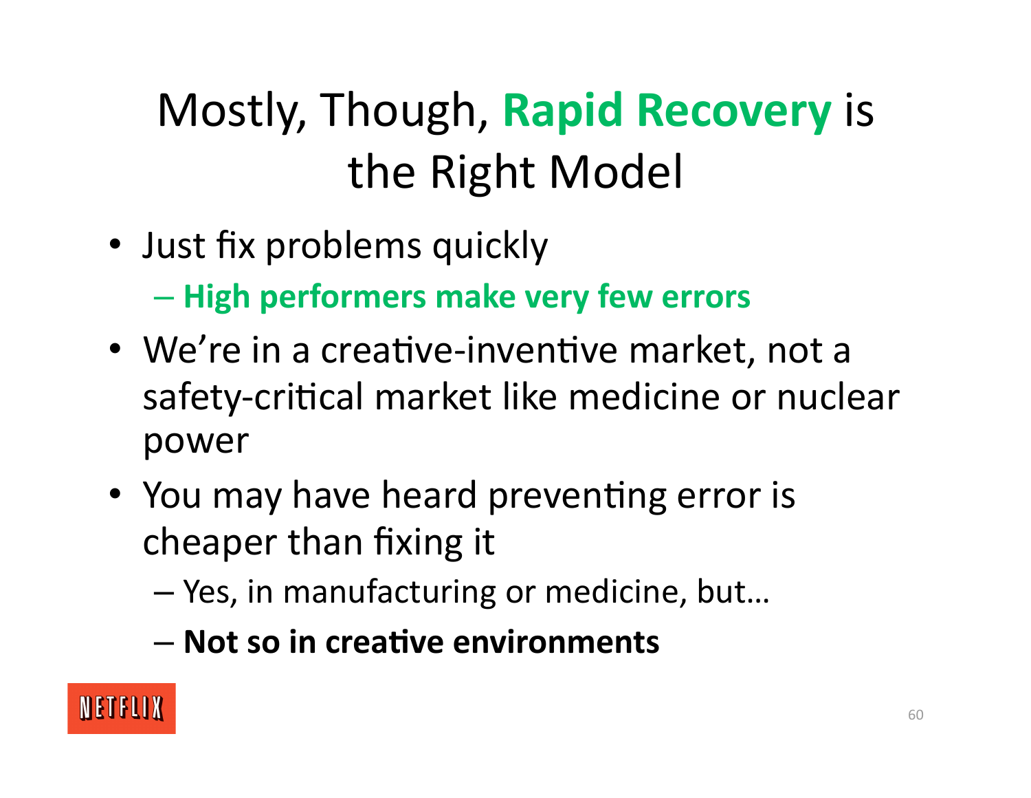# Mostly, Though, **Rapid Recovery** is the Right Model

- Just fix problems quickly
  - **High performers make very few errors**
- We're in a creative-inventive market, not a safety-critical market like medicine or nuclear power
- You may have heard preventing error is cheaper than fixing it
  - Yes, in manufacturing or medicine, but…
  - **Not so in creative environments**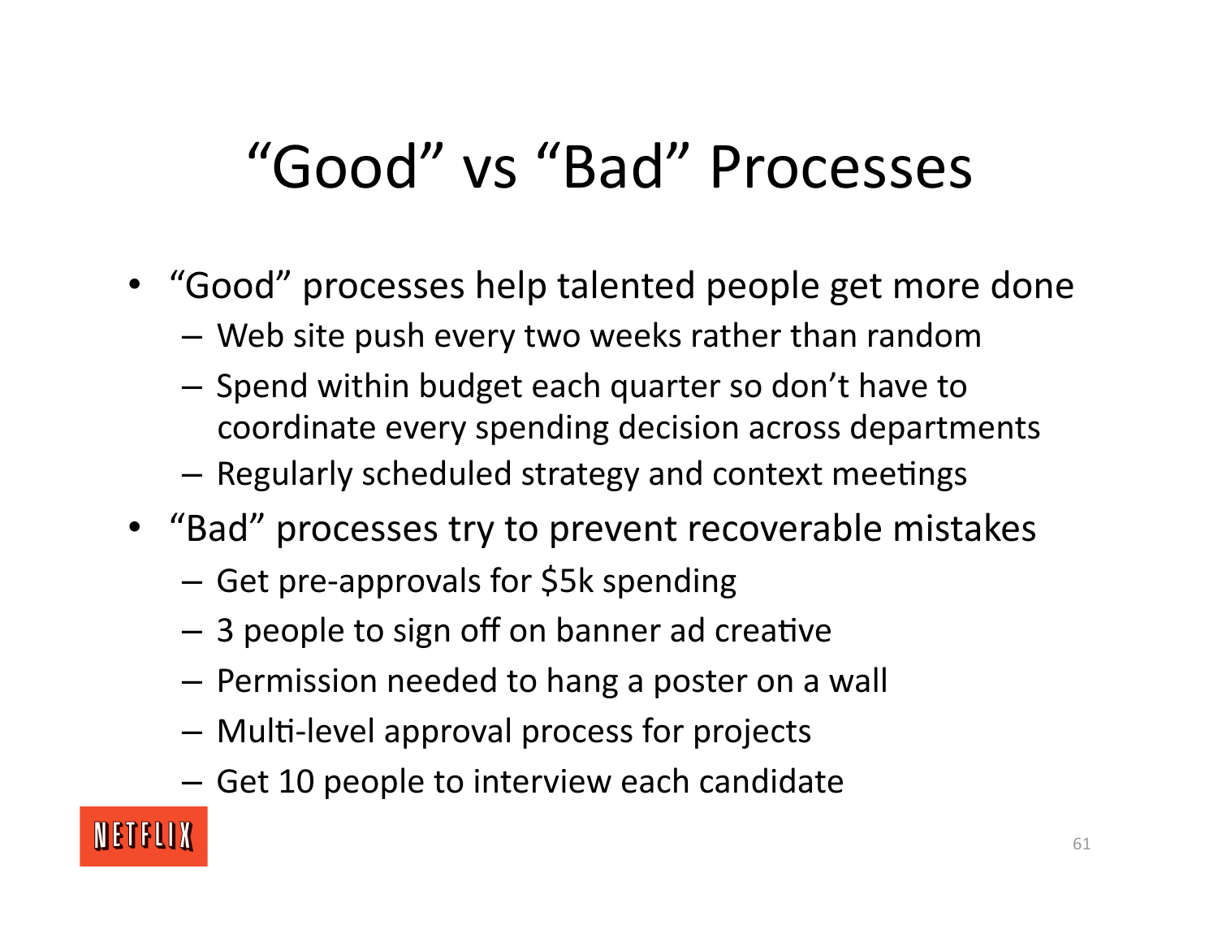# "Good" vs "Bad" Processes

- "Good" processes help talented people get more done
  - Web site push every two weeks rather than random
  - Spend within budget each quarter so don't have to coordinate every spending decision across departments
  - Regularly scheduled strategy and context meetings
- "Bad" processes try to prevent recoverable mistakes
  - Get pre-approvals for $5k spending
  - 3 people to sign off on banner ad creative
  - Permission needed to hang a poster on a wall
  - Multi-level approval process for projects
  - Get 10 people to interview each candidate

NETFLIX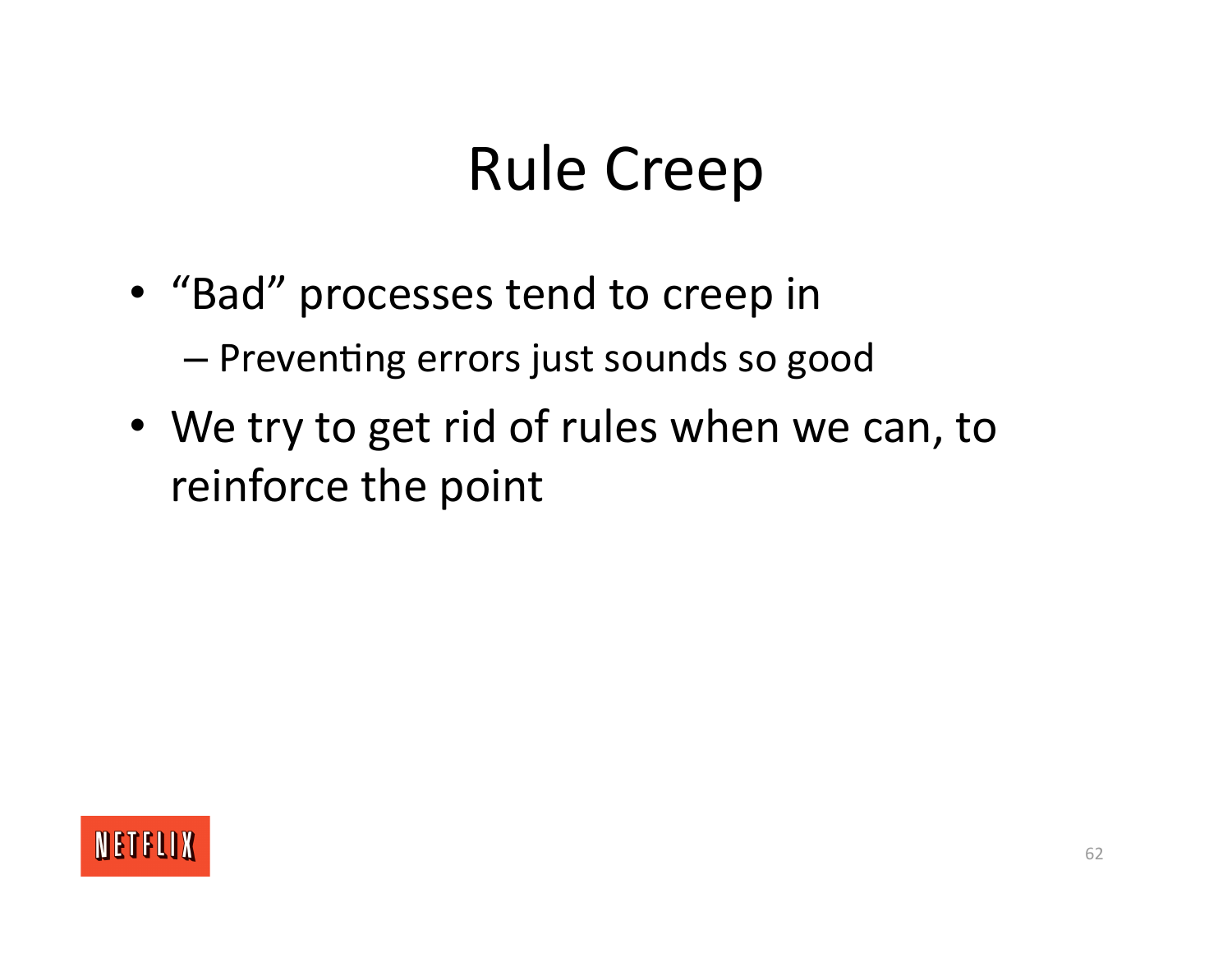# Rule Creep

- "Bad" processes tend to creep in
  - Preventing errors just sounds so good
- We try to get rid of rules when we can, to reinforce the point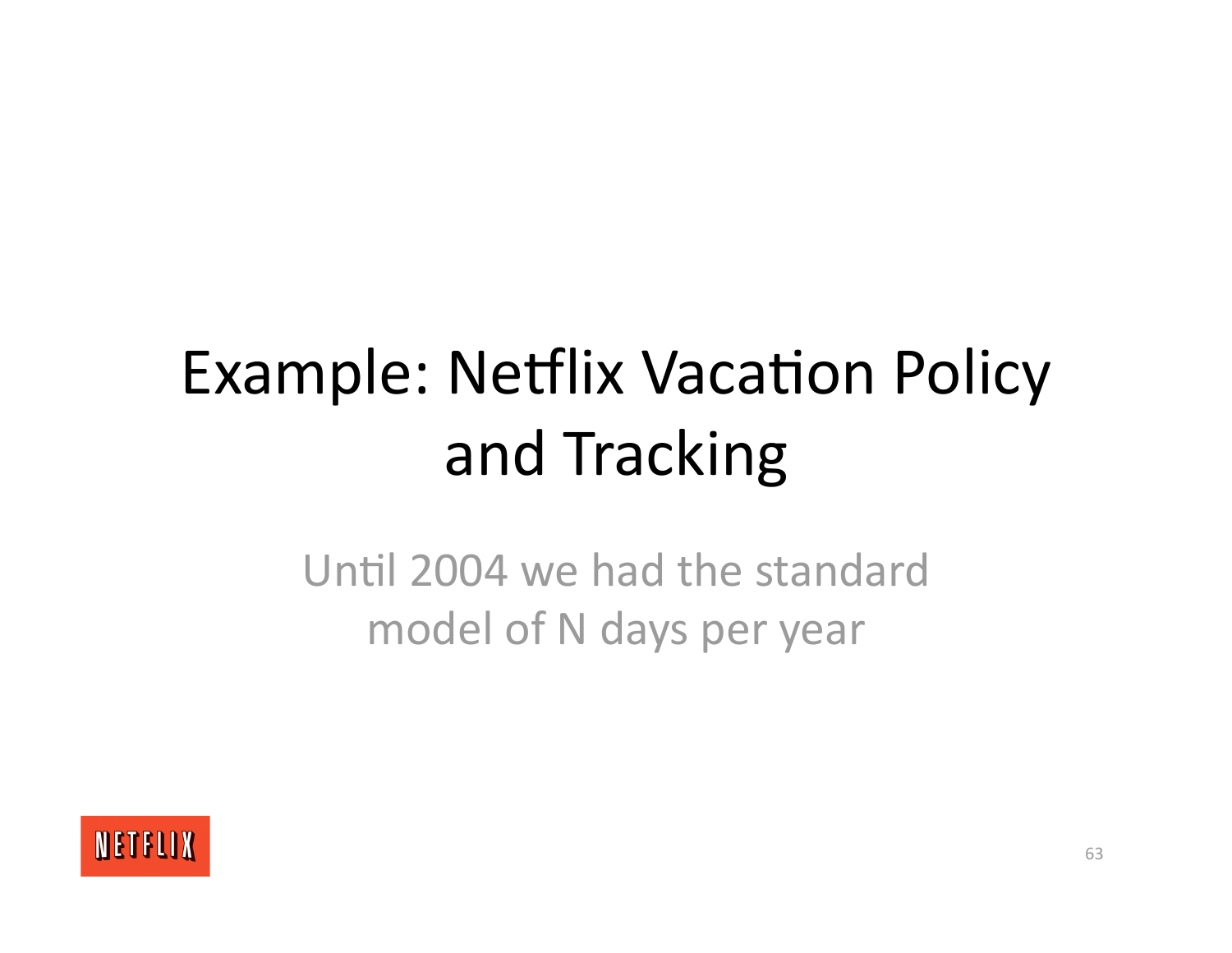# Example: Netflix Vacation Policy and Tracking

Until 2004 we had the standard model of N days per year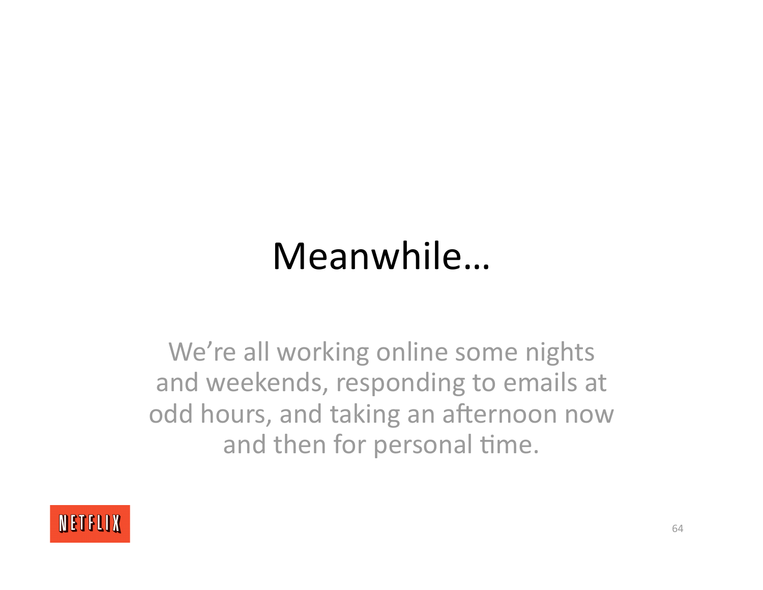# Meanwhile…

We're all working online some nights and weekends, responding to emails at odd hours, and taking an afternoon now and then for personal time.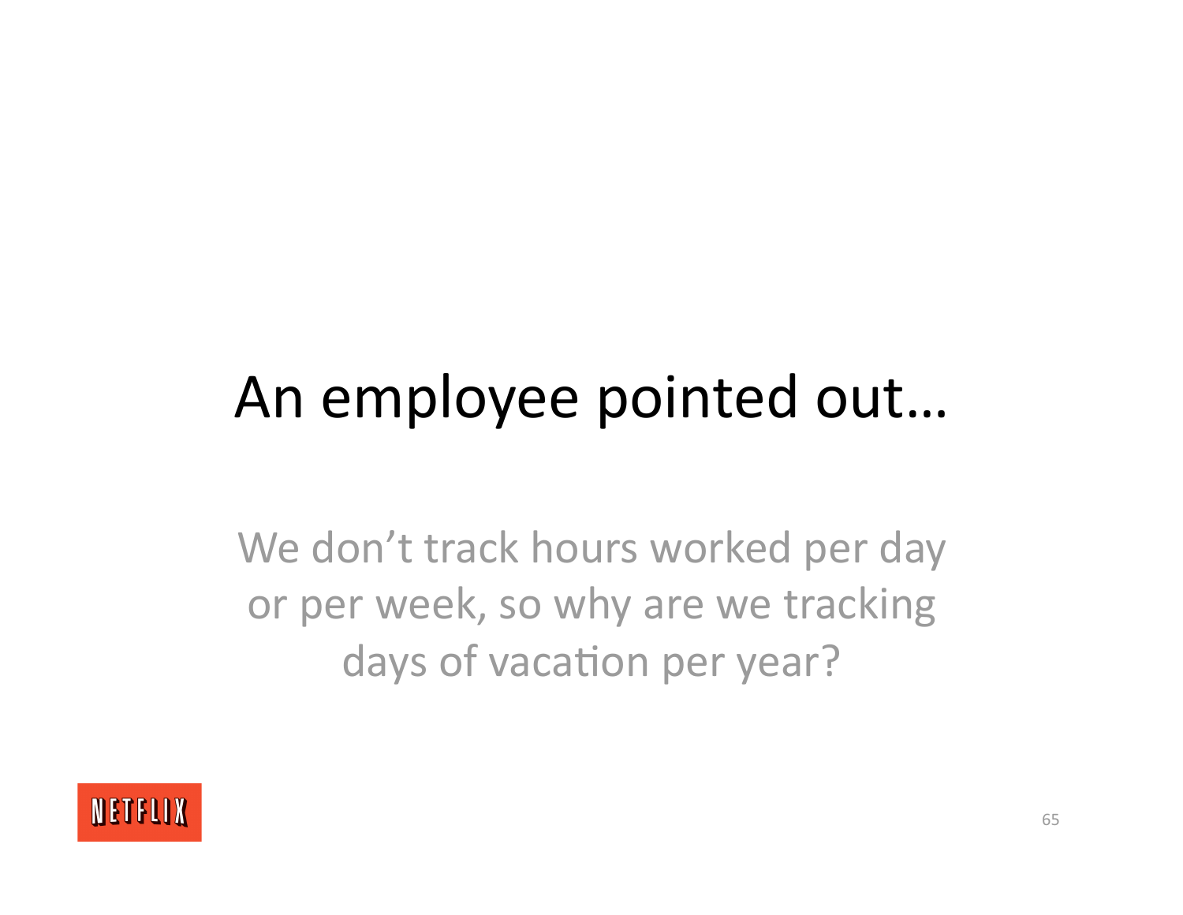# An employee pointed out…

We don't track hours worked per day or per week, so why are we tracking days of vacation per year?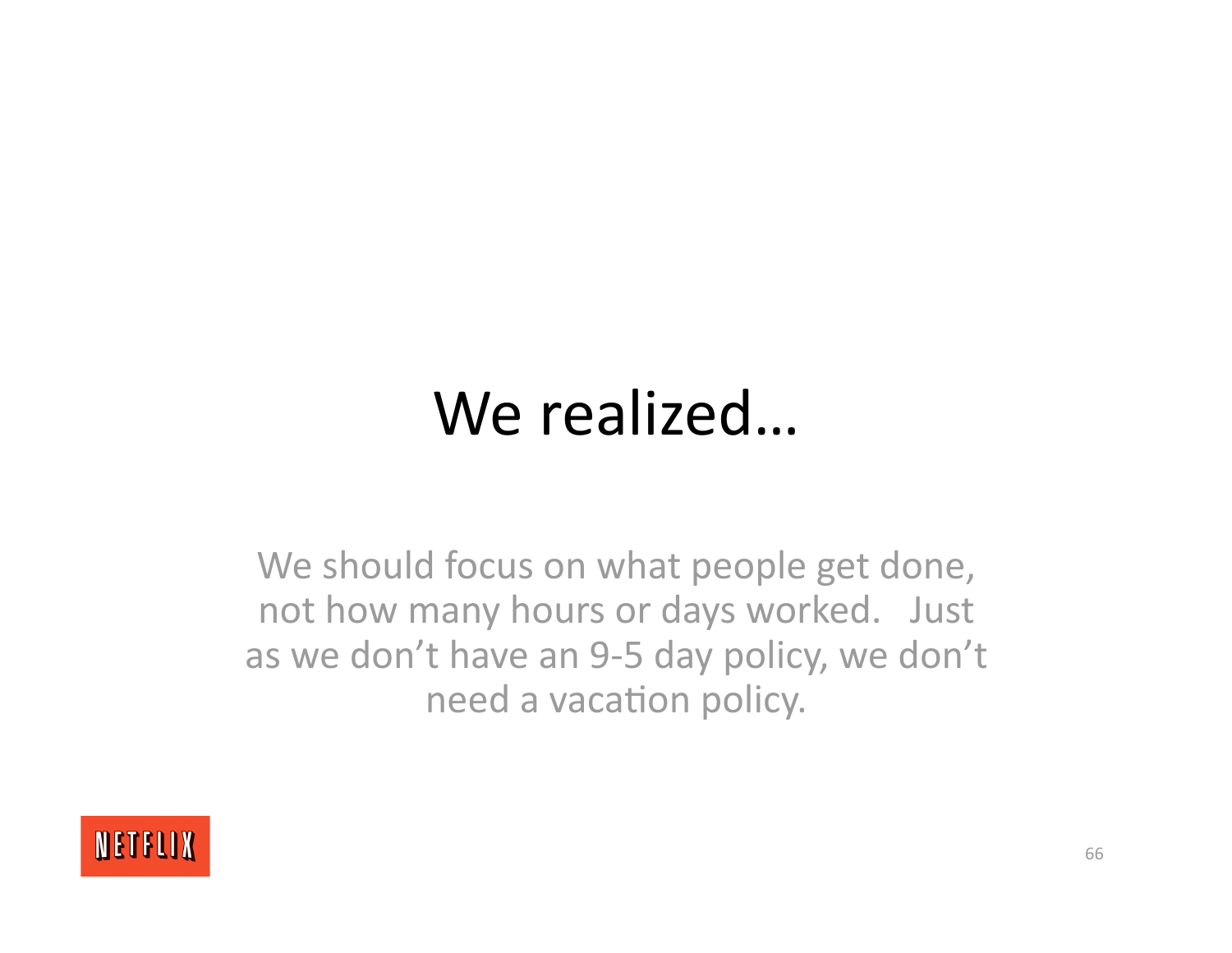# We realized…

We should focus on what people get done, not how many hours or days worked. Just as we don't have an 9-5 day policy, we don't need a vacation policy.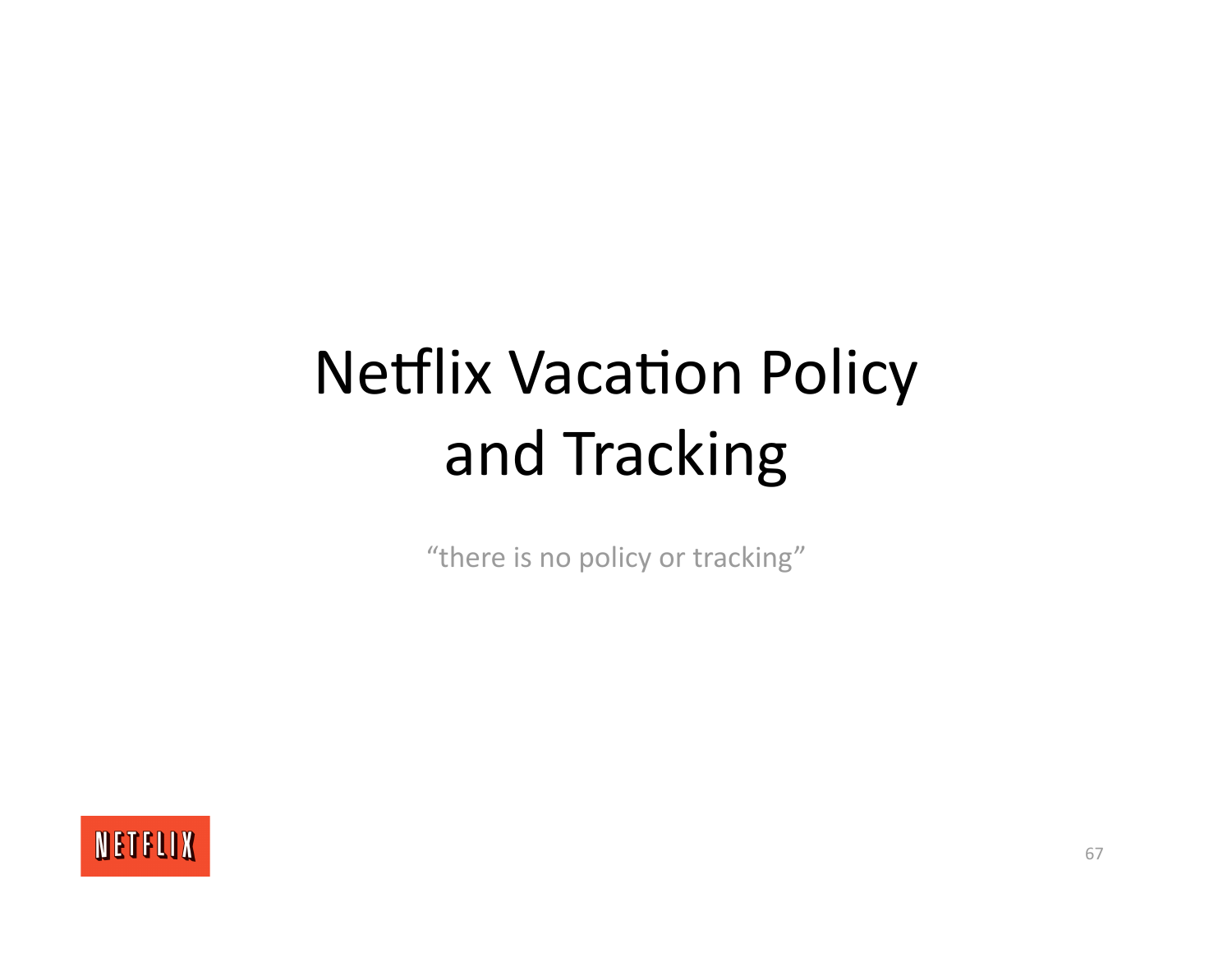# Netflix Vacation Policy and Tracking

"there is no policy or tracking"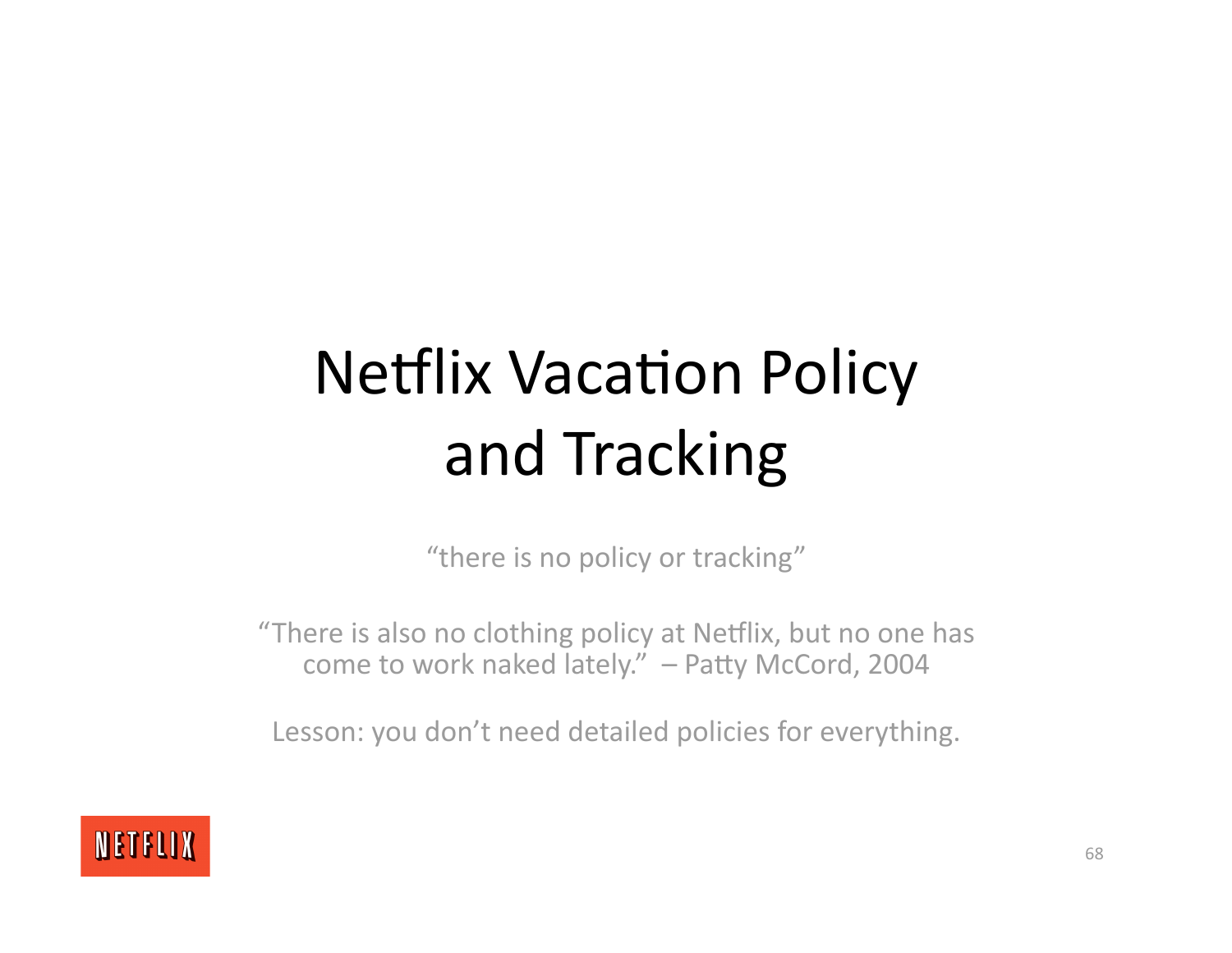# Netflix Vacation Policy and Tracking

"there is no policy or tracking"

"There is also no clothing policy at Netflix, but no one has come to work naked lately." – Patty McCord, 2004

Lesson: you don't need detailed policies for everything.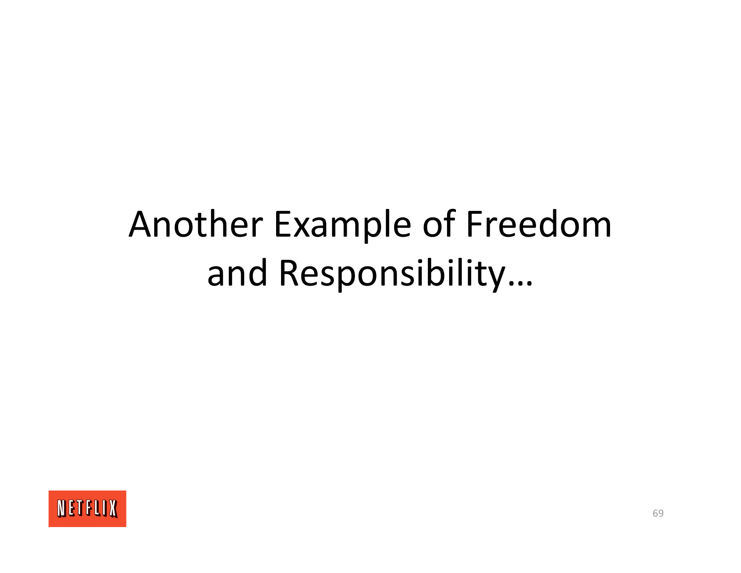# Another Example of Freedom and Responsibility…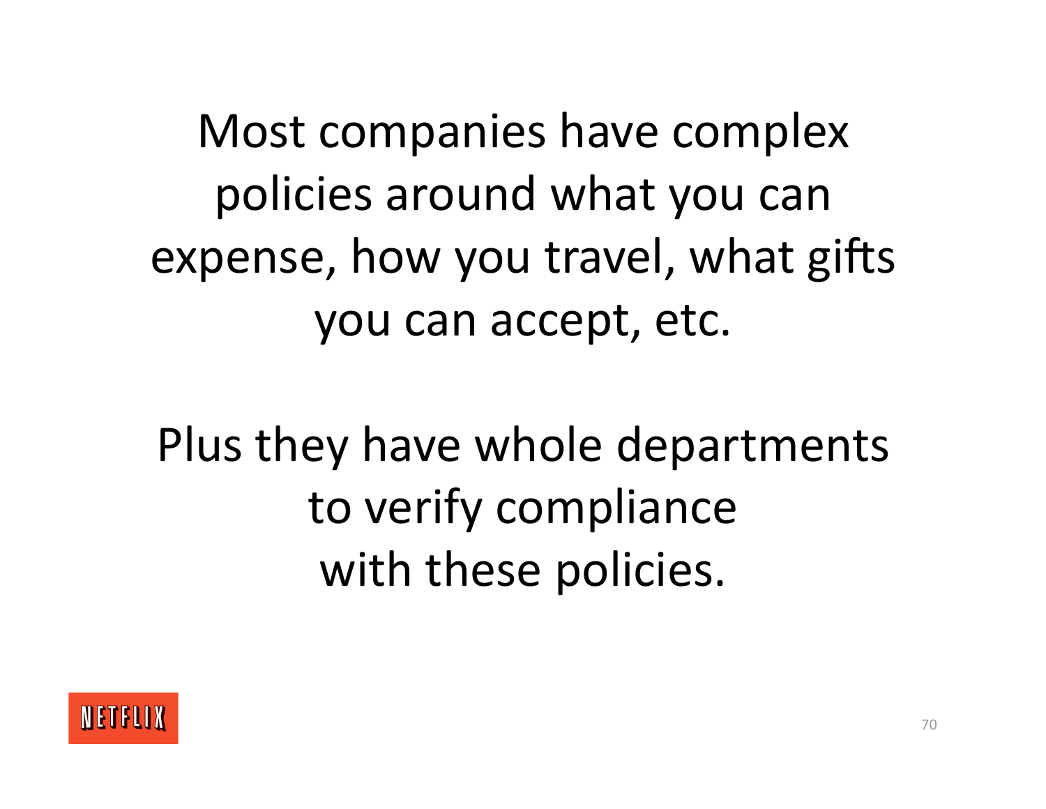Most companies have complex policies around what you can expense, how you travel, what gifts you can accept, etc.

Plus they have whole departments to verify compliance with these policies.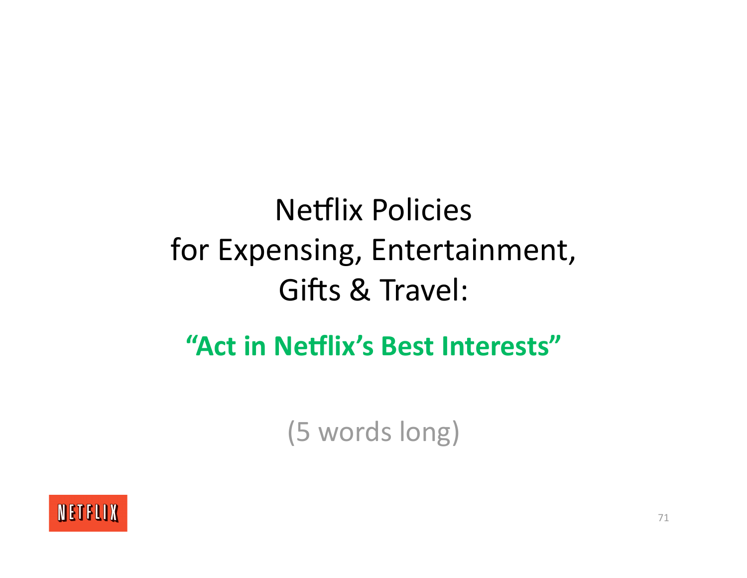# Netflix Policies for Expensing, Entertainment, Gifts & Travel:

**"Act in Netflix's Best Interests"**

(5 words long)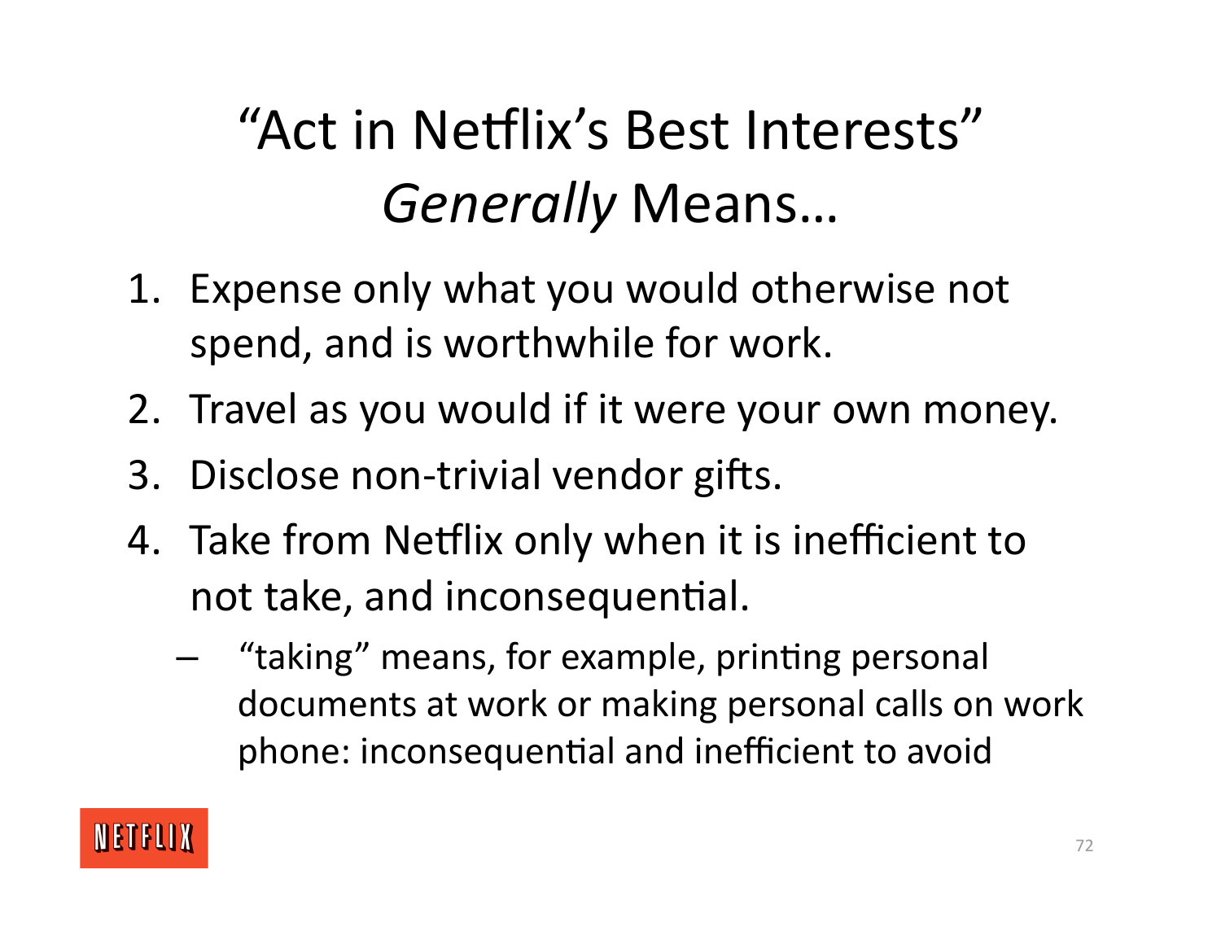# "Act in Netflix's Best Interests" *Generally* Means…

1. Expense only what you would otherwise not spend, and is worthwhile for work.
2. Travel as you would if it were your own money.
3. Disclose non-trivial vendor gifts.
4. Take from Netflix only when it is inefficient to not take, and inconsequential.
   - "taking" means, for example, printing personal documents at work or making personal calls on work phone: inconsequential and inefficient to avoid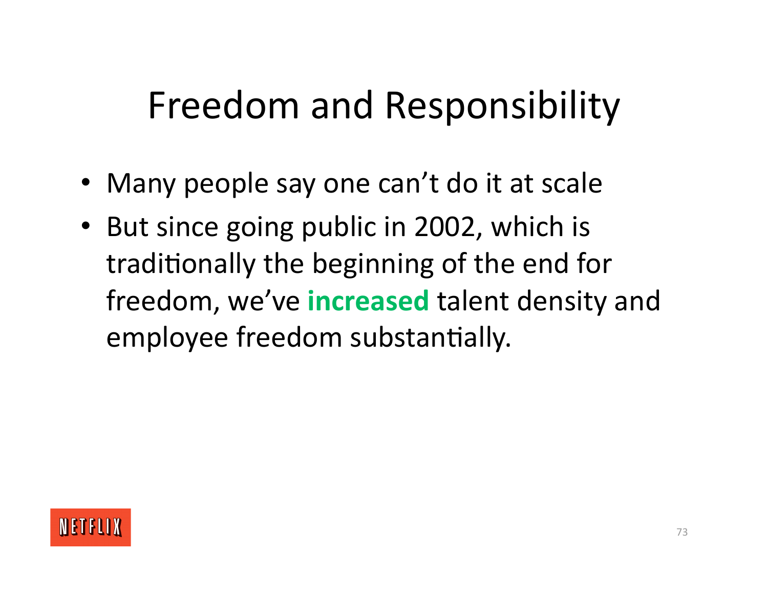# Freedom and Responsibility

- Many people say one can't do it at scale
- But since going public in 2002, which is traditionally the beginning of the end for freedom, we've **increased** talent density and employee freedom substantially.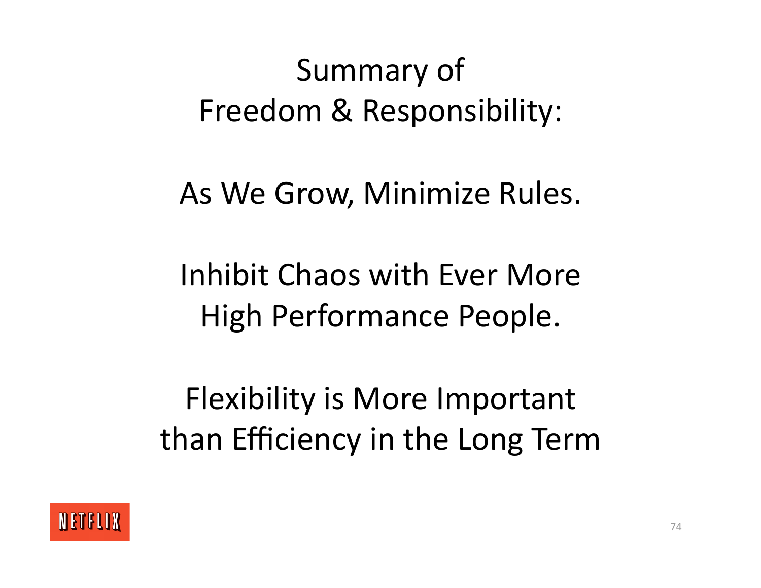# Summary of Freedom & Responsibility:

As We Grow, Minimize Rules.

Inhibit Chaos with Ever More High Performance People.

Flexibility is More Important than Efficiency in the Long Term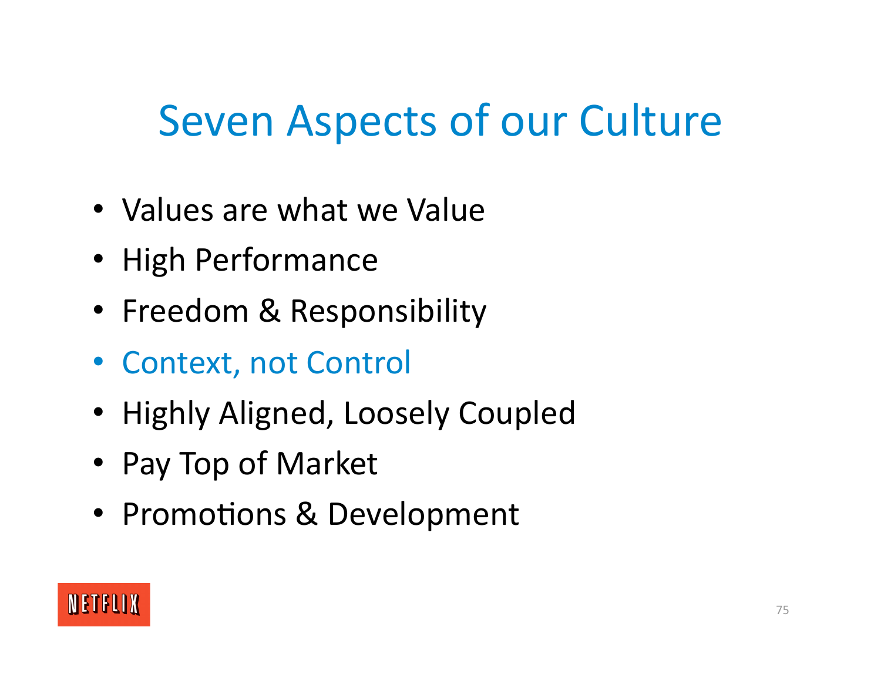# Seven Aspects of our Culture

- Values are what we Value
- High Performance
- Freedom & Responsibility
- Context, not Control
- Highly Aligned, Loosely Coupled
- Pay Top of Market
- Promotions & Development

NETFLIX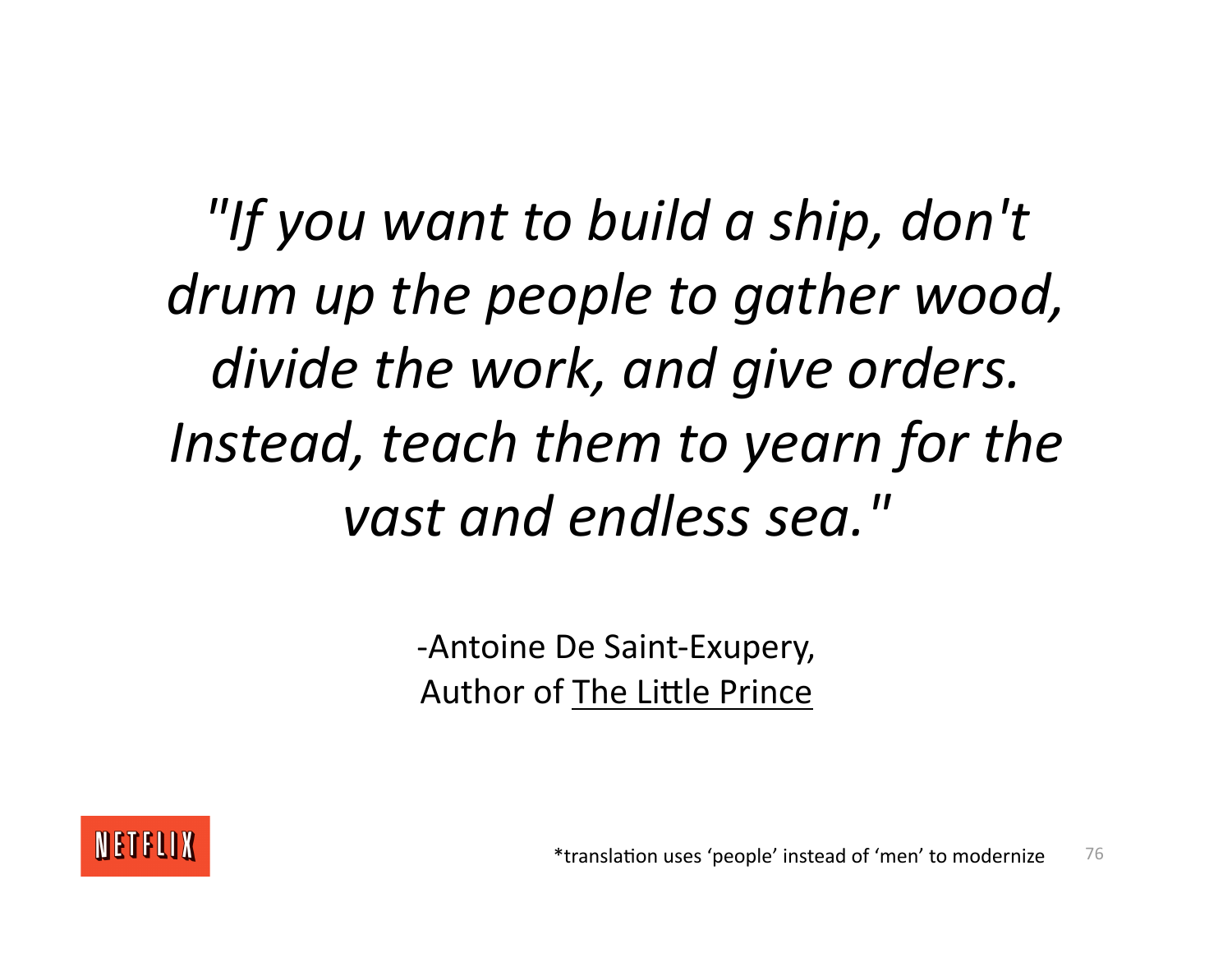*"If you want to build a ship, don't drum up the people to gather wood, divide the work, and give orders. Instead, teach them to yearn for the vast and endless sea."*

-Antoine De Saint-Exupery,
Author of The Little Prince

NETFLIX

*translation uses 'people' instead of 'men' to modernize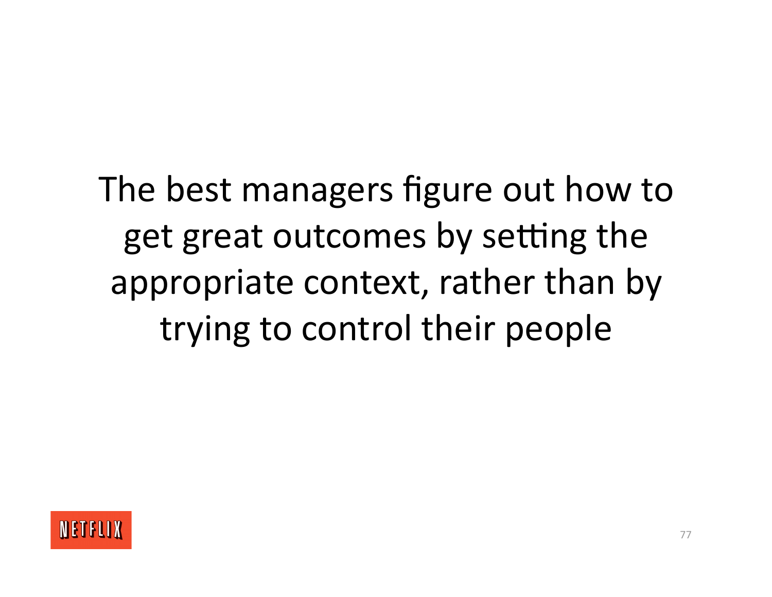The best managers figure out how to get great outcomes by setting the appropriate context, rather than by trying to control their people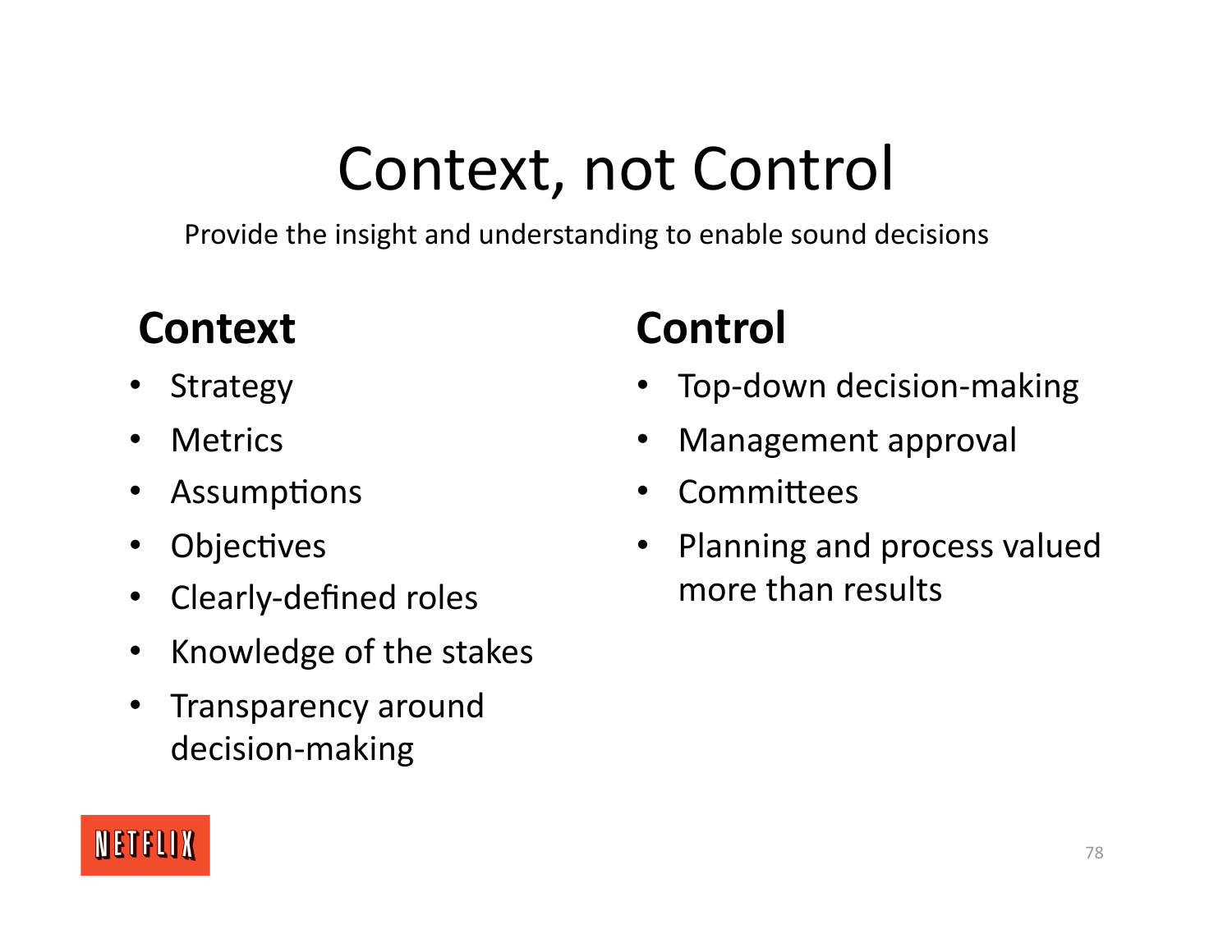# Context, not Control

Provide the insight and understanding to enable sound decisions

## Context

- Strategy
- Metrics
- Assumptions
- Objectives
- Clearly-defined roles
- Knowledge of the stakes
- Transparency around decision-making

## Control

- Top-down decision-making
- Management approval
- Committees
- Planning and process valued more than results

NETFLIX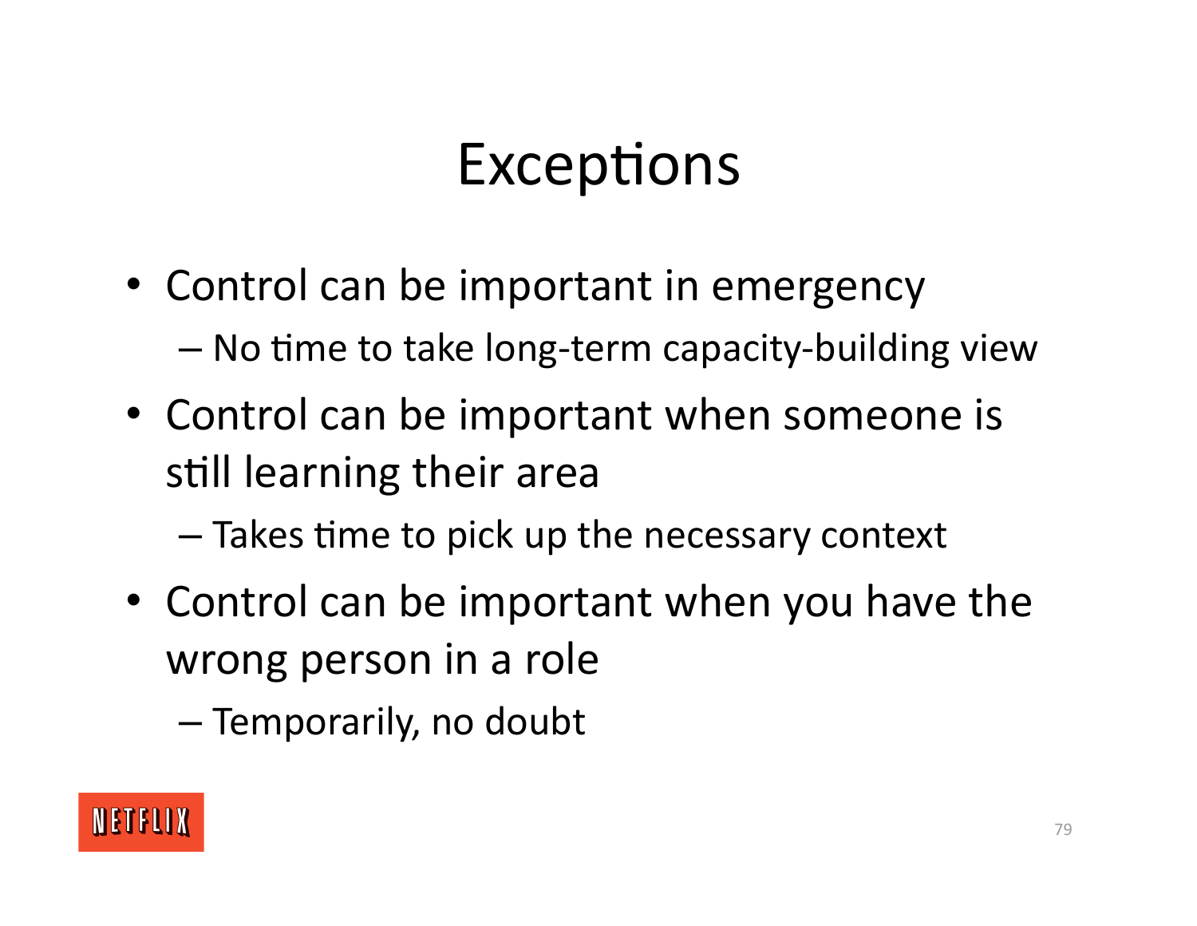# Exceptions

- Control can be important in emergency
  - No time to take long-term capacity-building view
- Control can be important when someone is still learning their area
  - Takes time to pick up the necessary context
- Control can be important when you have the wrong person in a role
  - Temporarily, no doubt

NETFLIX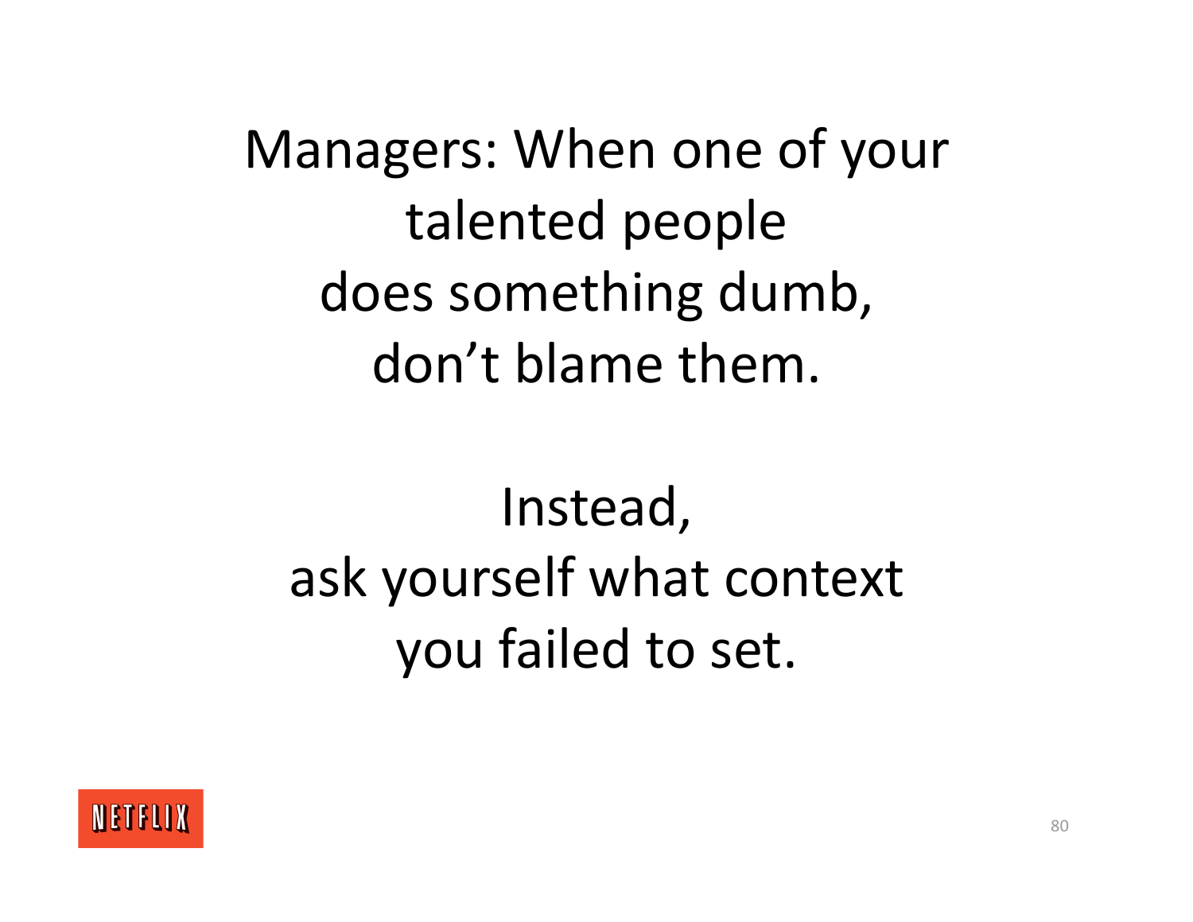Managers: When one of your talented people does something dumb, don't blame them.

Instead, ask yourself what context you failed to set.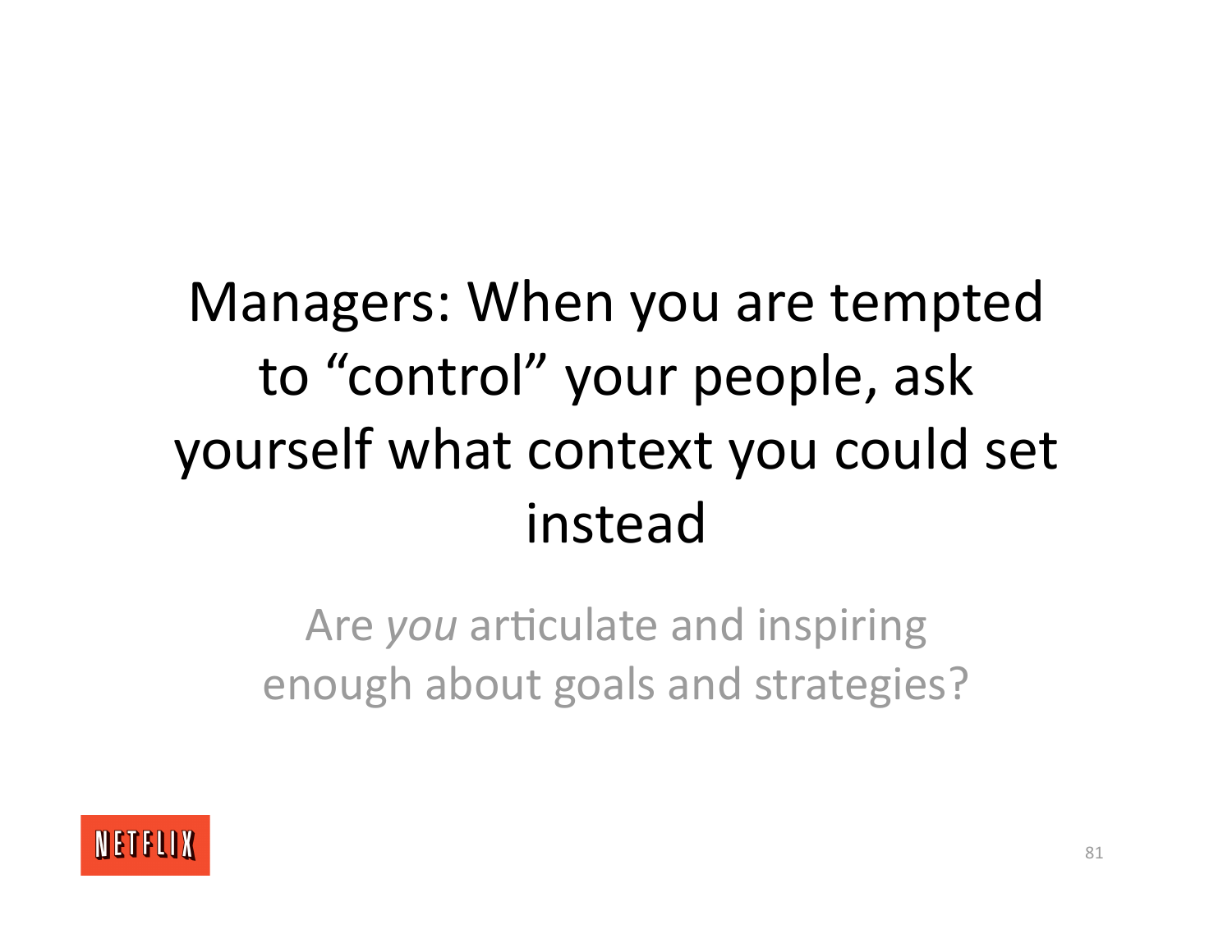# Managers: When you are tempted to "control" your people, ask yourself what context you could set instead

Are *you* articulate and inspiring enough about goals and strategies?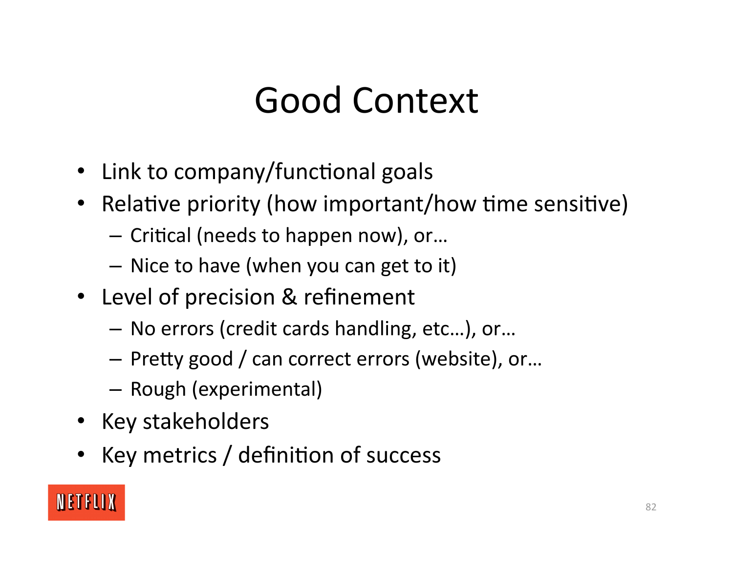# Good Context

- Link to company/functional goals
- Relative priority (how important/how time sensitive)
  - Critical (needs to happen now), or…
  - Nice to have (when you can get to it)
- Level of precision & refinement
  - No errors (credit cards handling, etc…), or…
  - Pretty good / can correct errors (website), or…
  - Rough (experimental)
- Key stakeholders
- Key metrics / definition of success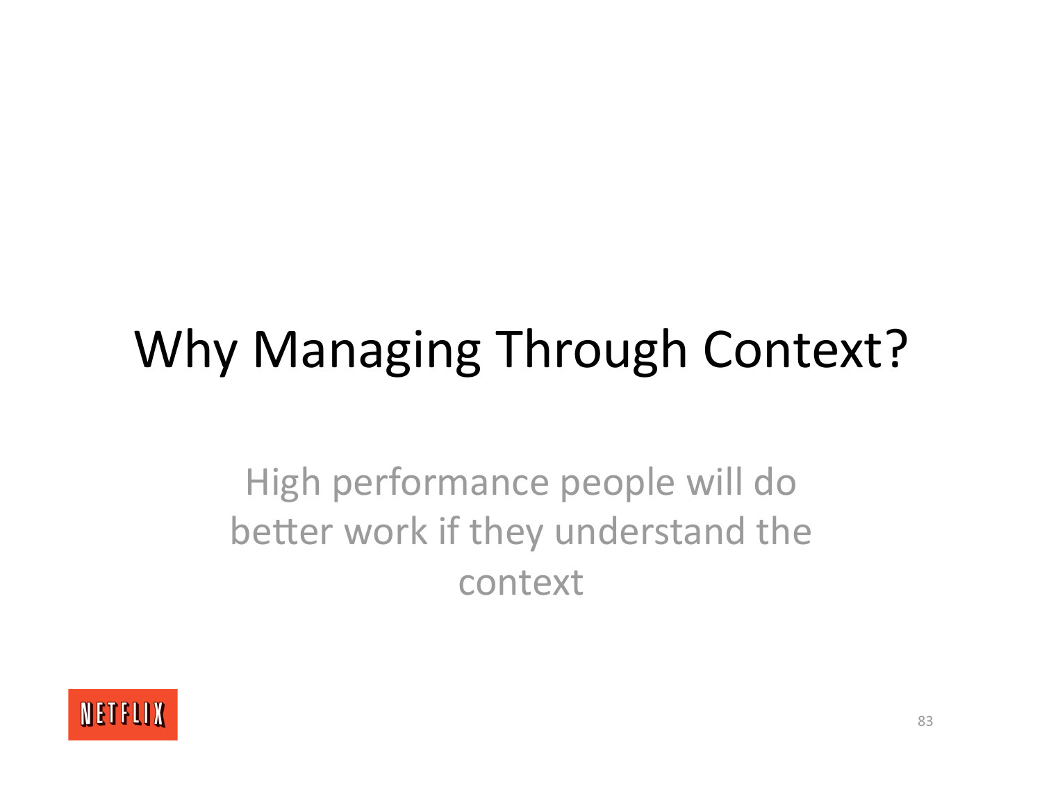# Why Managing Through Context?

High performance people will do better work if they understand the context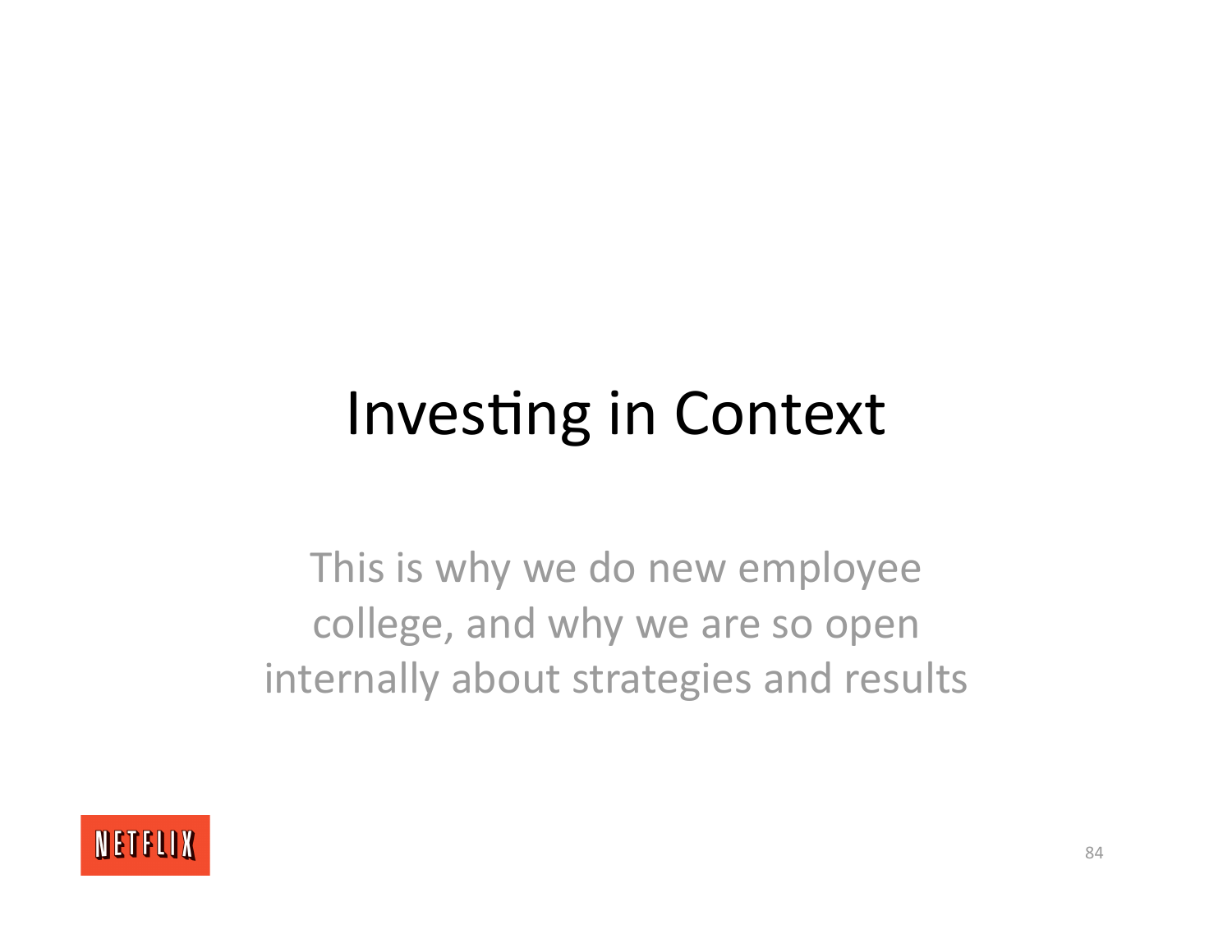# Investing in Context

This is why we do new employee college, and why we are so open internally about strategies and results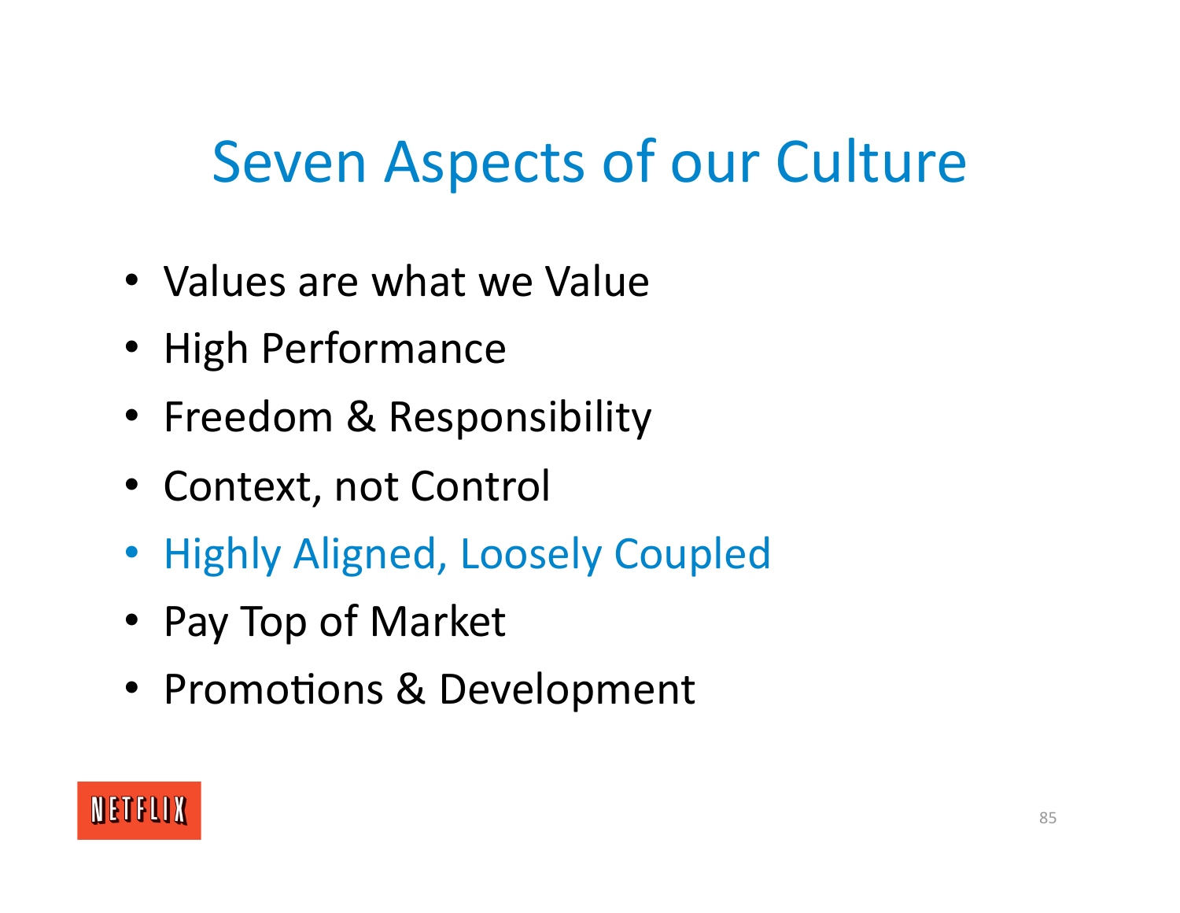# Seven Aspects of our Culture

- Values are what we Value
- High Performance
- Freedom & Responsibility
- Context, not Control
- Highly Aligned, Loosely Coupled
- Pay Top of Market
- Promotions & Development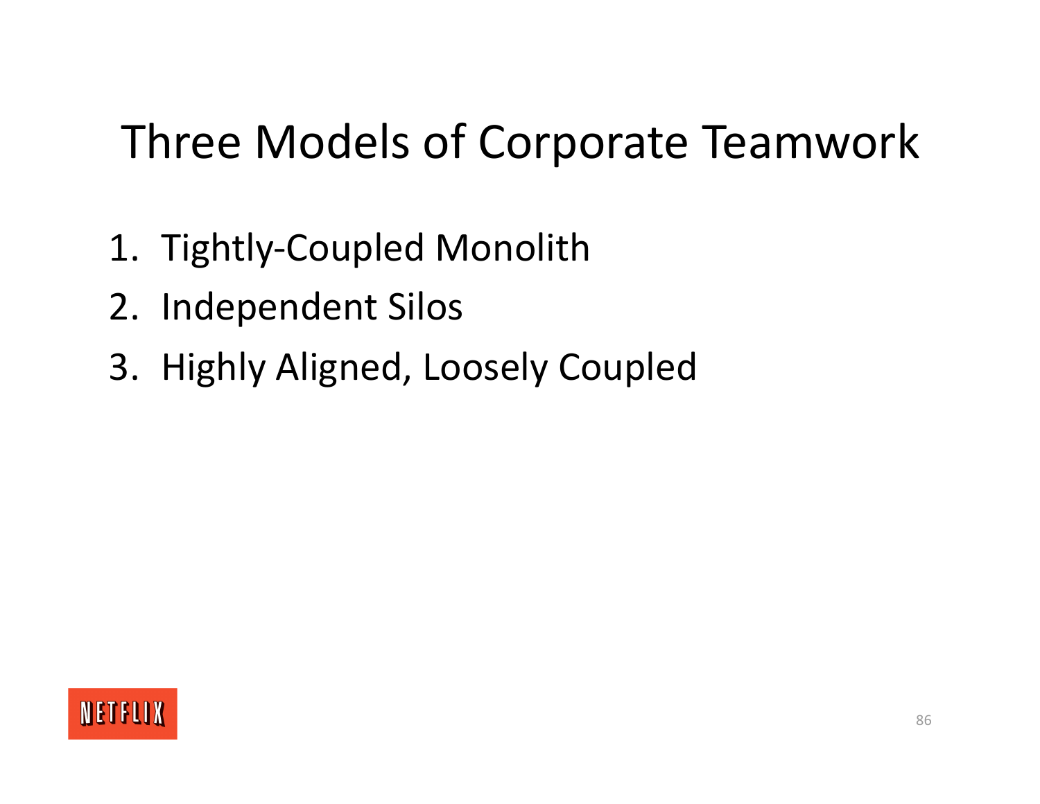# Three Models of Corporate Teamwork

1. Tightly-Coupled Monolith
2. Independent Silos
3. Highly Aligned, Loosely Coupled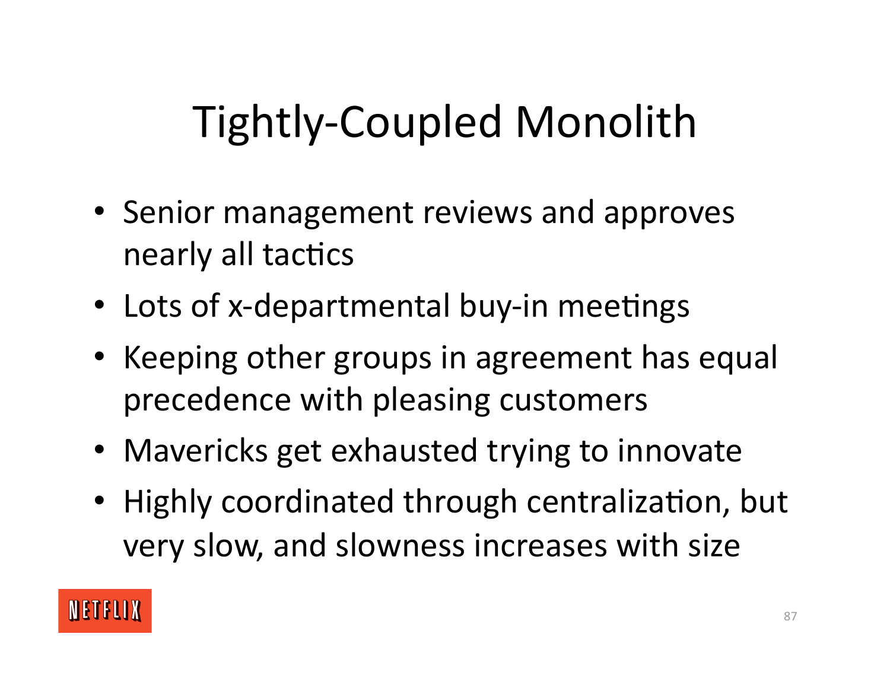# Tightly-Coupled Monolith

- Senior management reviews and approves nearly all tactics
- Lots of x-departmental buy-in meetings
- Keeping other groups in agreement has equal precedence with pleasing customers
- Mavericks get exhausted trying to innovate
- Highly coordinated through centralization, but very slow, and slowness increases with size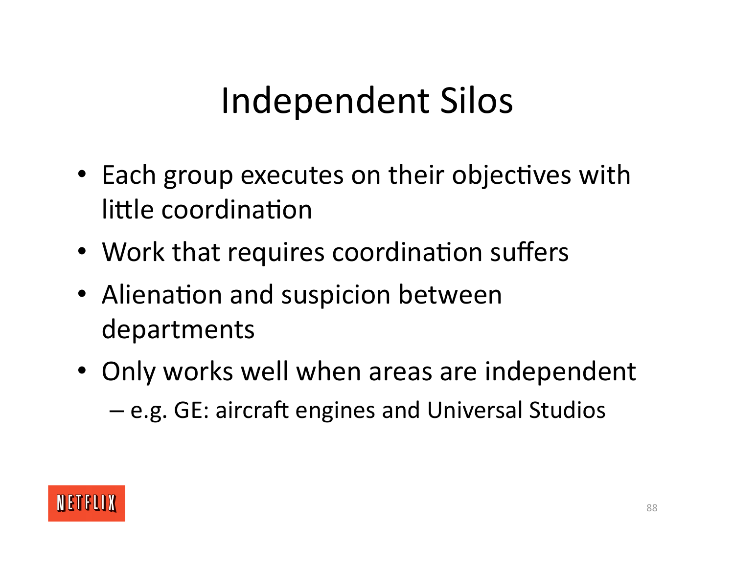# Independent Silos

- Each group executes on their objectives with little coordination
- Work that requires coordination suffers
- Alienation and suspicion between departments
- Only works well when areas are independent
  - e.g. GE: aircraft engines and Universal Studios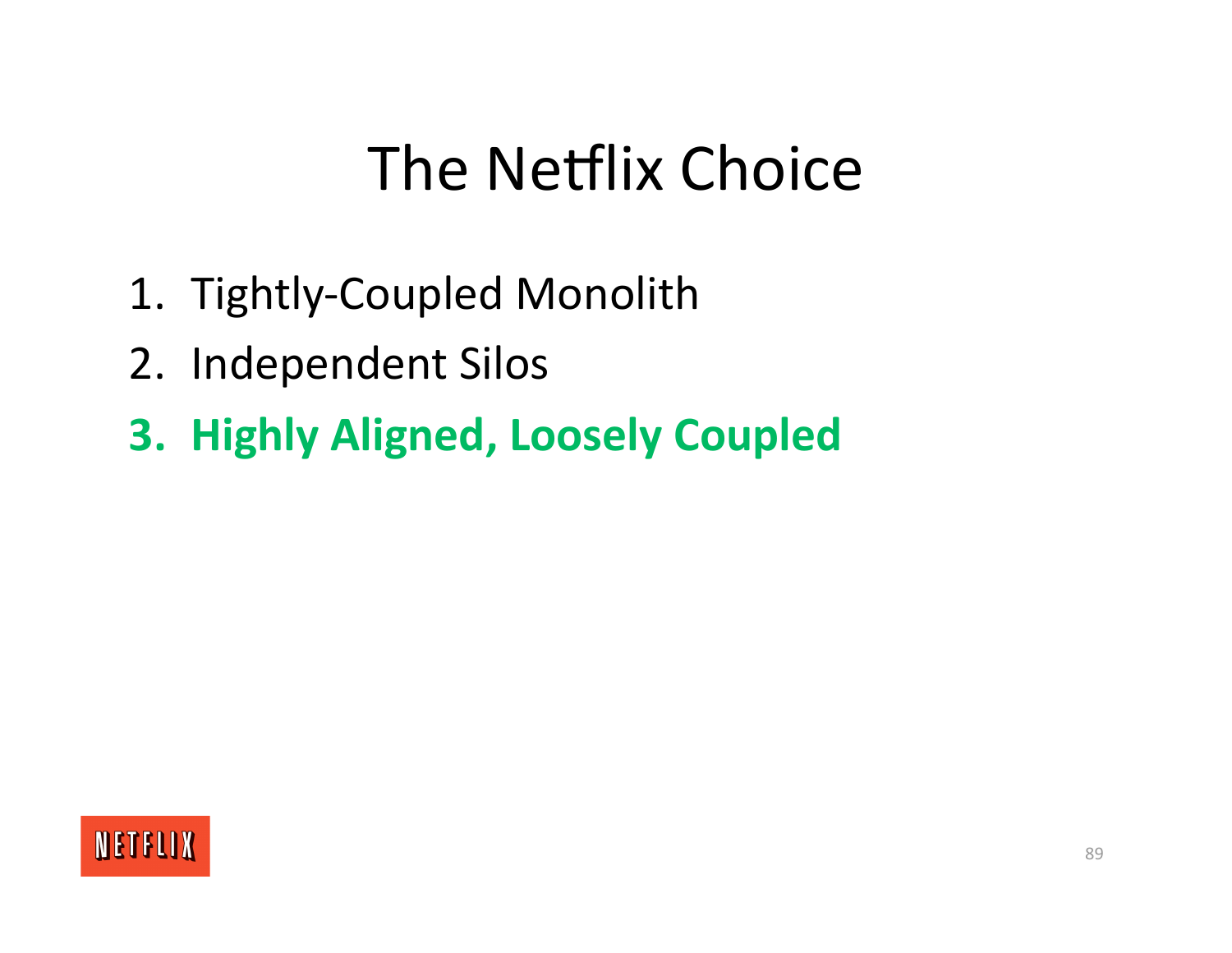# The Netflix Choice

1. Tightly-Coupled Monolith
2. Independent Silos
3. **Highly Aligned, Loosely Coupled**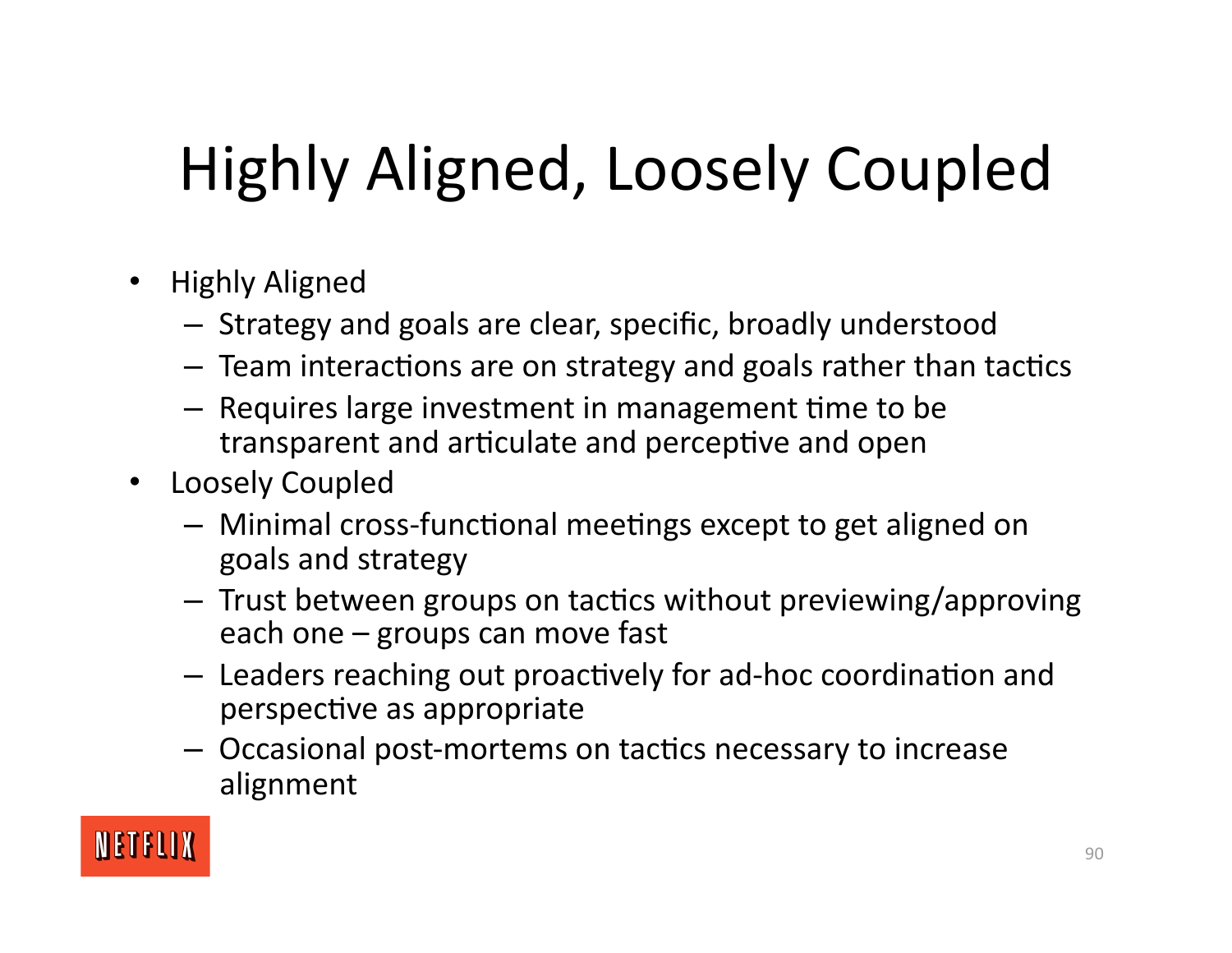# Highly Aligned, Loosely Coupled

- Highly Aligned
  - Strategy and goals are clear, specific, broadly understood
  - Team interactions are on strategy and goals rather than tactics
  - Requires large investment in management time to be transparent and articulate and perceptive and open
- Loosely Coupled
  - Minimal cross-functional meetings except to get aligned on goals and strategy
  - Trust between groups on tactics without previewing/approving each one – groups can move fast
  - Leaders reaching out proactively for ad-hoc coordination and perspective as appropriate
  - Occasional post-mortems on tactics necessary to increase alignment

NETFLIX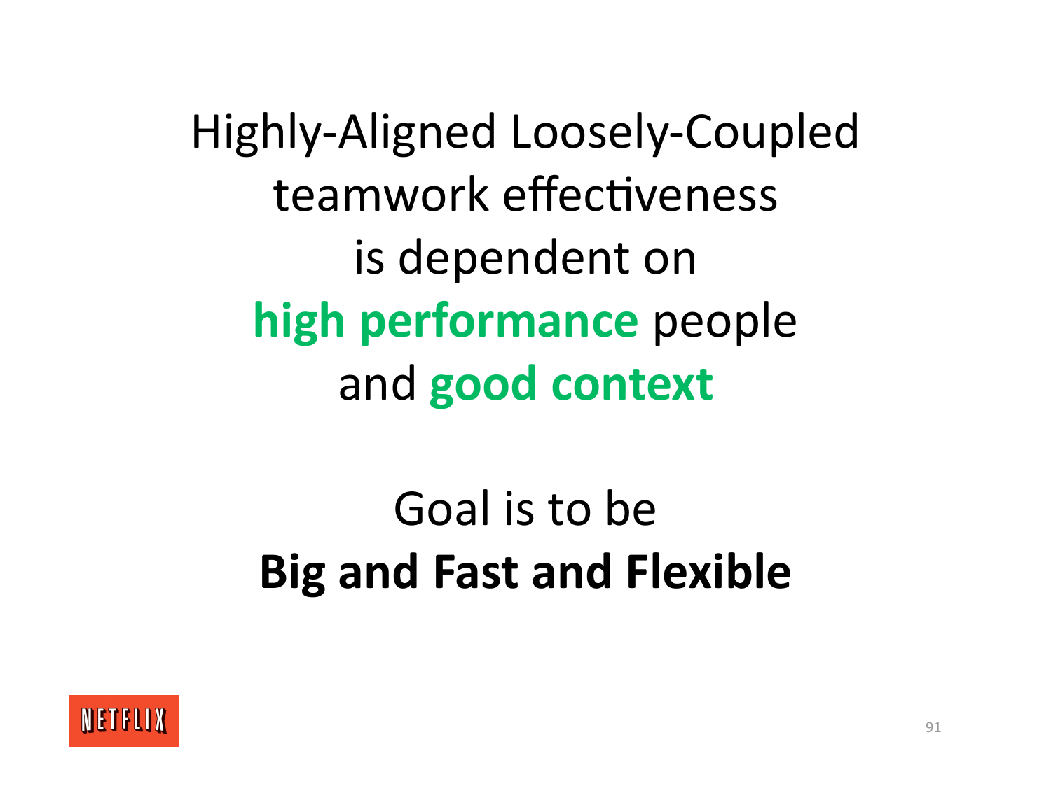Highly-Aligned Loosely-Coupled
teamwork effectiveness
is dependent on
**high performance** people
and **good context**

Goal is to be
**Big and Fast and Flexible**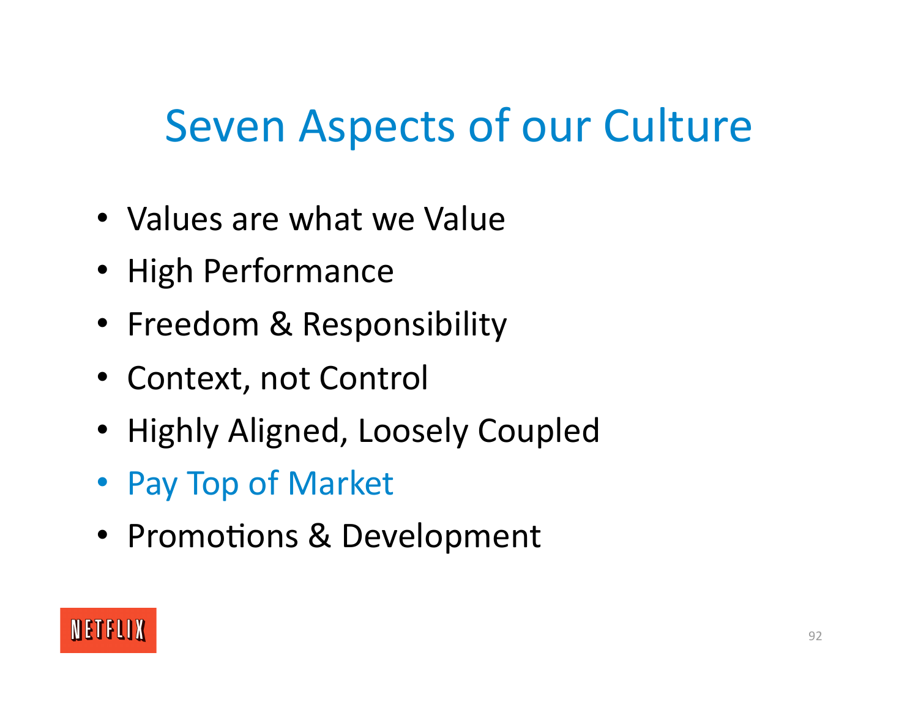# Seven Aspects of our Culture

- Values are what we Value
- High Performance
- Freedom & Responsibility
- Context, not Control
- Highly Aligned, Loosely Coupled
- Pay Top of Market
- Promotions & Development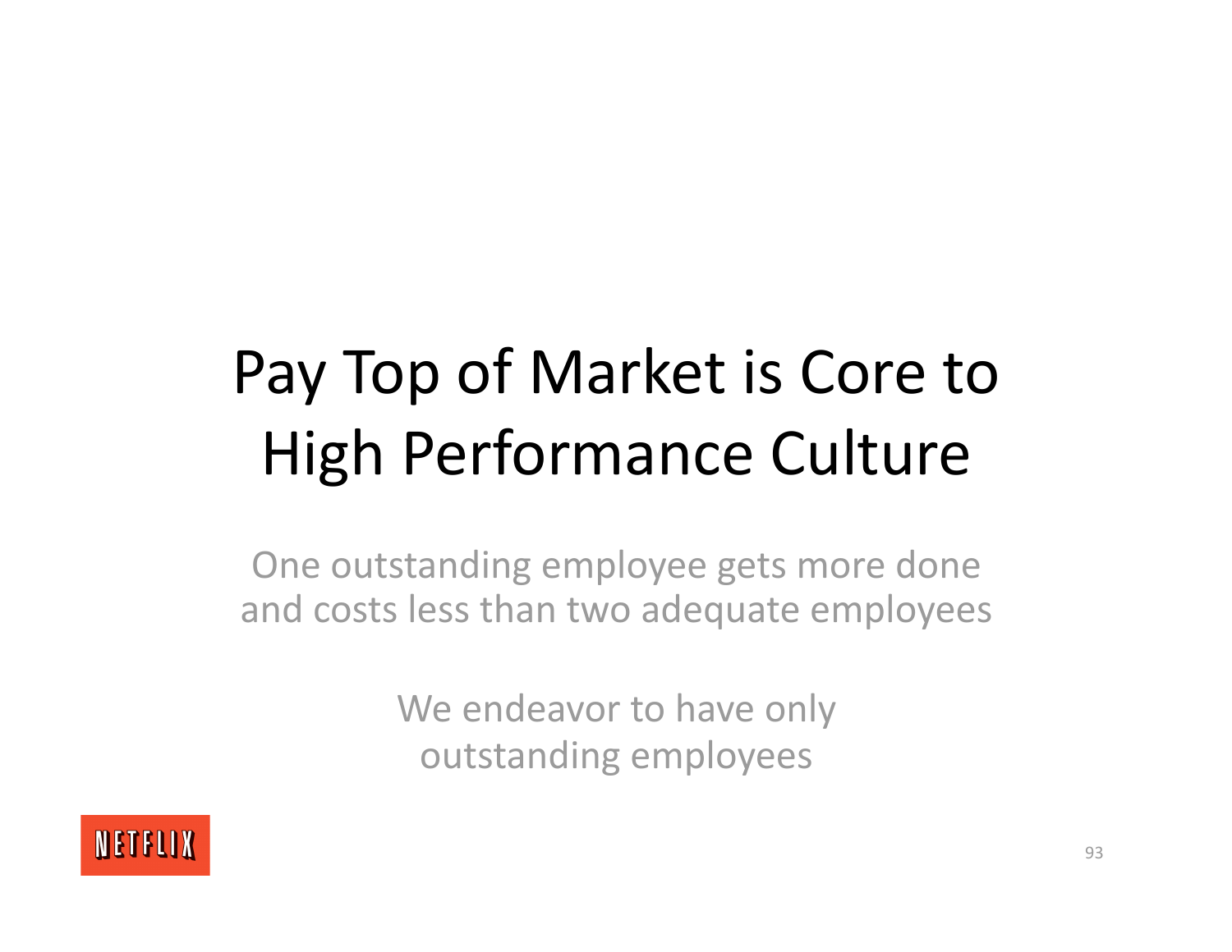# Pay Top of Market is Core to High Performance Culture

One outstanding employee gets more done and costs less than two adequate employees

We endeavor to have only outstanding employees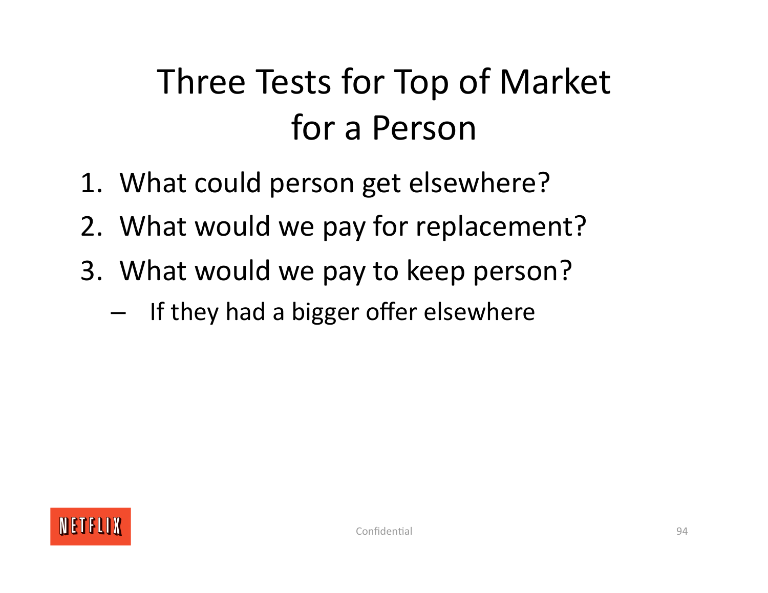# Three Tests for Top of Market for a Person

1. What could person get elsewhere?
2. What would we pay for replacement?
3. What would we pay to keep person?
   – If they had a bigger offer elsewhere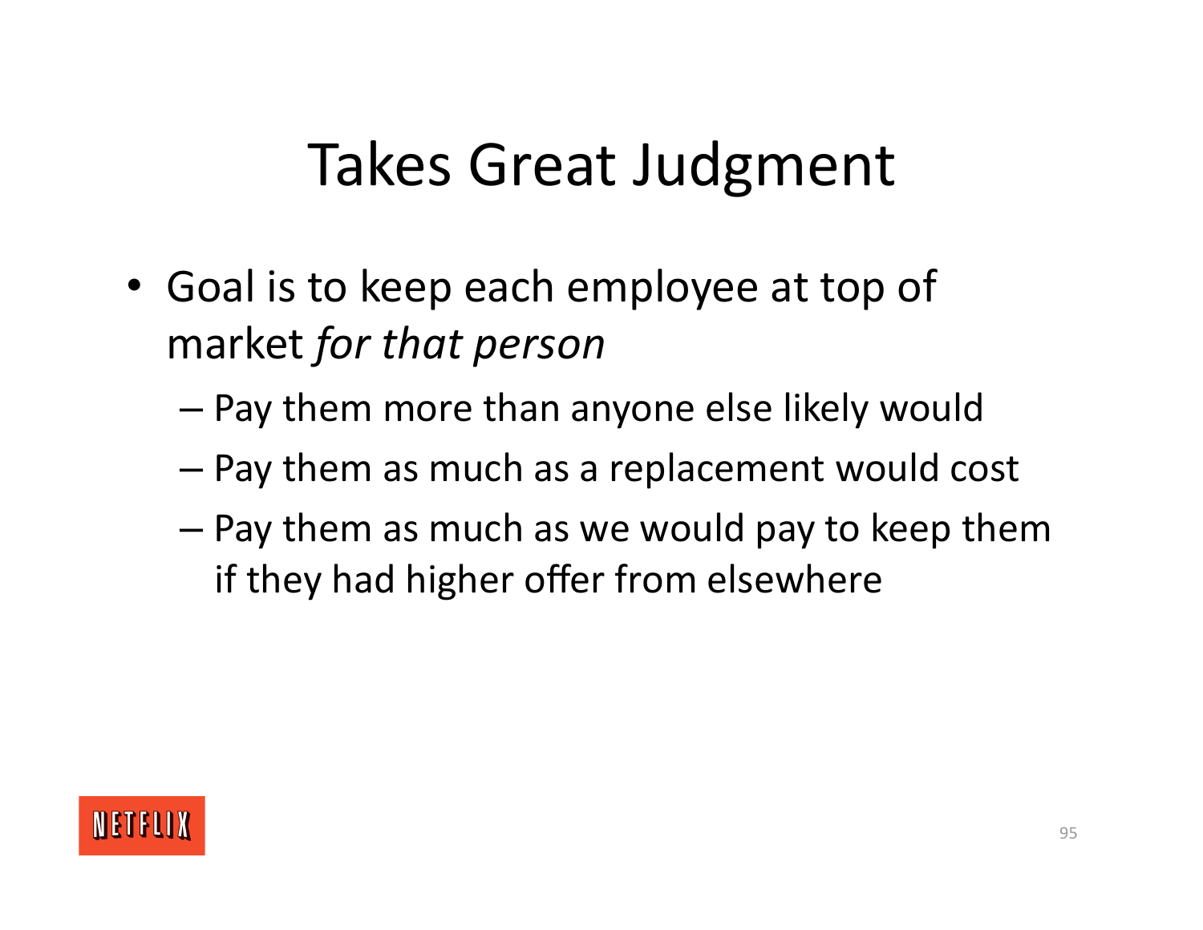# Takes Great Judgment

- Goal is to keep each employee at top of market *for that person*
  - Pay them more than anyone else likely would
  - Pay them as much as a replacement would cost
  - Pay them as much as we would pay to keep them if they had higher offer from elsewhere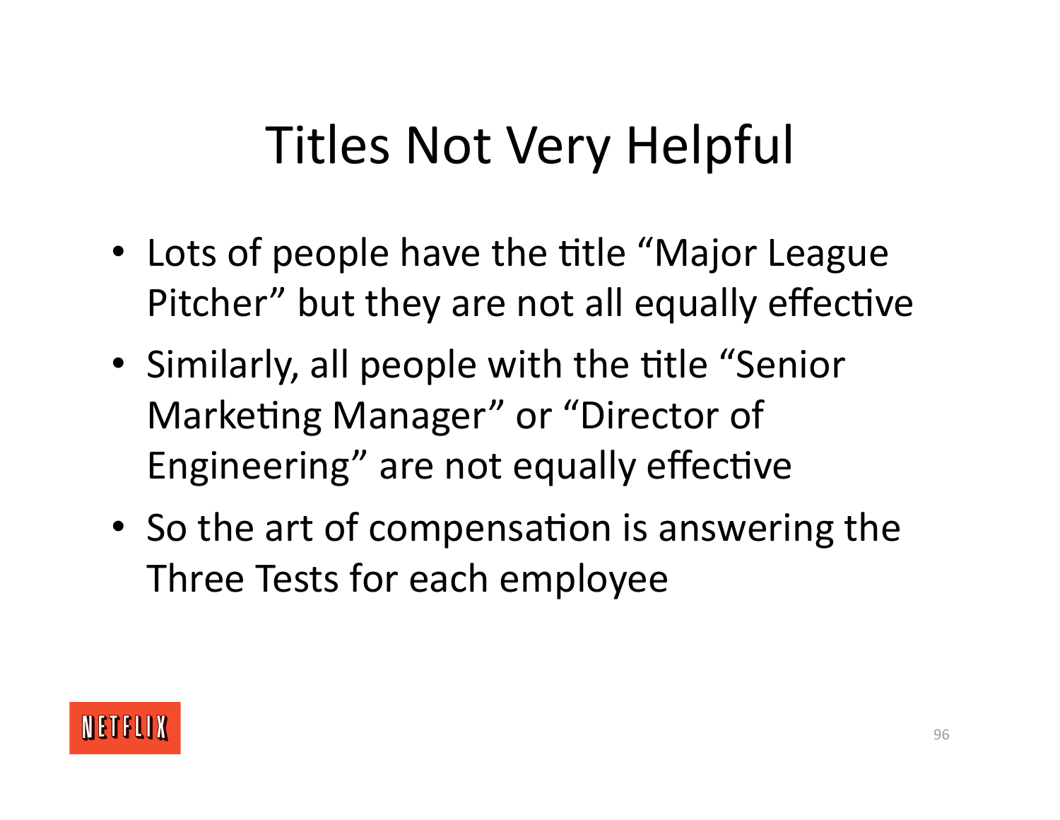# Titles Not Very Helpful

- Lots of people have the title "Major League Pitcher" but they are not all equally effective
- Similarly, all people with the title "Senior Marketing Manager" or "Director of Engineering" are not equally effective
- So the art of compensation is answering the Three Tests for each employee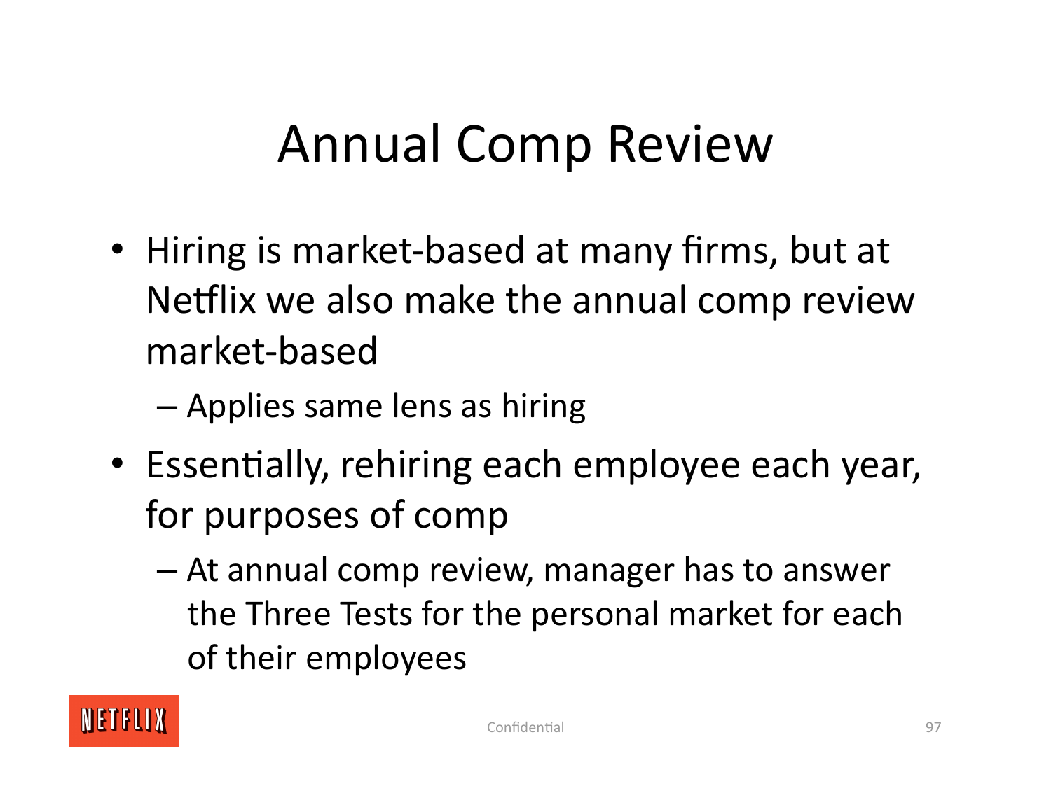# Annual Comp Review

- Hiring is market-based at many firms, but at Netflix we also make the annual comp review market-based
  - Applies same lens as hiring
- Essentially, rehiring each employee each year, for purposes of comp
  - At annual comp review, manager has to answer the Three Tests for the personal market for each of their employees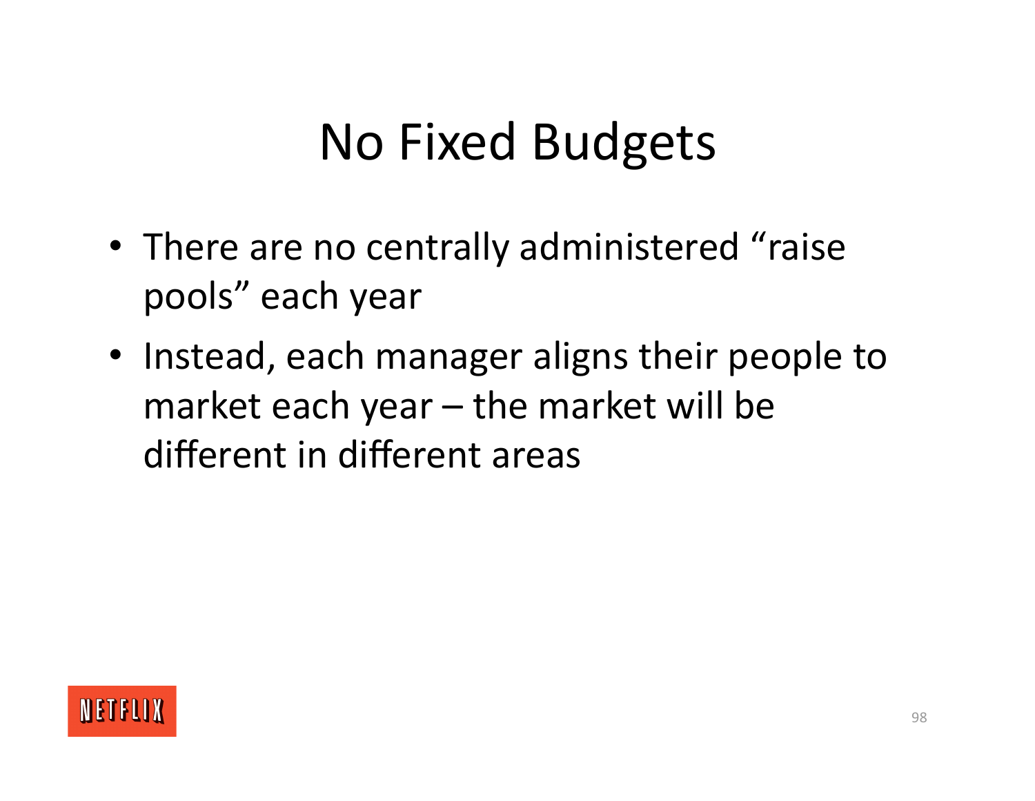# No Fixed Budgets

- There are no centrally administered “raise pools” each year
- Instead, each manager aligns their people to market each year – the market will be different in different areas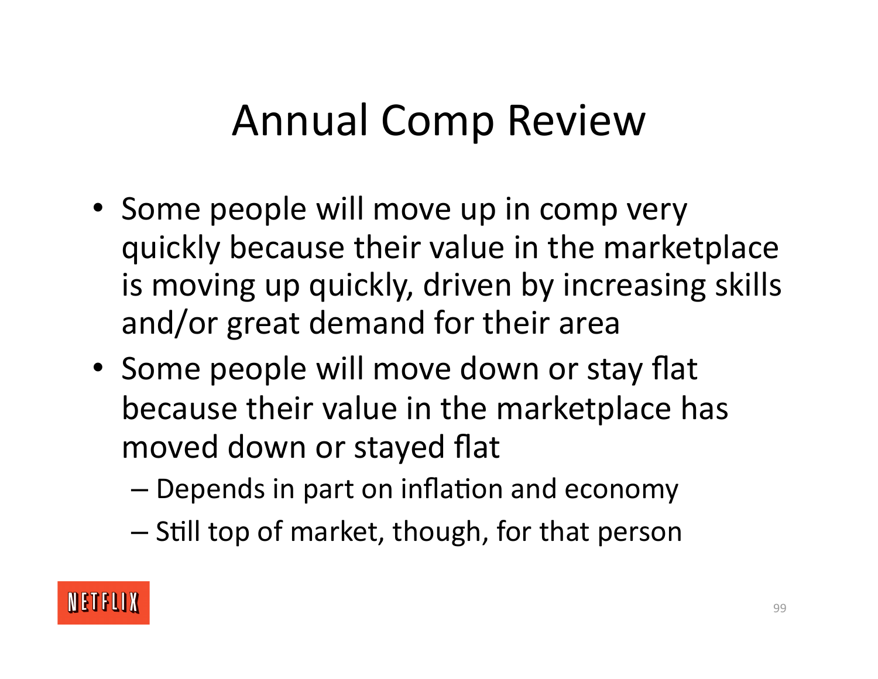# Annual Comp Review

- Some people will move up in comp very quickly because their value in the marketplace is moving up quickly, driven by increasing skills and/or great demand for their area
- Some people will move down or stay flat because their value in the marketplace has moved down or stayed flat
  - Depends in part on inflation and economy
  - Still top of market, though, for that person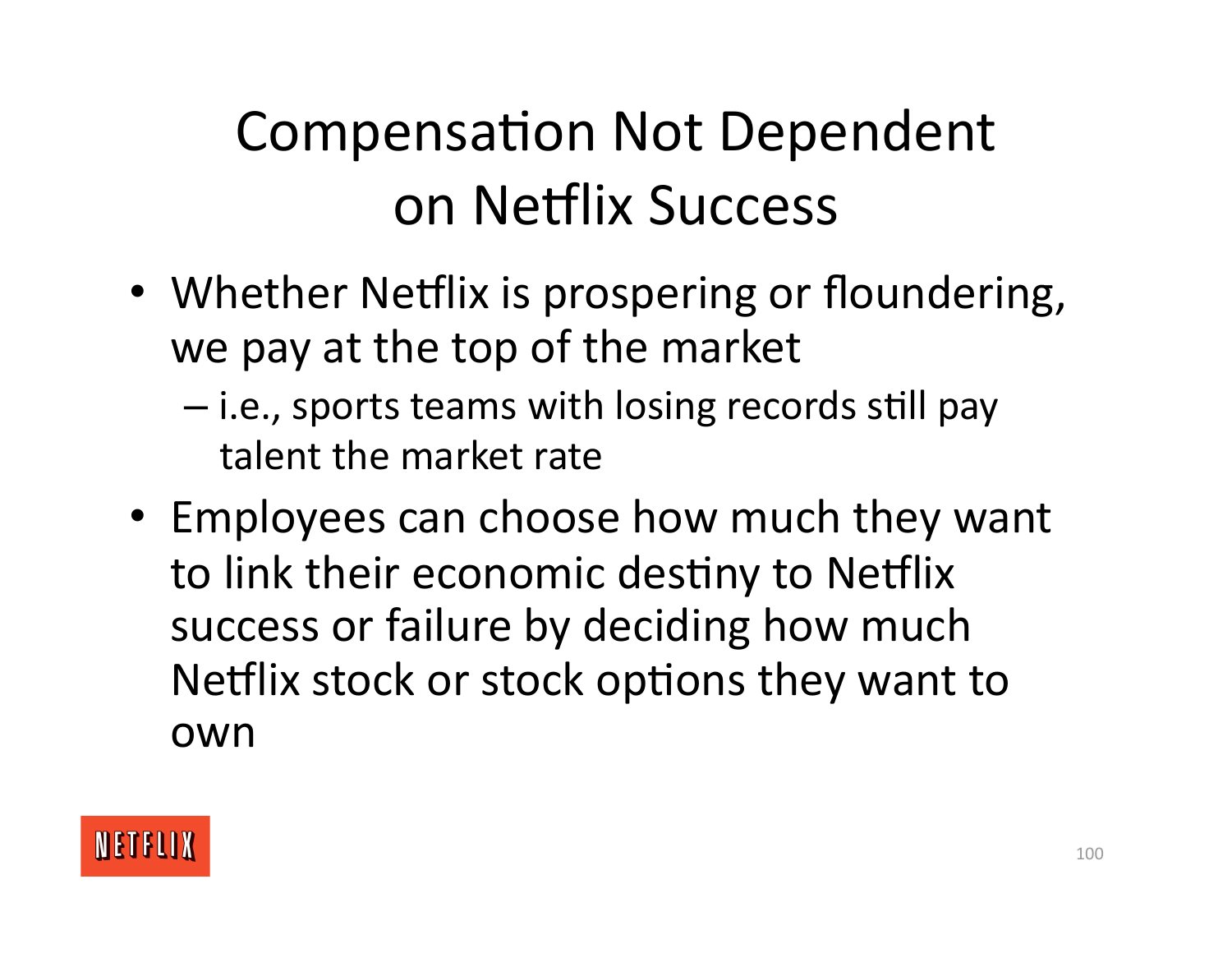# Compensation Not Dependent on Netflix Success

- Whether Netflix is prospering or floundering, we pay at the top of the market
  - i.e., sports teams with losing records still pay talent the market rate
- Employees can choose how much they want to link their economic destiny to Netflix success or failure by deciding how much Netflix stock or stock options they want to own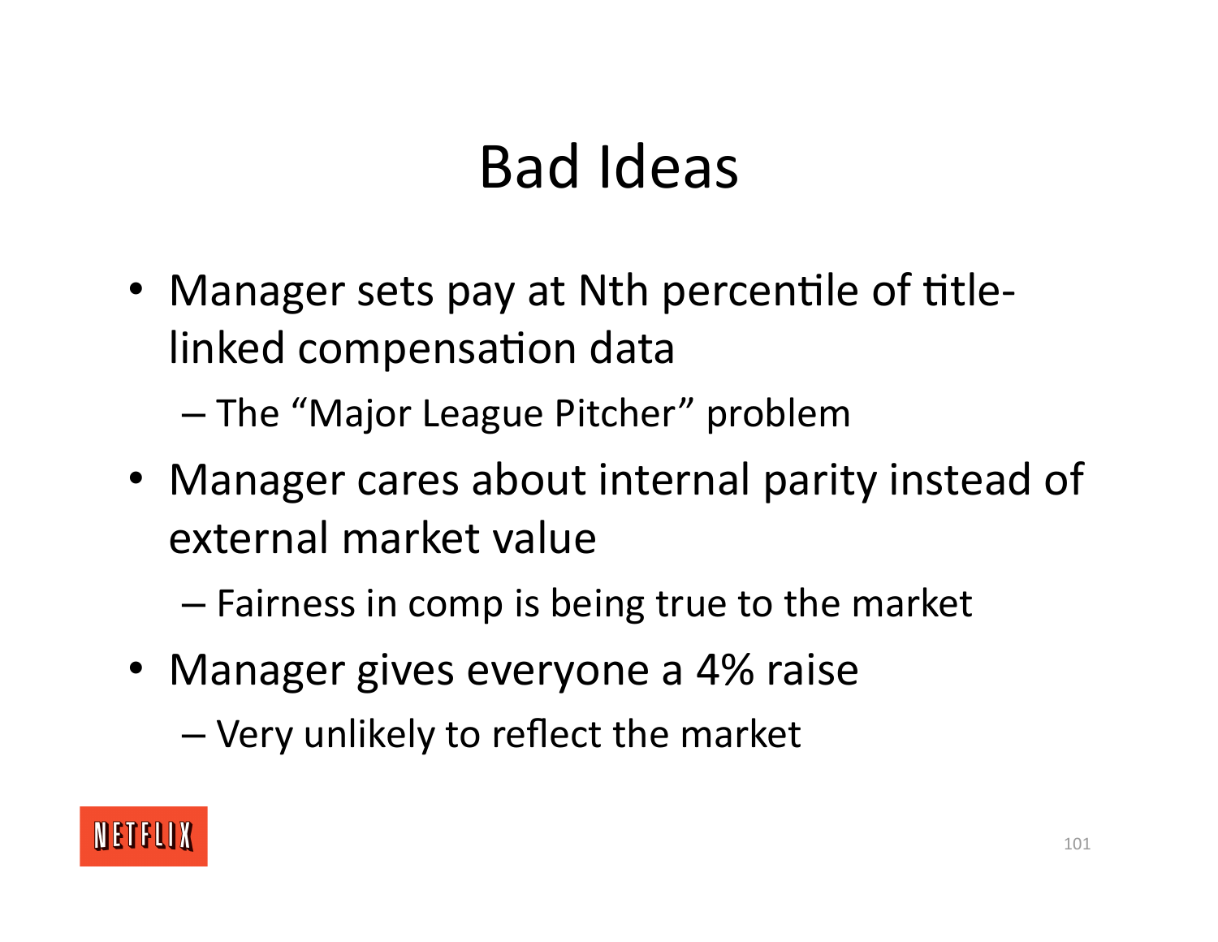# Bad Ideas

- Manager sets pay at Nth percentile of title-linked compensation data
  - The "Major League Pitcher" problem
- Manager cares about internal parity instead of external market value
  - Fairness in comp is being true to the market
- Manager gives everyone a 4% raise
  - Very unlikely to reflect the market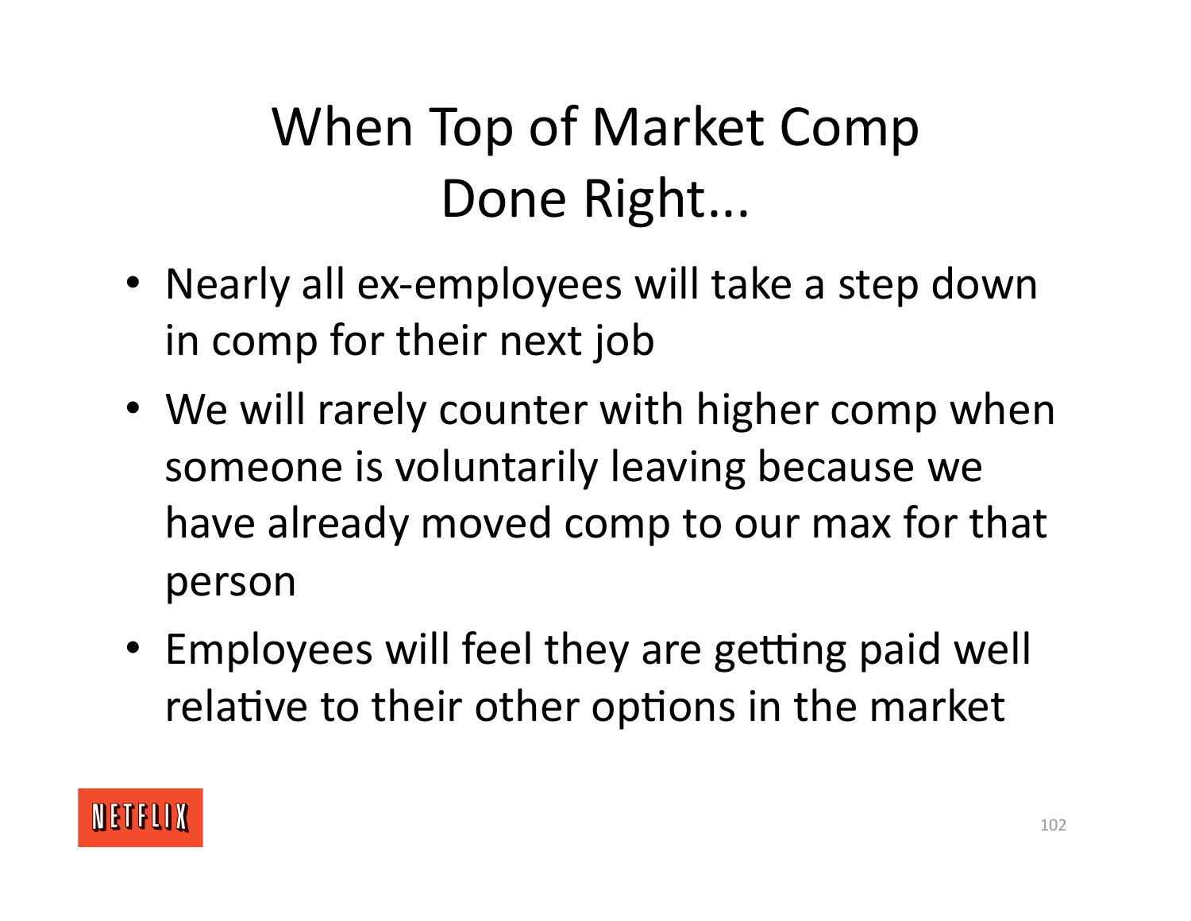# When Top of Market Comp Done Right...

- Nearly all ex-employees will take a step down in comp for their next job
- We will rarely counter with higher comp when someone is voluntarily leaving because we have already moved comp to our max for that person
- Employees will feel they are getting paid well relative to their other options in the market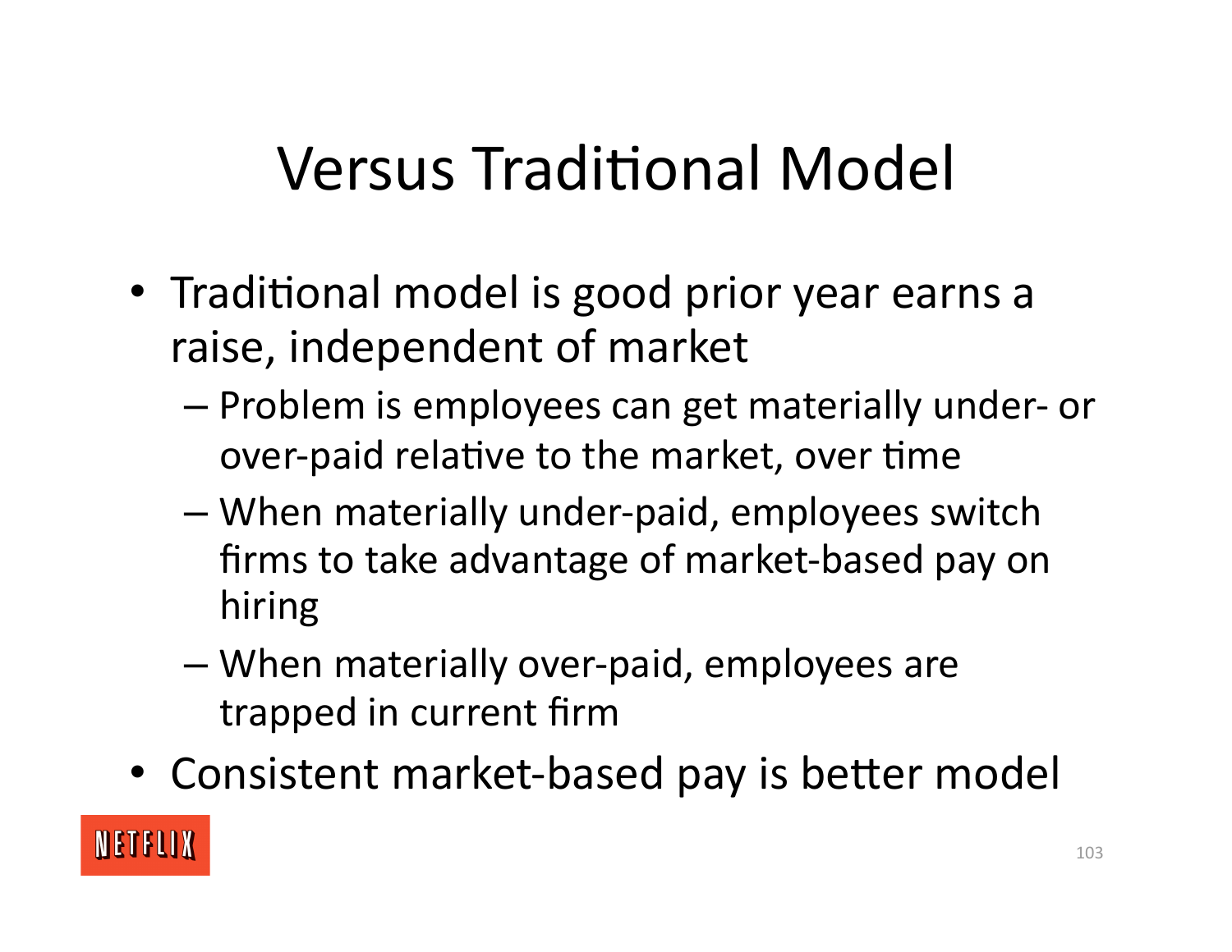# Versus Traditional Model

- Traditional model is good prior year earns a raise, independent of market
  - Problem is employees can get materially under- or over-paid relative to the market, over time
  - When materially under-paid, employees switch firms to take advantage of market-based pay on hiring
  - When materially over-paid, employees are trapped in current firm
- Consistent market-based pay is better model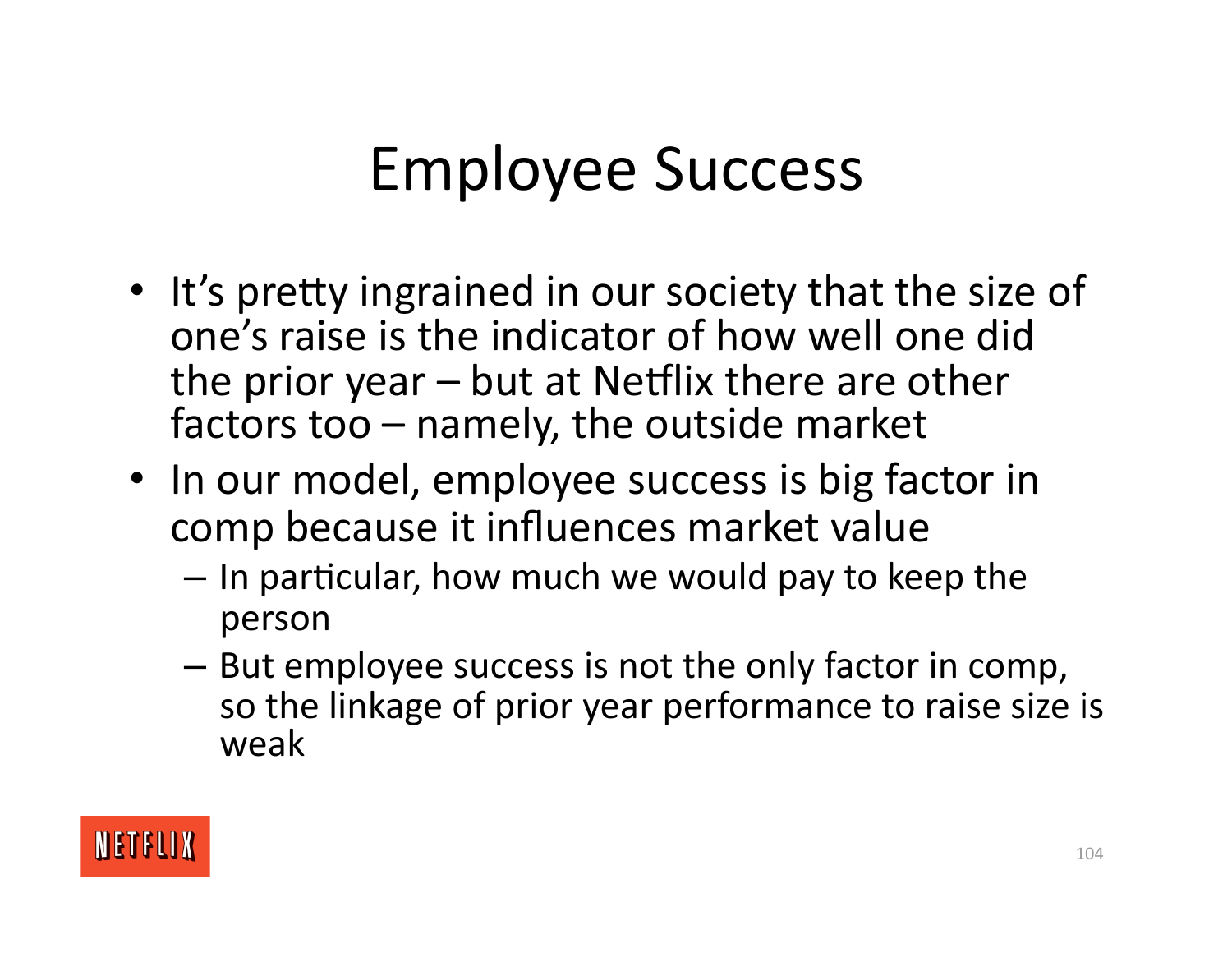# Employee Success

- It's pretty ingrained in our society that the size of one's raise is the indicator of how well one did the prior year – but at Netflix there are other factors too – namely, the outside market
- In our model, employee success is big factor in comp because it influences market value
  - In particular, how much we would pay to keep the person
  - But employee success is not the only factor in comp, so the linkage of prior year performance to raise size is weak

NETFLIX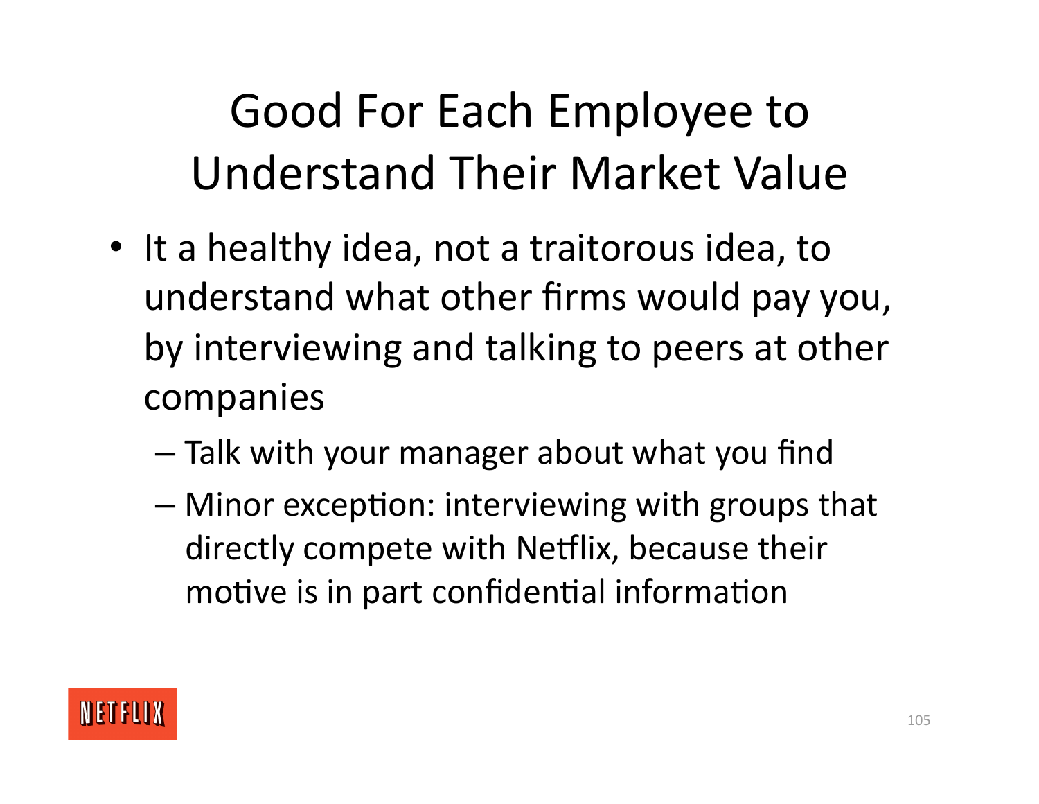# Good For Each Employee to Understand Their Market Value

- It a healthy idea, not a traitorous idea, to understand what other firms would pay you, by interviewing and talking to peers at other companies
  - Talk with your manager about what you find
  - Minor exception: interviewing with groups that directly compete with Netflix, because their motive is in part confidential information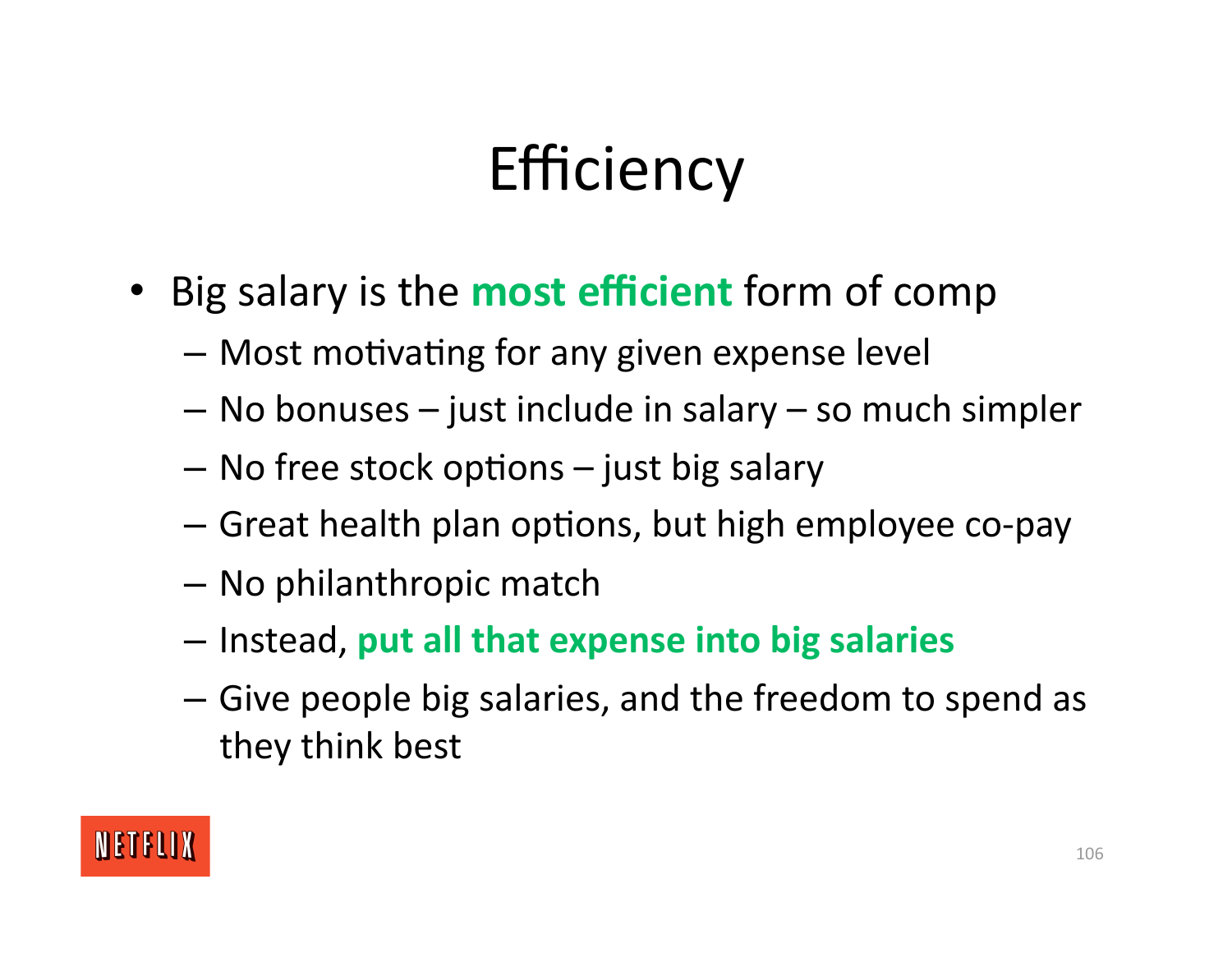# Efficiency

- Big salary is the **most efficient** form of comp
  - Most motivating for any given expense level
  - No bonuses – just include in salary – so much simpler
  - No free stock options – just big salary
  - Great health plan options, but high employee co-pay
  - No philanthropic match
  - Instead, **put all that expense into big salaries**
  - Give people big salaries, and the freedom to spend as they think best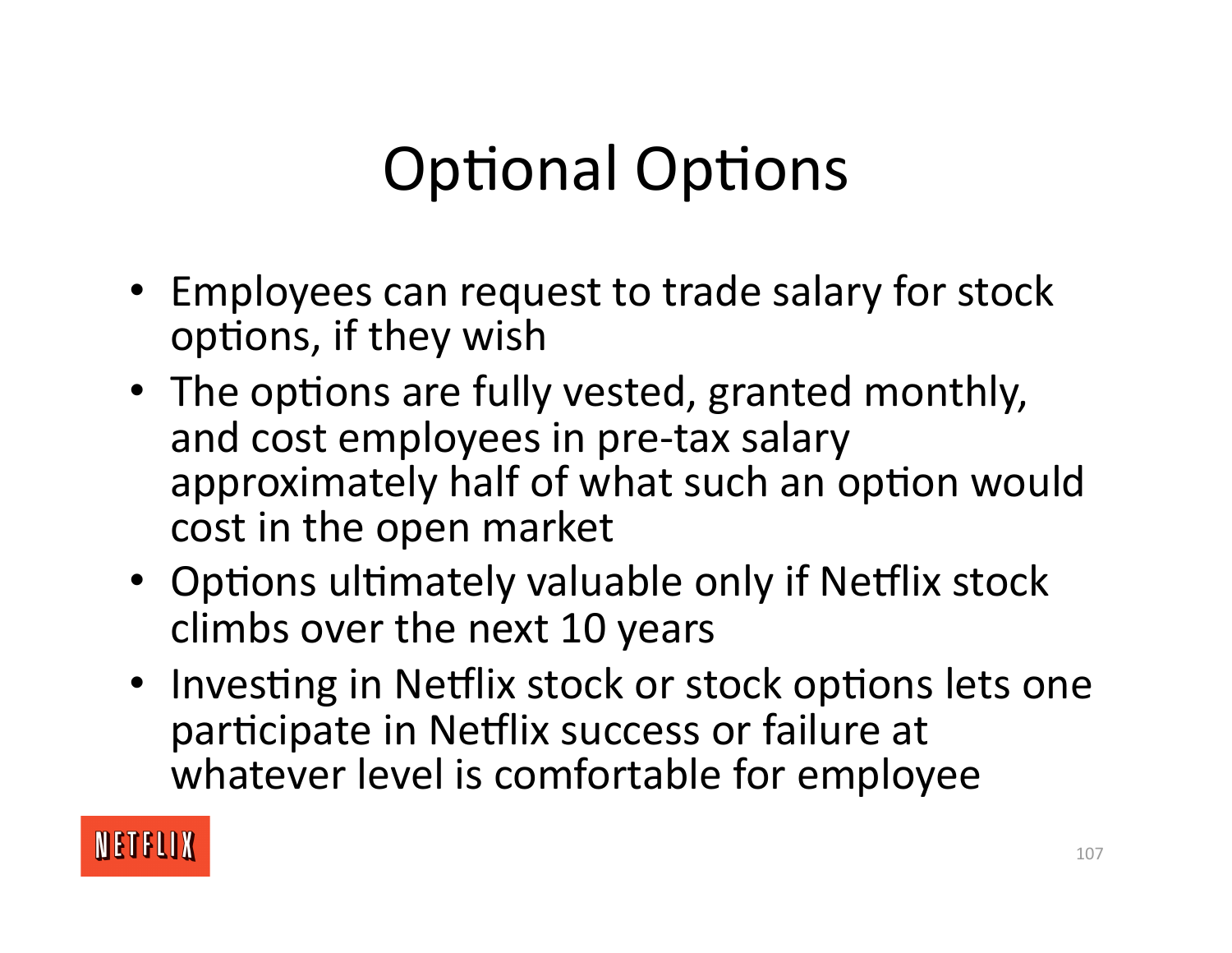# Optional Options

- Employees can request to trade salary for stock options, if they wish
- The options are fully vested, granted monthly, and cost employees in pre-tax salary approximately half of what such an option would cost in the open market
- Options ultimately valuable only if Netflix stock climbs over the next 10 years
- Investing in Netflix stock or stock options lets one participate in Netflix success or failure at whatever level is comfortable for employee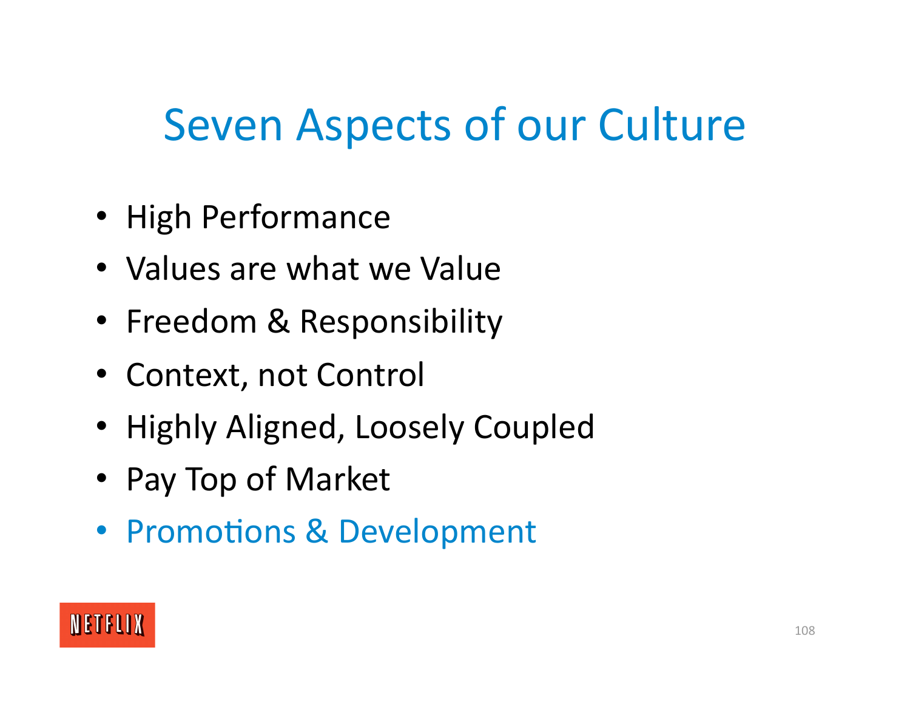# Seven Aspects of our Culture

- High Performance
- Values are what we Value
- Freedom & Responsibility
- Context, not Control
- Highly Aligned, Loosely Coupled
- Pay Top of Market
- Promotions & Development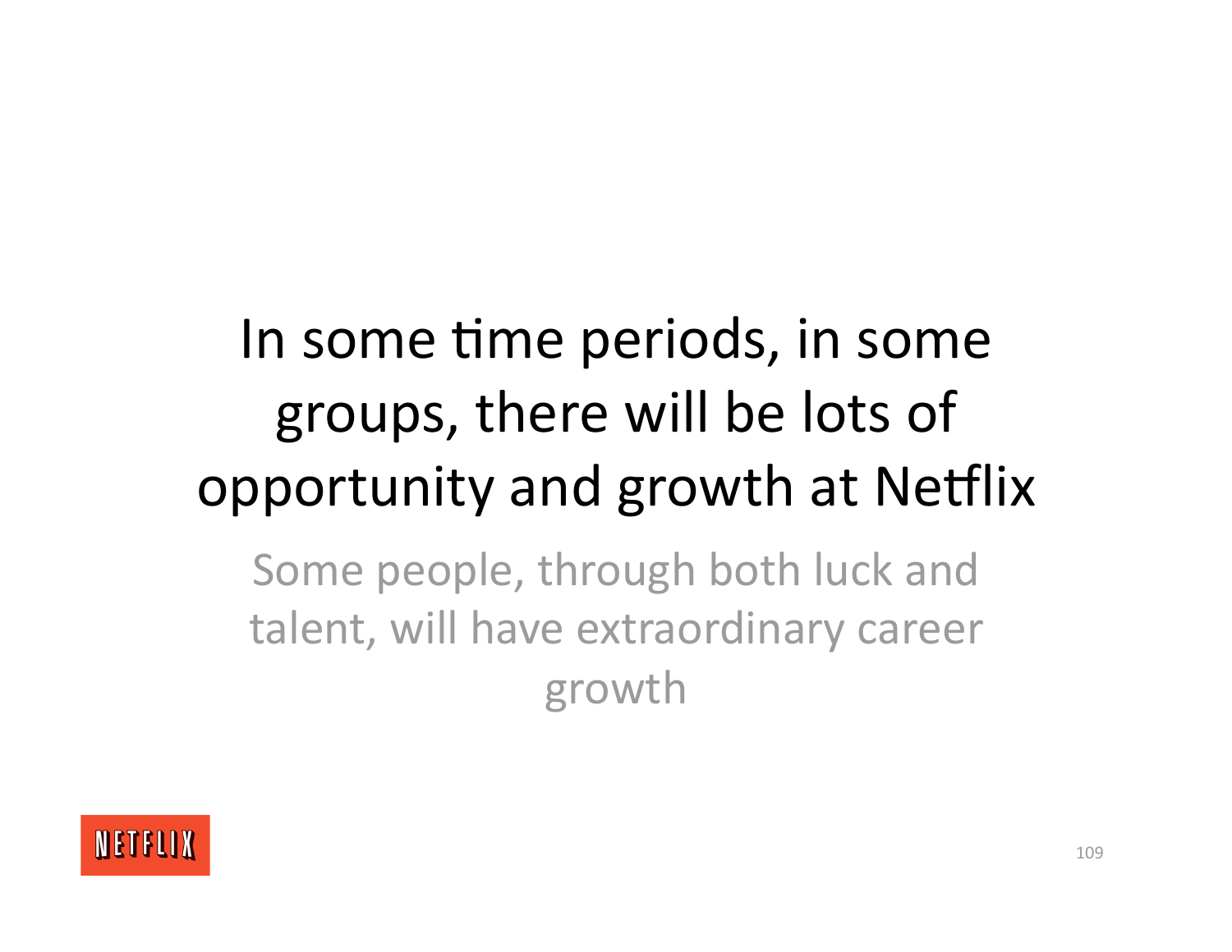# In some time periods, in some groups, there will be lots of opportunity and growth at Netflix

Some people, through both luck and talent, will have extraordinary career growth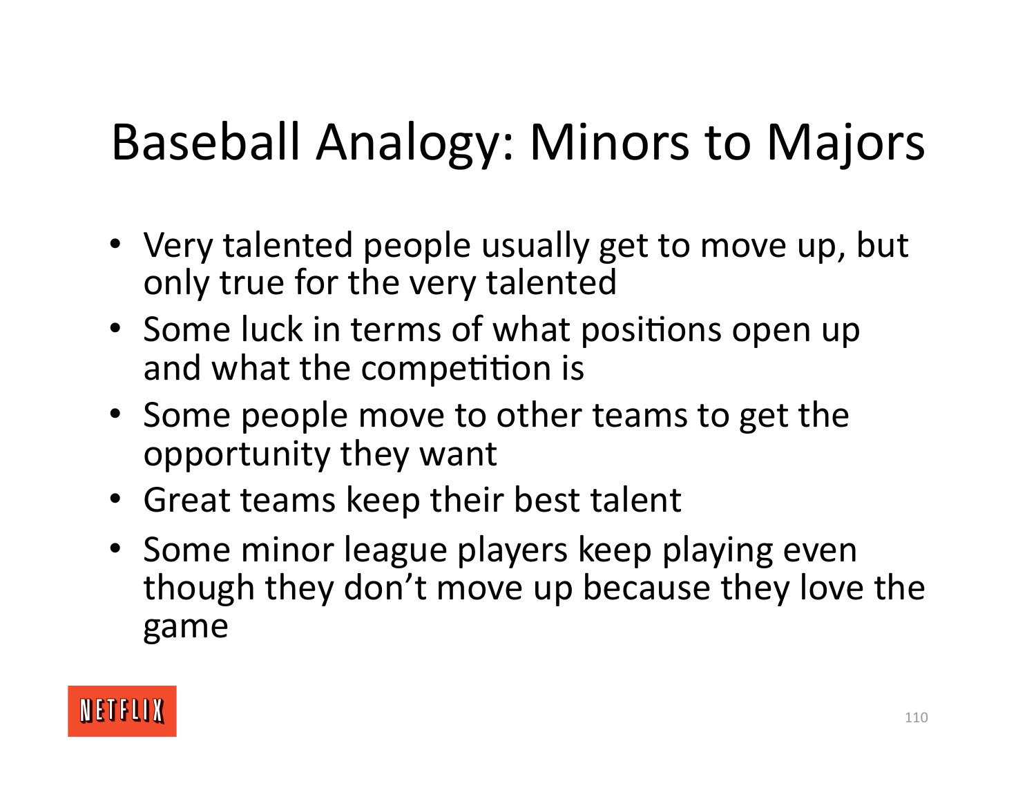# Baseball Analogy: Minors to Majors

- Very talented people usually get to move up, but only true for the very talented
- Some luck in terms of what positions open up and what the competition is
- Some people move to other teams to get the opportunity they want
- Great teams keep their best talent
- Some minor league players keep playing even though they don't move up because they love the game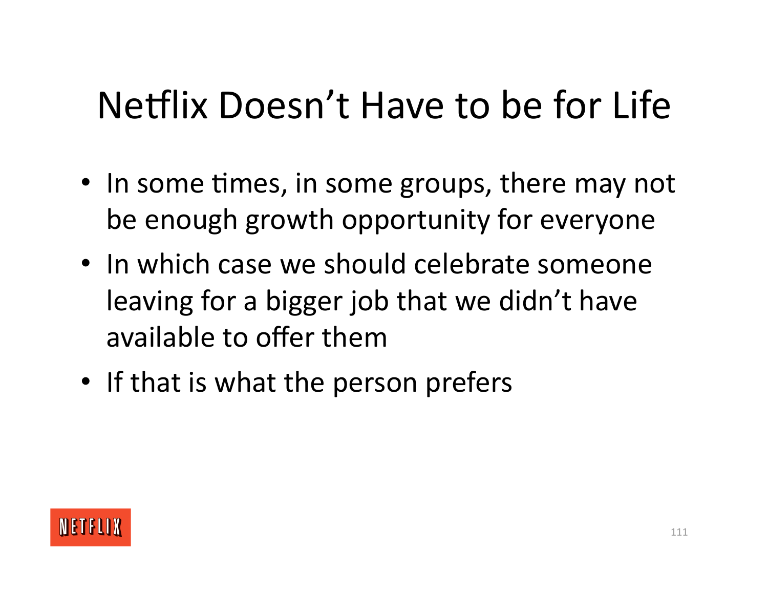# Netflix Doesn't Have to be for Life

- In some times, in some groups, there may not be enough growth opportunity for everyone
- In which case we should celebrate someone leaving for a bigger job that we didn't have available to offer them
- If that is what the person prefers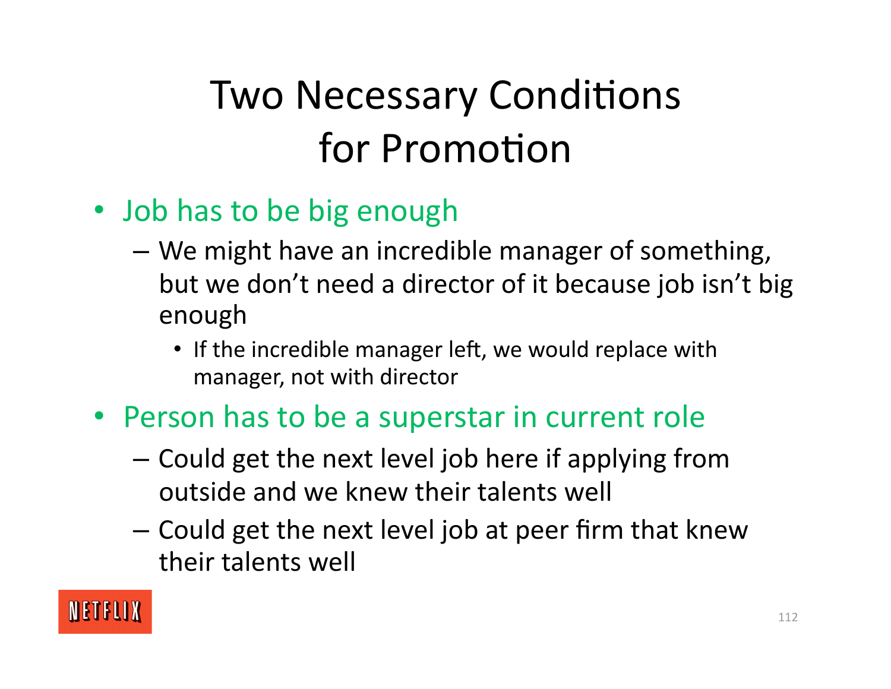# Two Necessary Conditions for Promotion

- Job has to be big enough
  - We might have an incredible manager of something, but we don't need a director of it because job isn't big enough
    - If the incredible manager left, we would replace with manager, not with director
- Person has to be a superstar in current role
  - Could get the next level job here if applying from outside and we knew their talents well
  - Could get the next level job at peer firm that knew their talents well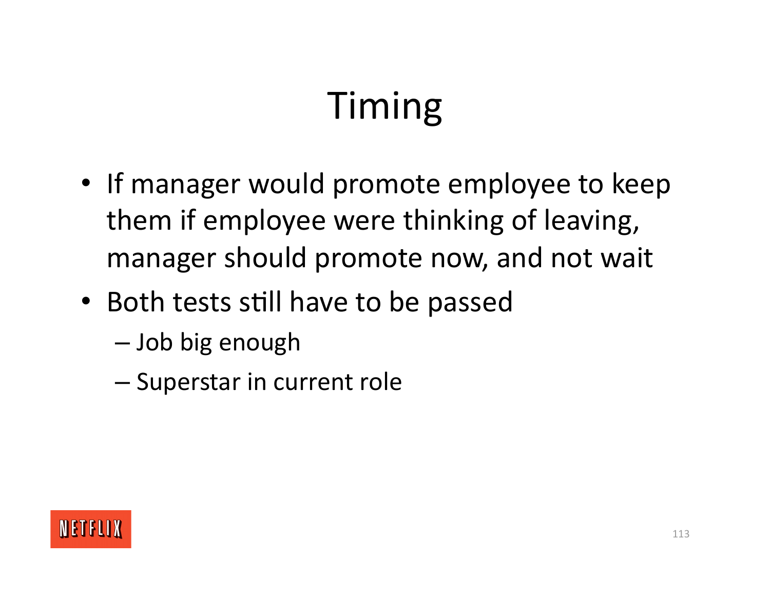# Timing

- If manager would promote employee to keep them if employee were thinking of leaving, manager should promote now, and not wait
- Both tests still have to be passed
  - Job big enough
  - Superstar in current role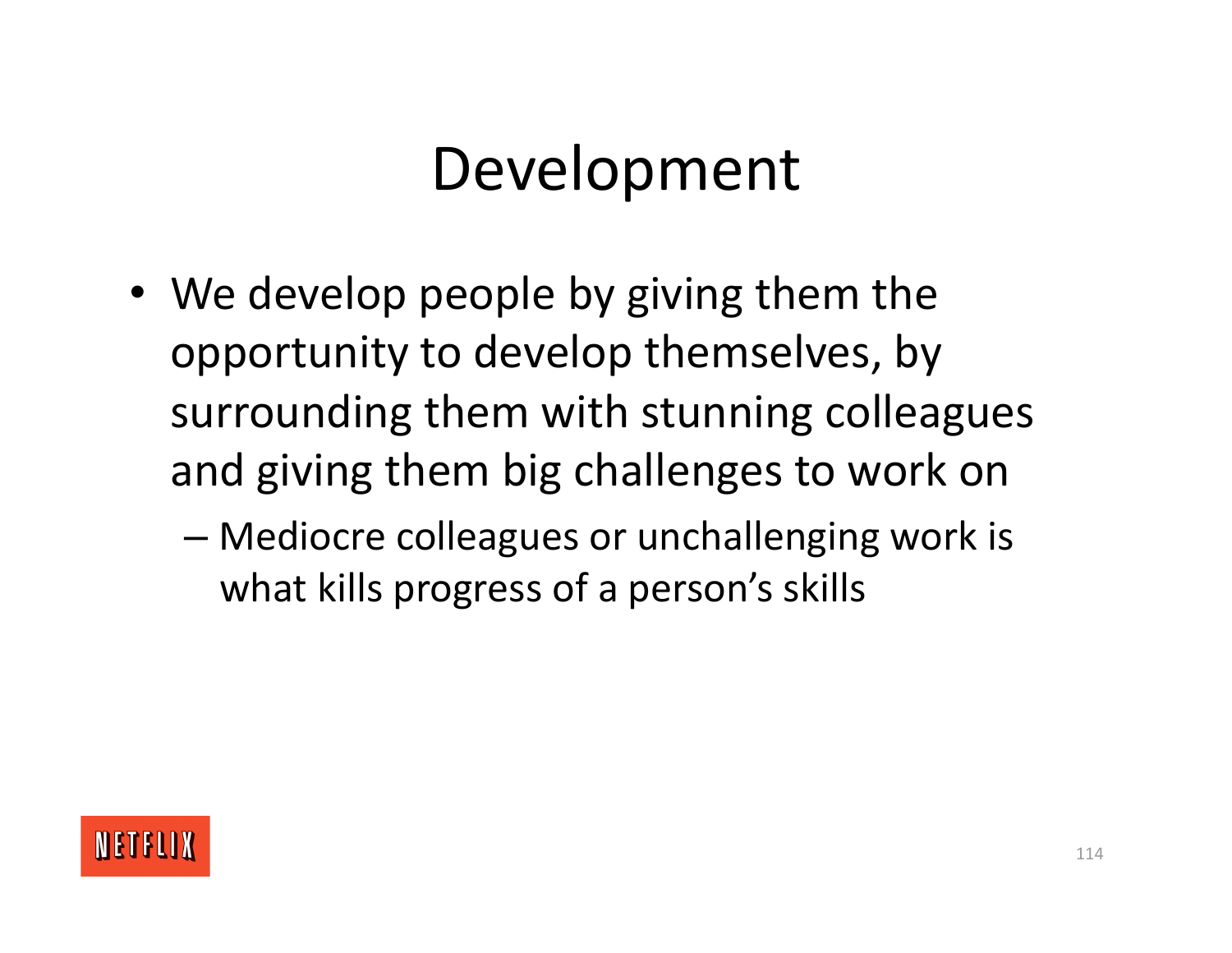# Development

- We develop people by giving them the opportunity to develop themselves, by surrounding them with stunning colleagues and giving them big challenges to work on
  - Mediocre colleagues or unchallenging work is what kills progress of a person's skills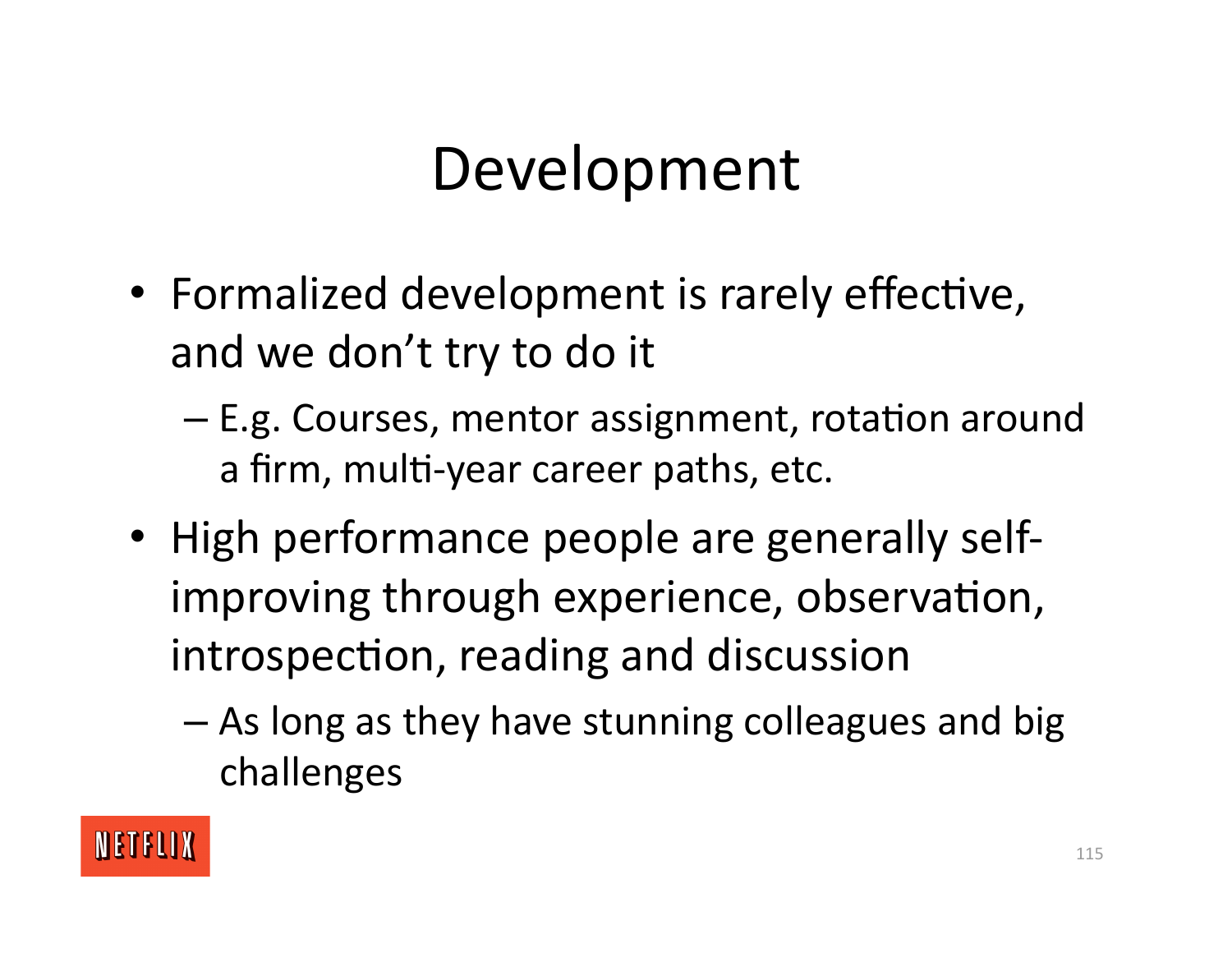# Development

- Formalized development is rarely effective, and we don't try to do it
  - E.g. Courses, mentor assignment, rotation around a firm, multi-year career paths, etc.
- High performance people are generally self-improving through experience, observation, introspection, reading and discussion
  - As long as they have stunning colleagues and big challenges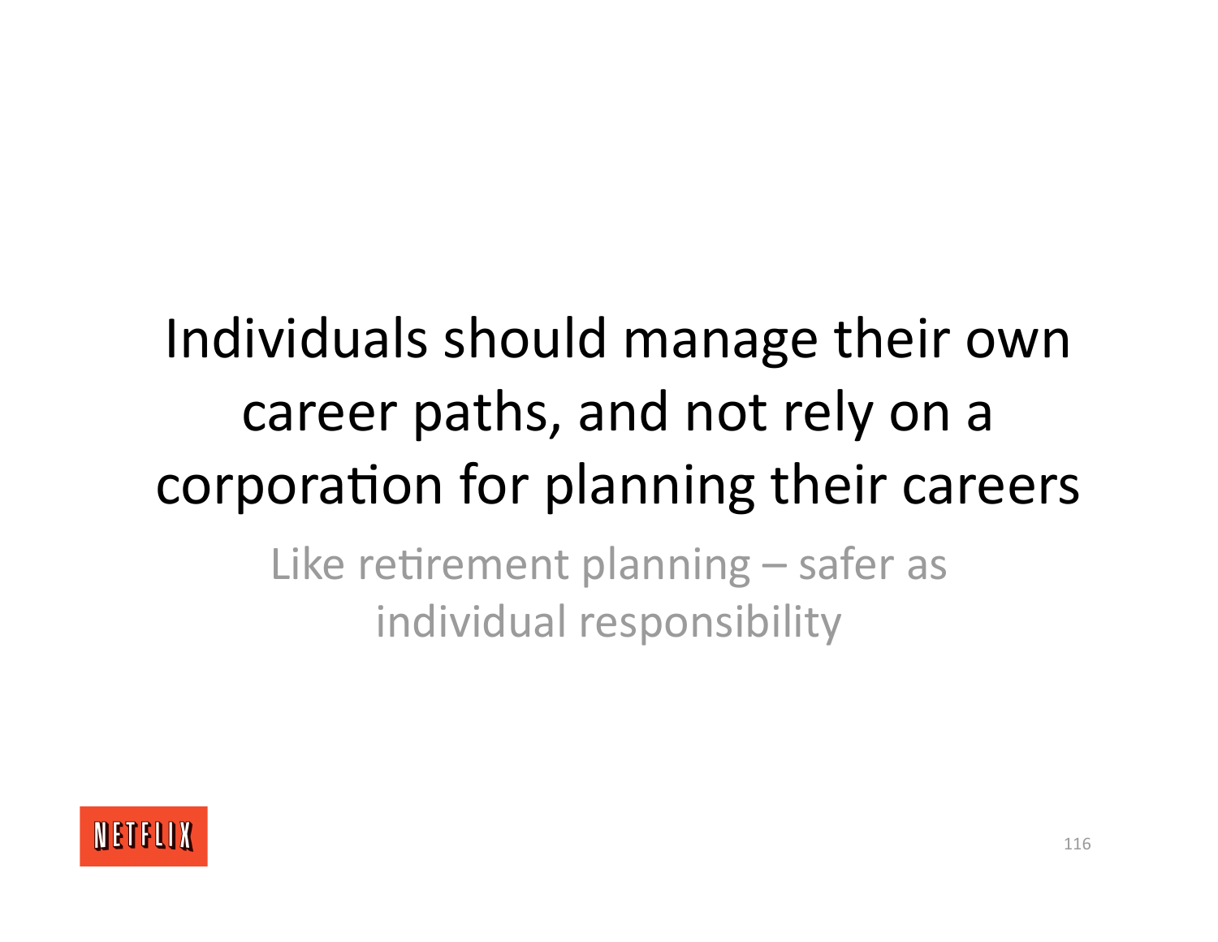# Individuals should manage their own career paths, and not rely on a corporation for planning their careers

Like retirement planning – safer as individual responsibility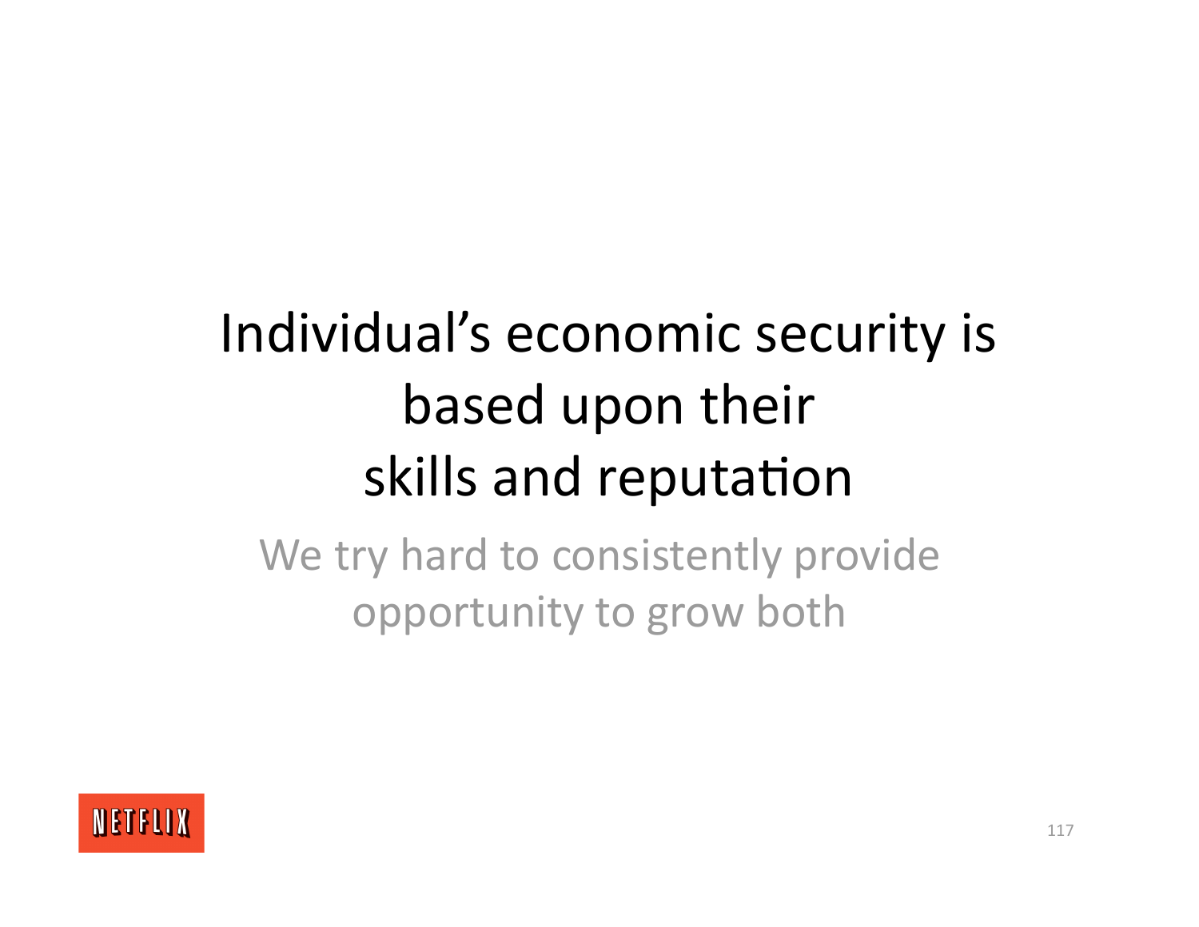# Individual's economic security is based upon their skills and reputation

We try hard to consistently provide opportunity to grow both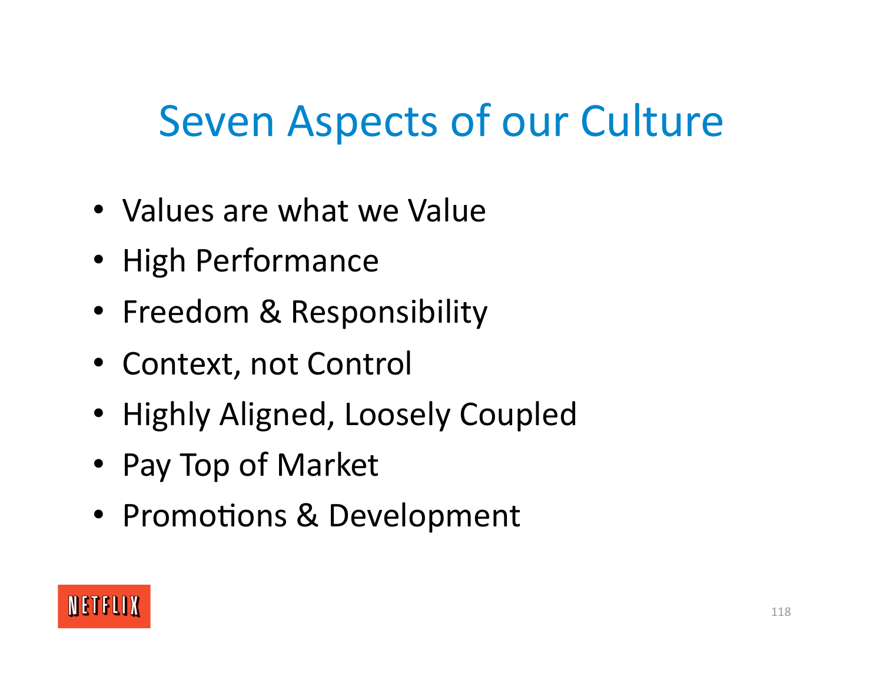# Seven Aspects of our Culture

- Values are what we Value
- High Performance
- Freedom & Responsibility
- Context, not Control
- Highly Aligned, Loosely Coupled
- Pay Top of Market
- Promotions & Development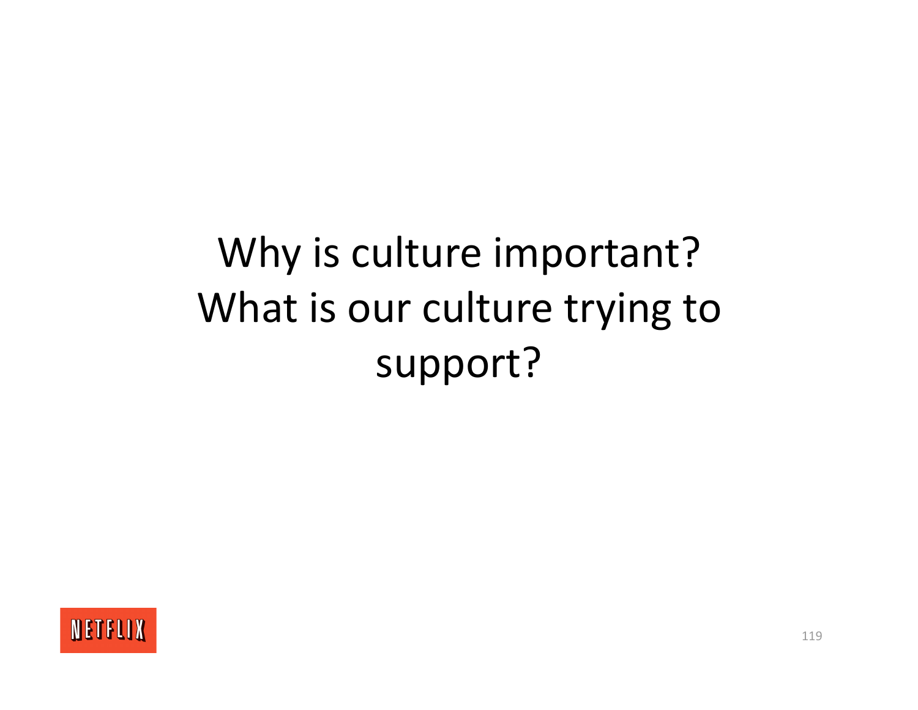Why is culture important?
What is our culture trying to support?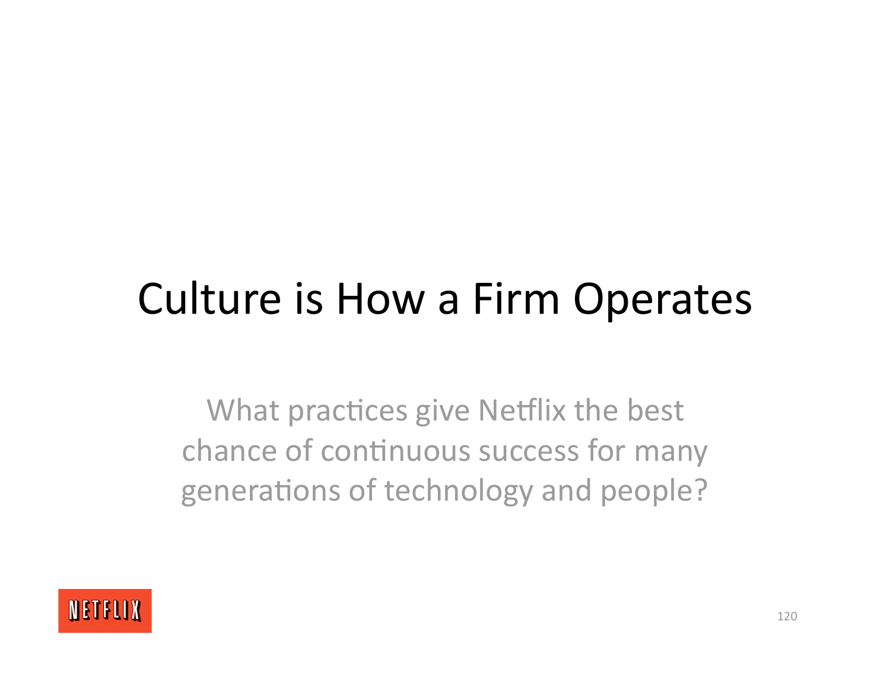# Culture is How a Firm Operates

What practices give Netflix the best chance of continuous success for many generations of technology and people?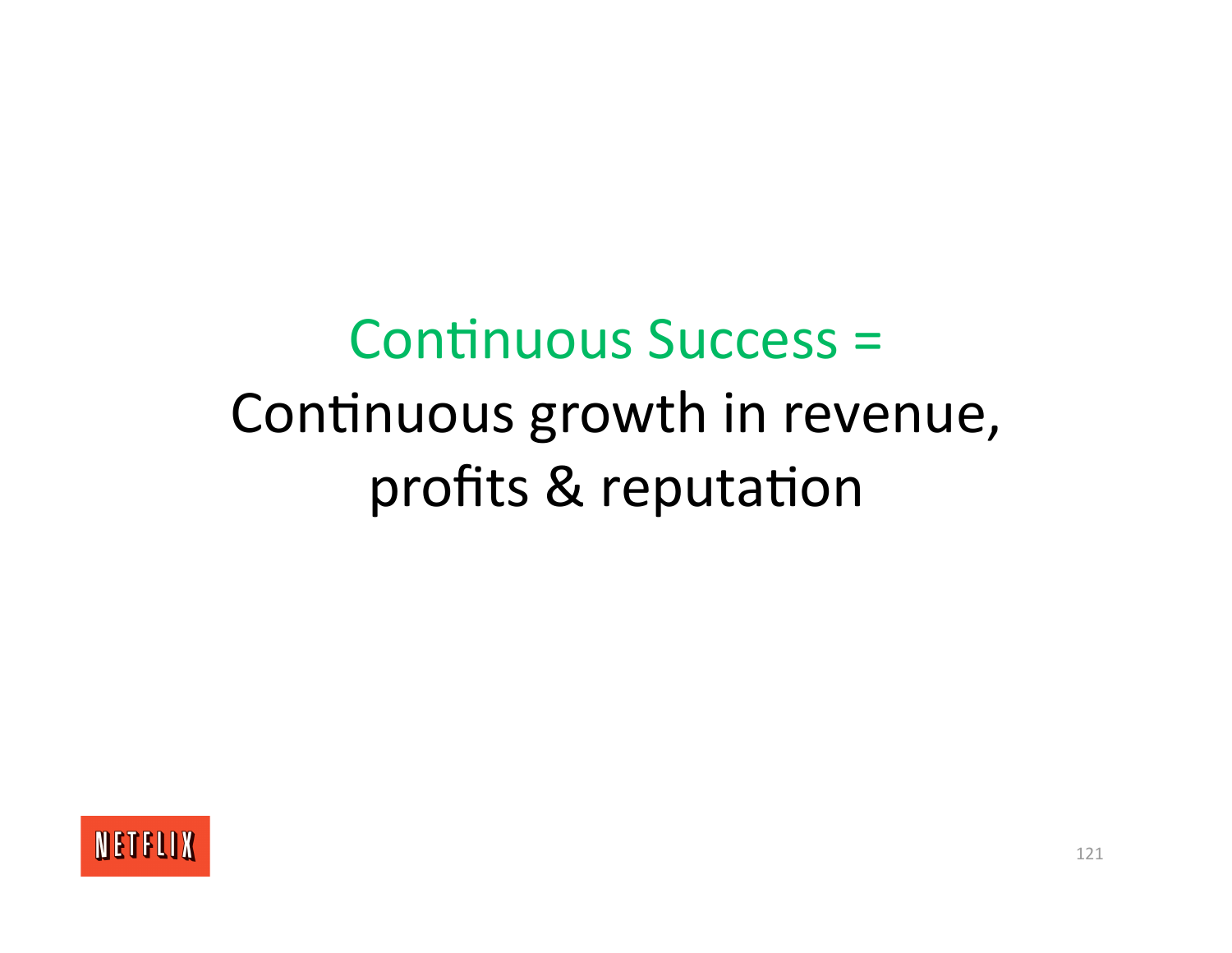Continuous Success =

Continuous growth in revenue, profits & reputation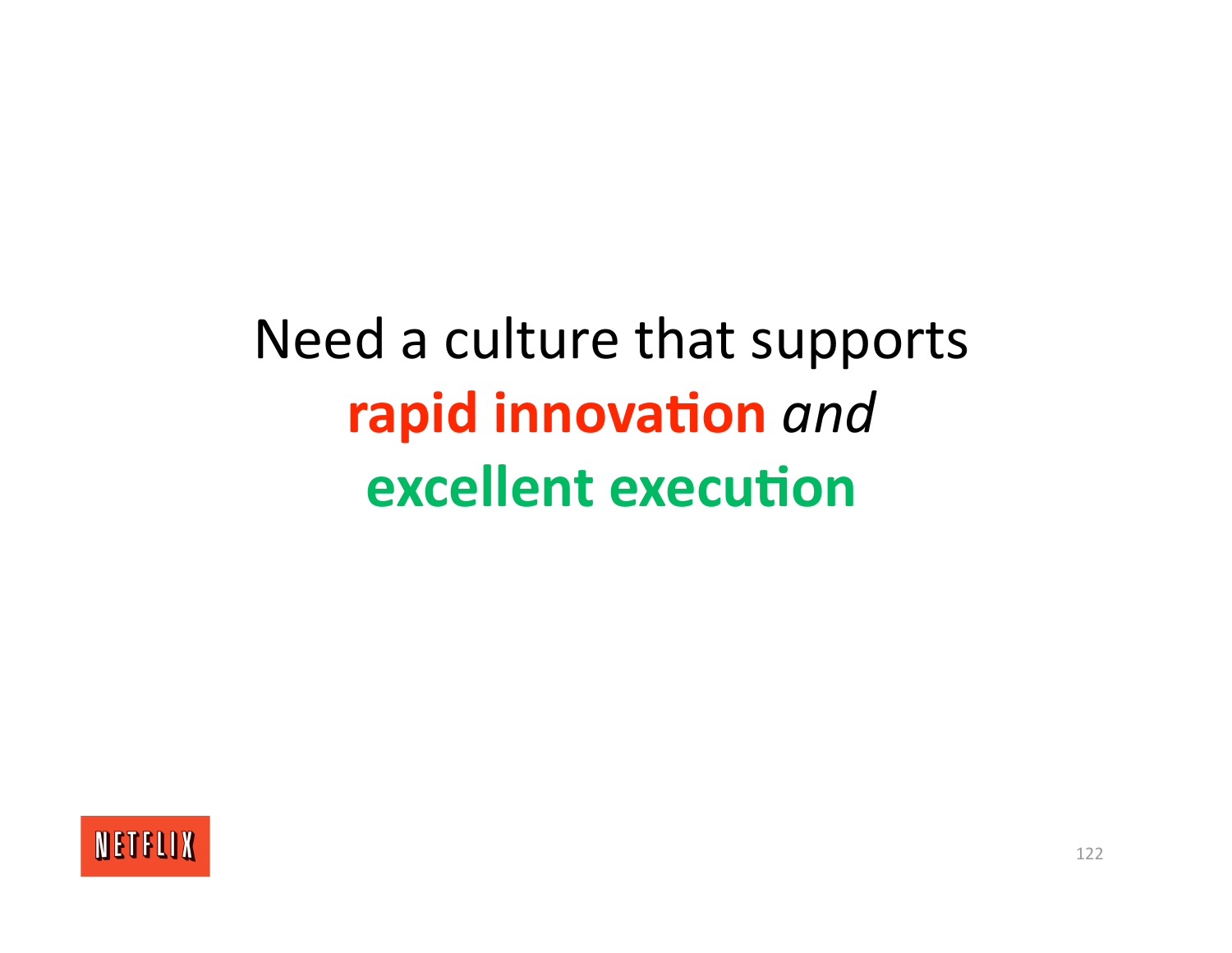Need a culture that supports

**rapid innovation** *and*

**excellent execution**

NETFLIX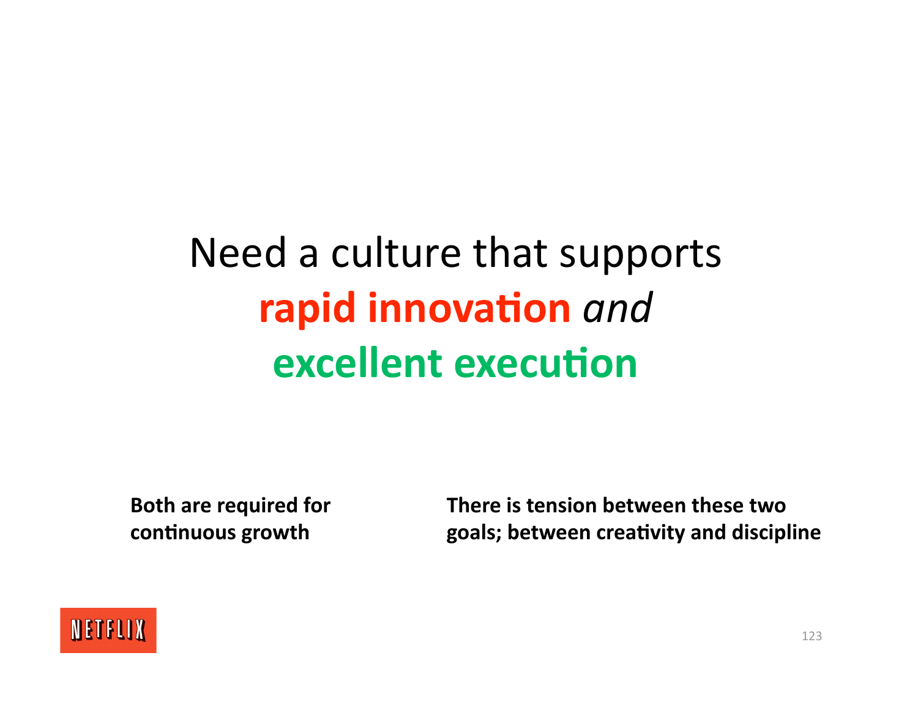# Need a culture that supports **rapid innovation** *and* **excellent execution**

**Both are required for continuous growth**

**There is tension between these two goals; between creativity and discipline**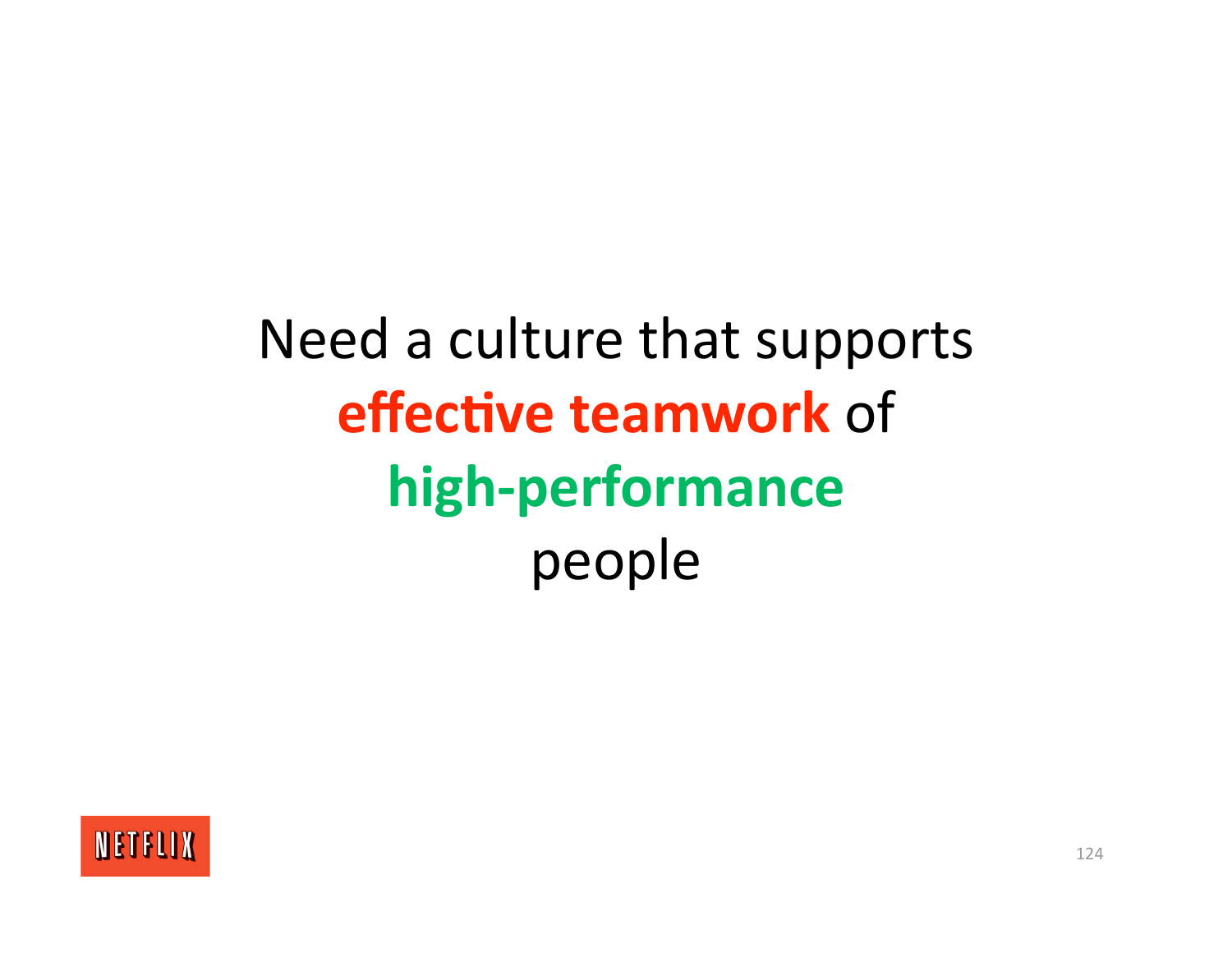Need a culture that supports **effective teamwork** of **high-performance** people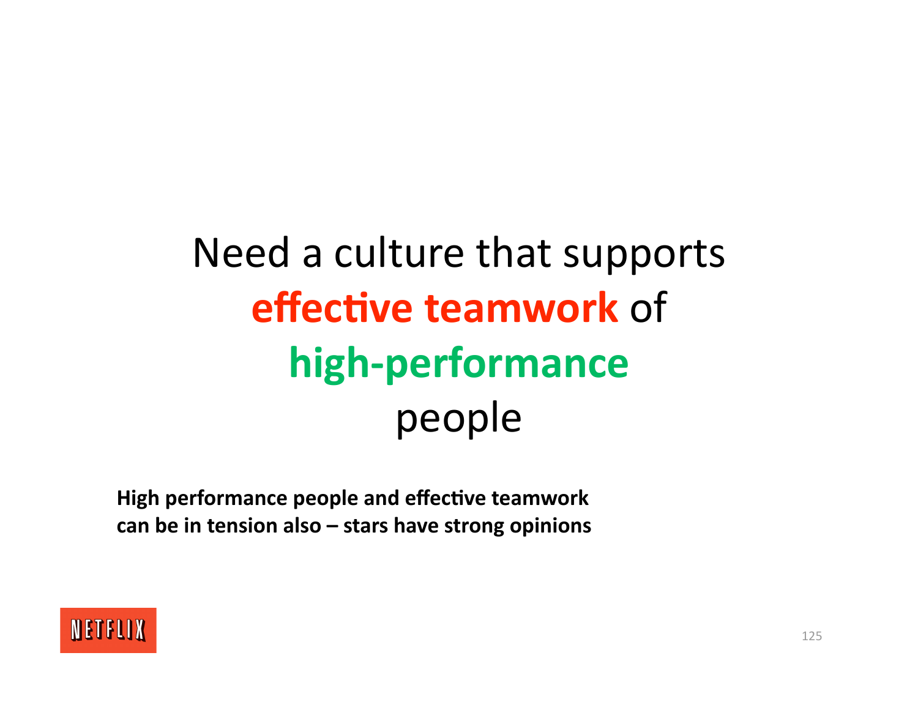# Need a culture that supports **effective teamwork** of **high-performance** people

**High performance people and effective teamwork can be in tension also – stars have strong opinions**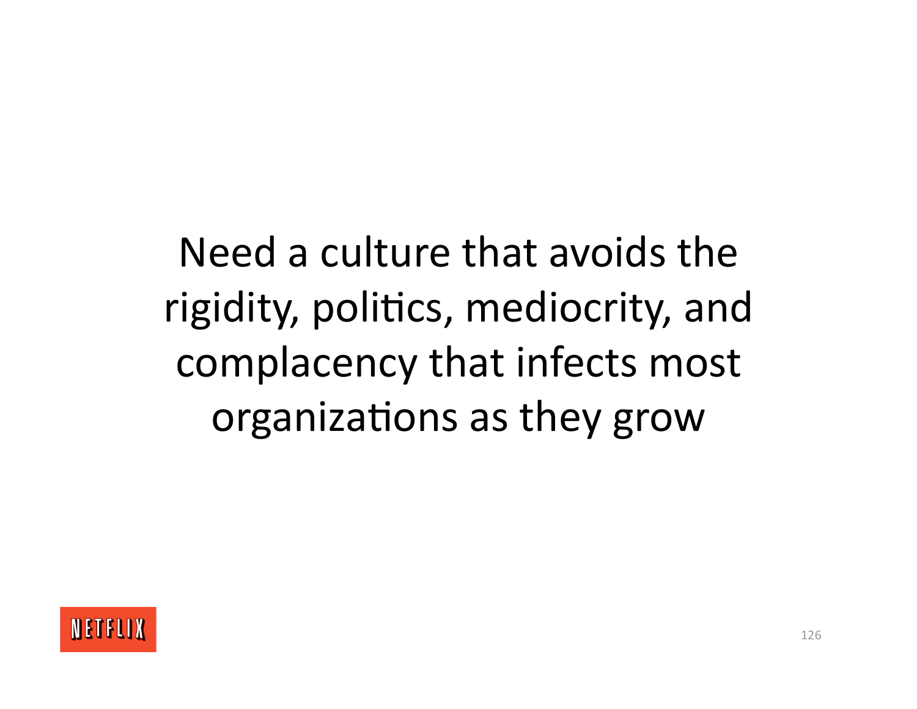Need a culture that avoids the rigidity, politics, mediocrity, and complacency that infects most organizations as they grow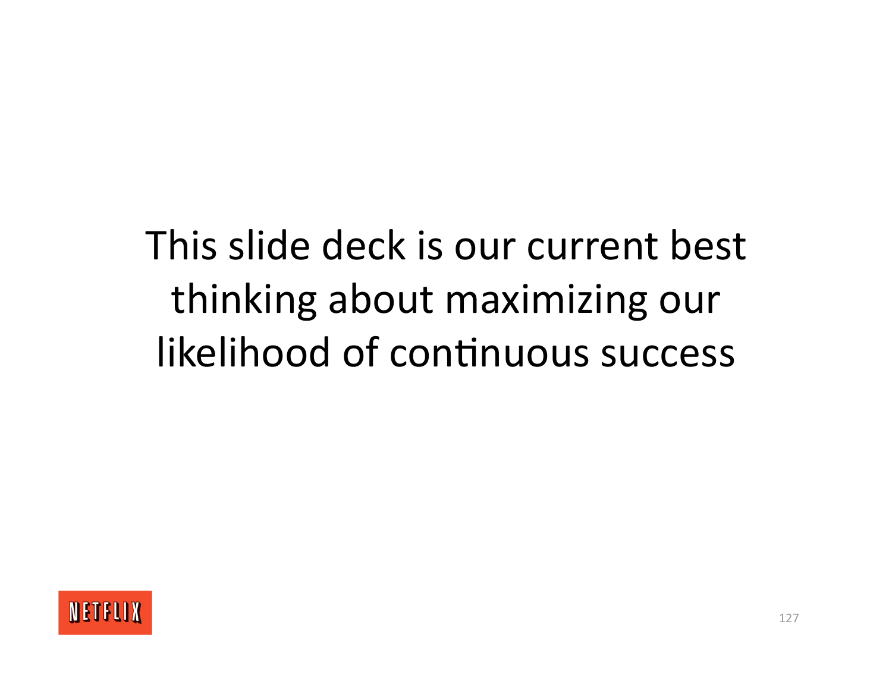This slide deck is our current best thinking about maximizing our likelihood of continuous success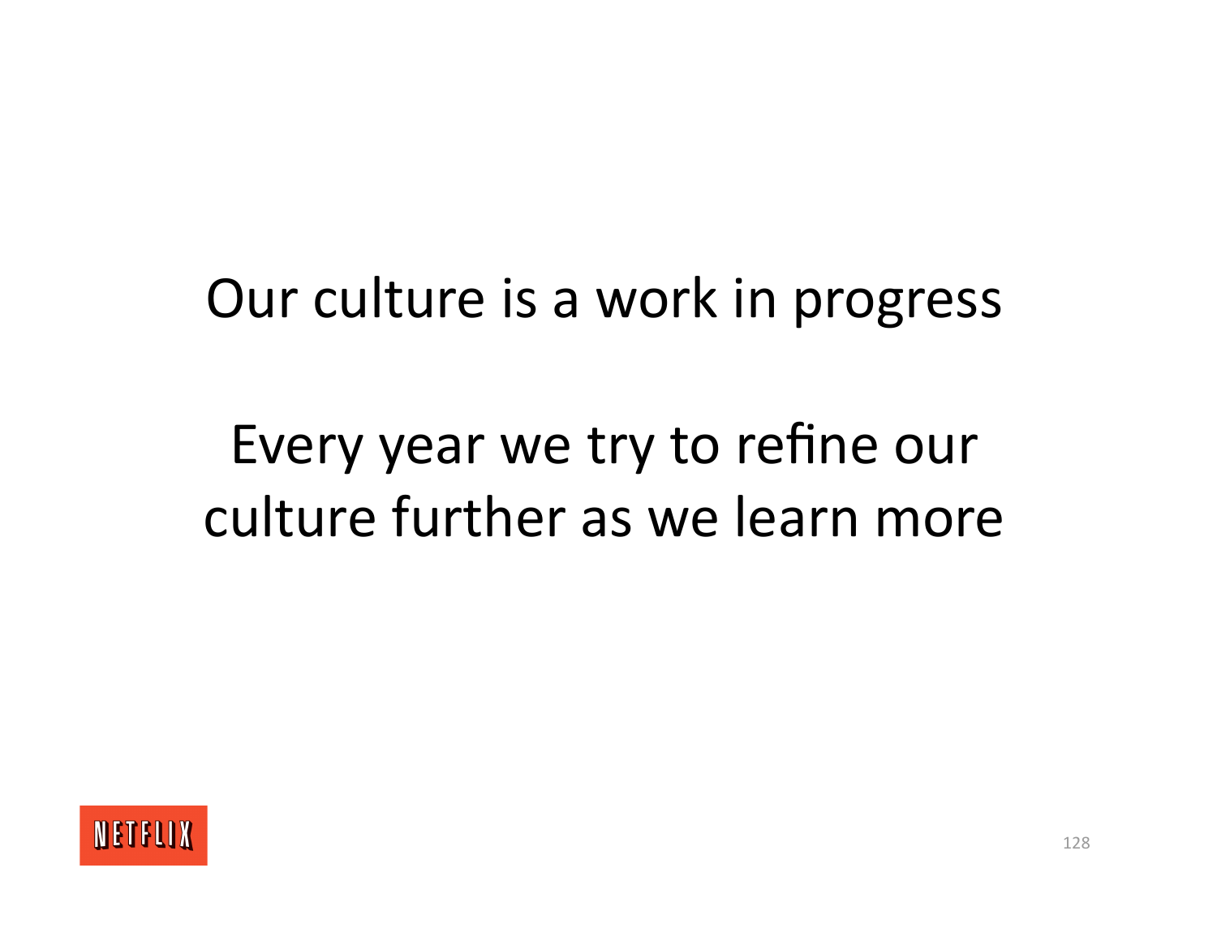Our culture is a work in progress

Every year we try to refine our culture further as we learn more